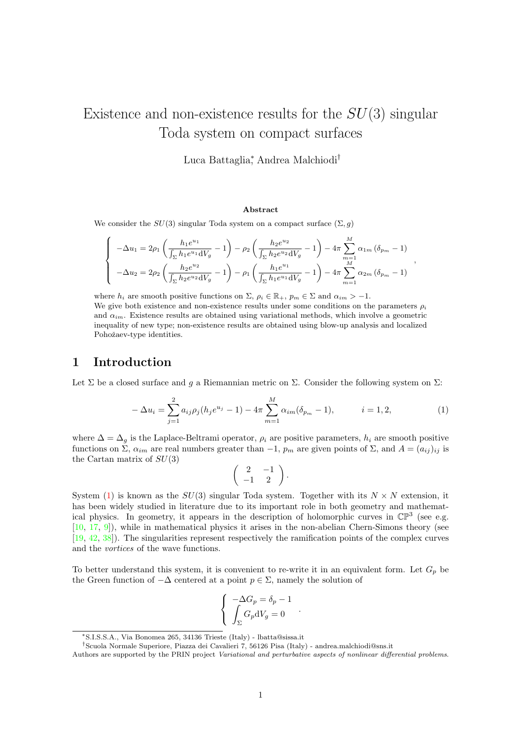# Existence and non-existence results for the $SU(3)$ singular Toda system on compact surfaces

Luca Battaglia[*], Andrea Malchiodi[†]

**Abstract**

We consider the $SU(3)$ singular Toda system on a compact surface $(\Sigma, g)$

$$\left\{ \begin{array}{l} -\Delta u_1 = 2\rho_1 \left( \dfrac{h_1 e^{u_1}}{\int_\Sigma h_1 e^{u_1} \mathrm{d}V_g} - 1 \right) - \rho_2 \left( \dfrac{h_2 e^{u_2}}{\int_\Sigma h_2 e^{u_2} \mathrm{d}V_g} - 1 \right) - 4\pi \displaystyle\sum_{m=1}^{M} \alpha_{1m} \left( \delta_{p_m} - 1 \right) \\ -\Delta u_2 = 2\rho_2 \left( \dfrac{h_2 e^{u_2}}{\int_\Sigma h_2 e^{u_2} \mathrm{d}V_g} - 1 \right) - \rho_1 \left( \dfrac{h_1 e^{u_1}}{\int_\Sigma h_1 e^{u_1} \mathrm{d}V_g} - 1 \right) - 4\pi \displaystyle\sum_{m=1}^{M} \alpha_{2m} \left( \delta_{p_m} - 1 \right) \end{array} \right. ,$$

where $h_i$ are smooth positive functions on $\Sigma$, $\rho_i \in \mathbb{R}_+$, $p_m \in \Sigma$ and $\alpha_{im} > -1$.
We give both existence and non-existence results under some conditions on the parameters $\rho_i$ and $\alpha_{im}$. Existence results are obtained using variational methods, which involve a geometric inequality of new type; non-existence results are obtained using blow-up analysis and localized Pohožaev-type identities.

## 1 Introduction

Let $\Sigma$ be a closed surface and $g$ a Riemannian metric on $\Sigma$. Consider the following system on $\Sigma$:

$$-\Delta u_i = \sum_{j=1}^{2} a_{ij} \rho_j (h_j e^{u_j} - 1) - 4\pi \sum_{m=1}^{M} \alpha_{im} (\delta_{p_m} - 1), \qquad i = 1, 2, \tag{1}$$

where $\Delta = \Delta_g$ is the Laplace-Beltrami operator, $\rho_i$ are positive parameters, $h_i$ are smooth positive functions on $\Sigma$, $\alpha_{im}$ are real numbers greater than $-1$, $p_m$ are given points of $\Sigma$, and $A = (a_{ij})_{ij}$ is the Cartan matrix of $SU(3)$

$$\begin{pmatrix} 2 & -1 \\ -1 & 2 \end{pmatrix}.$$

System (1) is known as the $SU(3)$ singular Toda system. Together with its $N \times N$ extension, it has been widely studied in literature due to its important role in both geometry and mathematical physics. In geometry, it appears in the description of holomorphic curves in $\mathbb{CP}^3$ (see e.g. [10, 17, 9]), while in mathematical physics it arises in the non-abelian Chern-Simons theory (see [19, 42, 38]). The singularities represent respectively the ramification points of the complex curves and the *vortices* of the wave functions.

To better understand this system, it is convenient to re-write it in an equivalent form. Let $G_p$ be the Green function of $-\Delta$ centered at a point $p \in \Sigma$, namely the solution of

$$\left\{ \begin{array}{l} -\Delta G_p = \delta_p - 1 \\ \displaystyle\int_\Sigma G_p \mathrm{d}V_g = 0 \end{array} \right. .$$

[*] S.I.S.S.A., Via Bonomea 265, 34136 Trieste (Italy) - lbatta@sissa.it

[†] Scuola Normale Superiore, Piazza dei Cavalieri 7, 56126 Pisa (Italy) - andrea.malchiodi@sns.it

Authors are supported by the PRIN project *Variational and perturbative aspects of nonlinear differential problems.*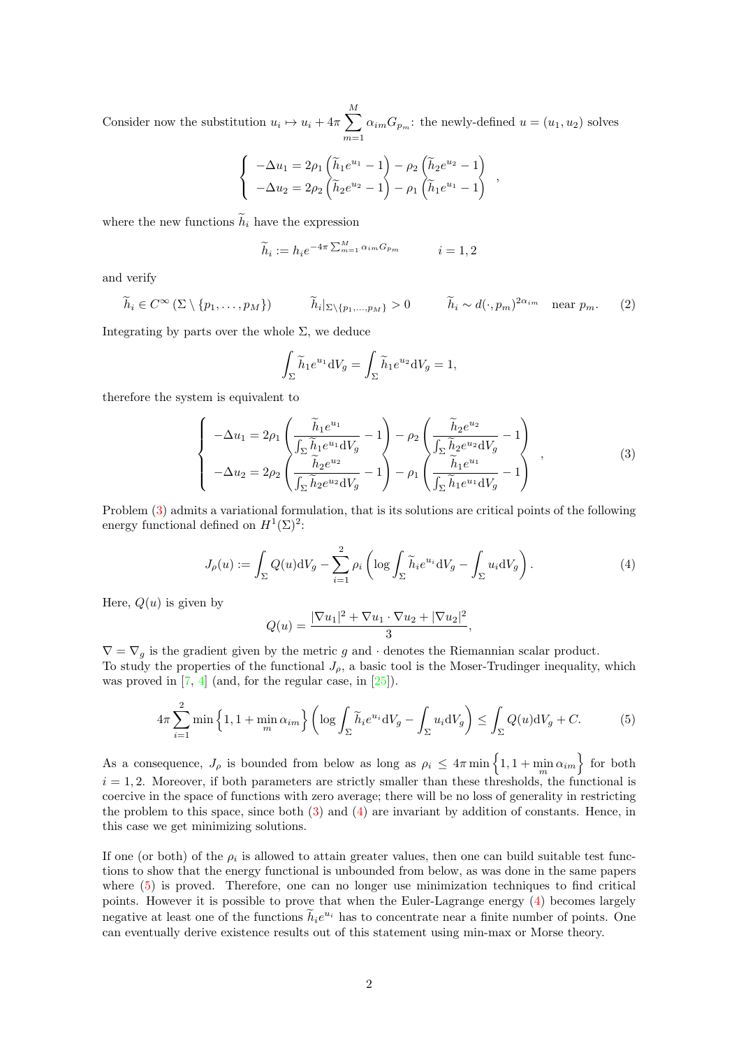Consider now the substitution $u_i \mapsto u_i + 4\pi \sum_{m=1}^{M} \alpha_{im} G_{p_m}$: the newly-defined $u = (u_1, u_2)$ solves

$$
\begin{cases} -\Delta u_1 = 2\rho_1 \left(\widetilde{h}_1 e^{u_1} - 1\right) - \rho_2 \left(\widetilde{h}_2 e^{u_2} - 1\right) \\ -\Delta u_2 = 2\rho_2 \left(\widetilde{h}_2 e^{u_2} - 1\right) - \rho_1 \left(\widetilde{h}_1 e^{u_1} - 1\right) \end{cases},
$$

where the new functions $\widetilde{h}_i$ have the expression

$$
\widetilde{h}_i := h_i e^{-4\pi \sum_{m=1}^{M} \alpha_{im} G_{p_m}} \qquad i = 1, 2
$$

and verify

$$
\widetilde{h}_i \in C^\infty (\Sigma \setminus \{p_1, \dots, p_M\}) \qquad \widetilde{h}_i|_{\Sigma \setminus \{p_1, \dots, p_M\}} > 0 \qquad \widetilde{h}_i \sim d(\cdot, p_m)^{2\alpha_{im}} \quad \text{near } p_m. \tag{2}
$$

Integrating by parts over the whole $\Sigma$, we deduce

$$
\int_\Sigma \widetilde{h}_1 e^{u_1} \mathrm{d}V_g = \int_\Sigma \widetilde{h}_1 e^{u_2} \mathrm{d}V_g = 1,
$$

therefore the system is equivalent to

$$
\begin{cases} -\Delta u_1 = 2\rho_1 \left( \dfrac{\widetilde{h}_1 e^{u_1}}{\int_\Sigma \widetilde{h}_1 e^{u_1} \mathrm{d}V_g} - 1 \right) - \rho_2 \left( \dfrac{\widetilde{h}_2 e^{u_2}}{\int_\Sigma \widetilde{h}_2 e^{u_2} \mathrm{d}V_g} - 1 \right) \\ -\Delta u_2 = 2\rho_2 \left( \dfrac{\widetilde{h}_2 e^{u_2}}{\int_\Sigma \widetilde{h}_2 e^{u_2} \mathrm{d}V_g} - 1 \right) - \rho_1 \left( \dfrac{\widetilde{h}_1 e^{u_1}}{\int_\Sigma \widetilde{h}_1 e^{u_1} \mathrm{d}V_g} - 1 \right) \end{cases}, \tag{3}
$$

Problem (3) admits a variational formulation, that is its solutions are critical points of the following energy functional defined on $H^1(\Sigma)^2$:

$$
J_\rho(u) := \int_\Sigma Q(u) \mathrm{d}V_g - \sum_{i=1}^{2} \rho_i \left( \log \int_\Sigma \widetilde{h}_i e^{u_i} \mathrm{d}V_g - \int_\Sigma u_i \mathrm{d}V_g \right). \tag{4}
$$

Here, $Q(u)$ is given by

$$
Q(u) = \frac{|\nabla u_1|^2 + \nabla u_1 \cdot \nabla u_2 + |\nabla u_2|^2}{3},
$$

$\nabla = \nabla_g$ is the gradient given by the metric $g$ and $\cdot$ denotes the Riemannian scalar product.
To study the properties of the functional $J_\rho$, a basic tool is the Moser-Trudinger inequality, which was proved in [7, 4] (and, for the regular case, in [25]).

$$
4\pi \sum_{i=1}^{2} \min\left\{1, 1 + \min_m \alpha_{im}\right\} \left( \log \int_\Sigma \widetilde{h}_i e^{u_i} \mathrm{d}V_g - \int_\Sigma u_i \mathrm{d}V_g \right) \leq \int_\Sigma Q(u) \mathrm{d}V_g + C. \tag{5}
$$

As a consequence, $J_\rho$ is bounded from below as long as $\rho_i \leq 4\pi \min\left\{1, 1 + \min_m \alpha_{im}\right\}$ for both $i = 1, 2$. Moreover, if both parameters are strictly smaller than these thresholds, the functional is coercive in the space of functions with zero average; there will be no loss of generality in restricting the problem to this space, since both (3) and (4) are invariant by addition of constants. Hence, in this case we get minimizing solutions.

If one (or both) of the $\rho_i$ is allowed to attain greater values, then one can build suitable test functions to show that the energy functional is unbounded from below, as was done in the same papers where (5) is proved. Therefore, one can no longer use minimization techniques to find critical points. However it is possible to prove that when the Euler-Lagrange energy (4) becomes largely negative at least one of the functions $\widetilde{h}_i e^{u_i}$ has to concentrate near a finite number of points. One can eventually derive existence results out of this statement using min-max or Morse theory.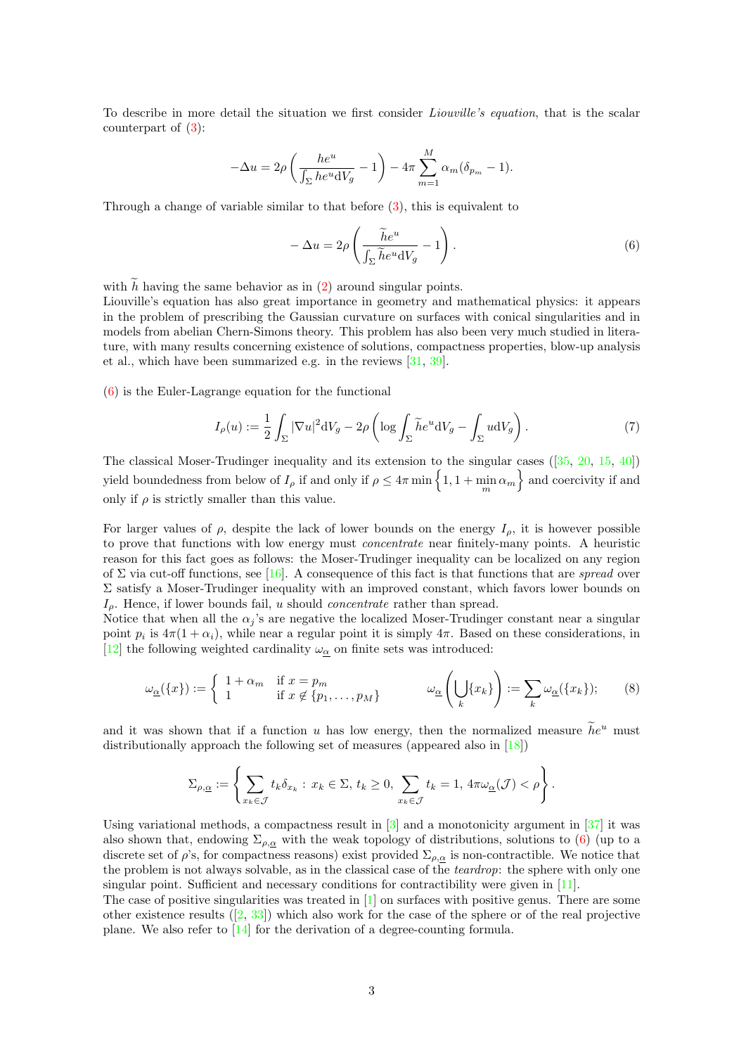To describe in more detail the situation we first consider *Liouville's equation*, that is the scalar counterpart of (3):

$$-\Delta u = 2\rho \left( \frac{h e^u}{\int_\Sigma h e^u \mathrm{d}V_g} - 1 \right) - 4\pi \sum_{m=1}^{M} \alpha_m (\delta_{p_m} - 1).$$

Through a change of variable similar to that before (3), this is equivalent to

$$-\Delta u = 2\rho \left( \frac{\widetilde{h} e^u}{\int_\Sigma \widetilde{h} e^u \mathrm{d}V_g} - 1 \right). \tag{6}$$

with $\widetilde{h}$ having the same behavior as in (2) around singular points.
Liouville's equation has also great importance in geometry and mathematical physics: it appears in the problem of prescribing the Gaussian curvature on surfaces with conical singularities and in models from abelian Chern-Simons theory. This problem has also been very much studied in literature, with many results concerning existence of solutions, compactness properties, blow-up analysis et al., which have been summarized e.g. in the reviews [31, 39].

(6) is the Euler-Lagrange equation for the functional

$$I_\rho(u) := \frac{1}{2} \int_\Sigma |\nabla u|^2 \mathrm{d}V_g - 2\rho \left( \log \int_\Sigma \widetilde{h} e^u \mathrm{d}V_g - \int_\Sigma u \mathrm{d}V_g \right). \tag{7}$$

The classical Moser-Trudinger inequality and its extension to the singular cases ([35, 20, 15, 40]) yield boundedness from below of $I_\rho$ if and only if $\rho \leq 4\pi \min \left\{ 1, 1 + \min_m \alpha_m \right\}$ and coercivity if and only if $\rho$ is strictly smaller than this value.

For larger values of $\rho$, despite the lack of lower bounds on the energy $I_\rho$, it is however possible to prove that functions with low energy must *concentrate* near finitely-many points. A heuristic reason for this fact goes as follows: the Moser-Trudinger inequality can be localized on any region of $\Sigma$ via cut-off functions, see [16]. A consequence of this fact is that functions that are *spread* over $\Sigma$ satisfy a Moser-Trudinger inequality with an improved constant, which favors lower bounds on $I_\rho$. Hence, if lower bounds fail, $u$ should *concentrate* rather than spread.
Notice that when all the $\alpha_j$'s are negative the localized Moser-Trudinger constant near a singular point $p_i$ is $4\pi(1+\alpha_i)$, while near a regular point it is simply $4\pi$. Based on these considerations, in [12] the following weighted cardinality $\omega_{\underline{\alpha}}$ on finite sets was introduced:

$$\omega_{\underline{\alpha}}(\{x\}) := \left\{ \begin{array}{ll} 1 + \alpha_m & \text{if } x = p_m \\ 1 & \text{if } x \notin \{p_1, \dots, p_M\} \end{array} \right. \qquad \omega_{\underline{\alpha}} \left( \bigcup_k \{x_k\} \right) := \sum_k \omega_{\underline{\alpha}}(\{x_k\}); \tag{8}$$

and it was shown that if a function $u$ has low energy, then the normalized measure $\widetilde{h} e^u$ must distributionally approach the following set of measures (appeared also in [18])

$$\Sigma_{\rho,\underline{\alpha}} := \left\{ \sum_{x_k \in \mathcal{J}} t_k \delta_{x_k} \,:\, x_k \in \Sigma,\, t_k \geq 0,\, \sum_{x_k \in \mathcal{J}} t_k = 1,\, 4\pi \omega_{\underline{\alpha}}(\mathcal{J}) < \rho \right\}.$$

Using variational methods, a compactness result in [3] and a monotonicity argument in [37] it was also shown that, endowing $\Sigma_{\rho,\underline{\alpha}}$ with the weak topology of distributions, solutions to (6) (up to a discrete set of $\rho$'s, for compactness reasons) exist provided $\Sigma_{\rho,\underline{\alpha}}$ is non-contractible. We notice that the problem is not always solvable, as in the classical case of the *teardrop*: the sphere with only one singular point. Sufficient and necessary conditions for contractibility were given in [11].
The case of positive singularities was treated in [1] on surfaces with positive genus. There are some other existence results ([2, 33]) which also work for the case of the sphere or of the real projective plane. We also refer to [14] for the derivation of a degree-counting formula.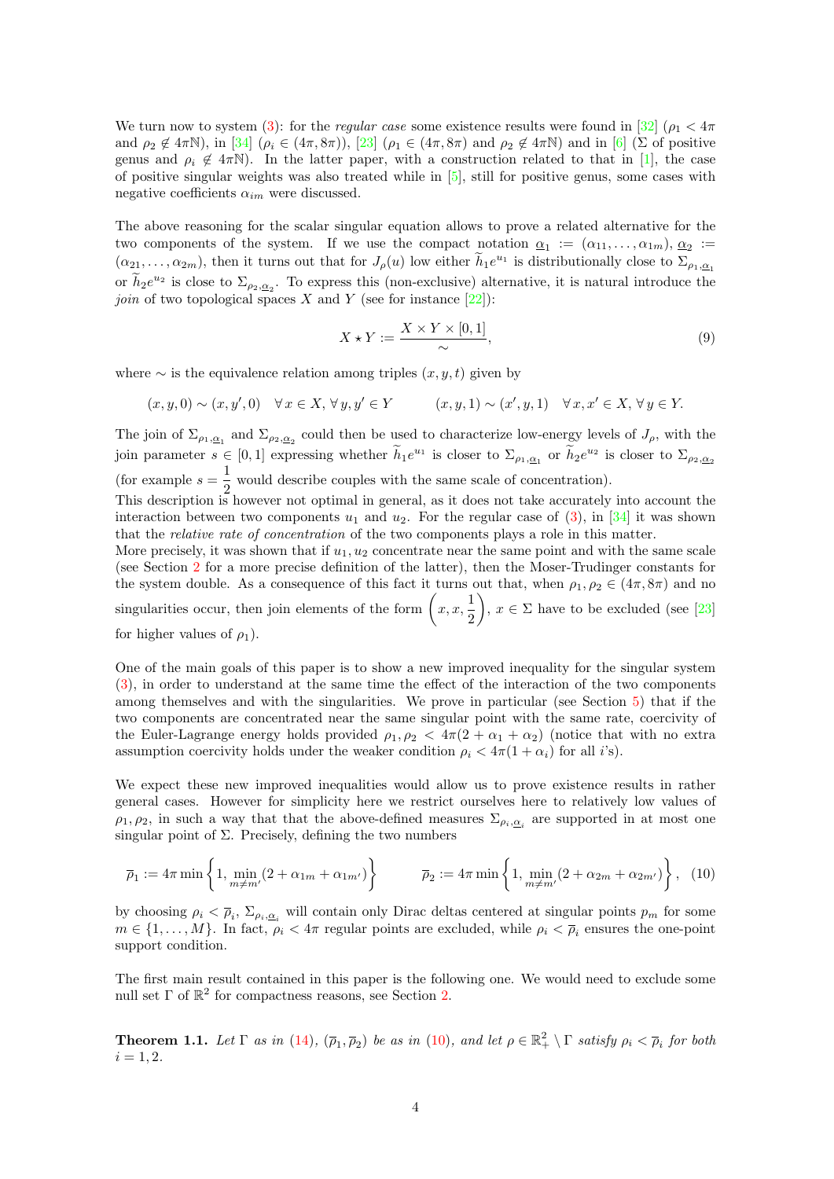We turn now to system (3): for the *regular case* some existence results were found in [32] ($\rho_1 < 4\pi$ and $\rho_2 \notin 4\pi\mathbb{N}$), in [34] ($\rho_i \in (4\pi, 8\pi)$), [23] ($\rho_1 \in (4\pi, 8\pi)$ and $\rho_2 \notin 4\pi\mathbb{N}$) and in [6] ($\Sigma$ of positive genus and $\rho_i \notin 4\pi\mathbb{N}$). In the latter paper, with a construction related to that in [1], the case of positive singular weights was also treated while in [5], still for positive genus, some cases with negative coefficients $\alpha_{im}$ were discussed.

The above reasoning for the scalar singular equation allows to prove a related alternative for the two components of the system. If we use the compact notation $\underline{\alpha_1} := (\alpha_{11}, \ldots, \alpha_{1m})$, $\underline{\alpha_2} := (\alpha_{21}, \ldots, \alpha_{2m})$, then it turns out that for $J_\rho(u)$ low either $\widetilde{h}_1 e^{u_1}$ is distributionally close to $\Sigma_{\rho_1, \underline{\alpha_1}}$ or $\widetilde{h}_2 e^{u_2}$ is close to $\Sigma_{\rho_2, \underline{\alpha_2}}$. To express this (non-exclusive) alternative, it is natural introduce the *join* of two topological spaces $X$ and $Y$ (see for instance [22]):

$$X \star Y := \frac{X \times Y \times [0,1]}{\sim}, \tag{9}$$

where $\sim$ is the equivalence relation among triples $(x, y, t)$ given by

$$(x, y, 0) \sim (x, y', 0) \quad \forall\, x \in X, \forall\, y, y' \in Y \qquad\qquad (x, y, 1) \sim (x', y, 1) \quad \forall\, x, x' \in X, \forall\, y \in Y.$$

The join of $\Sigma_{\rho_1, \underline{\alpha_1}}$ and $\Sigma_{\rho_2, \underline{\alpha_2}}$ could then be used to characterize low-energy levels of $J_\rho$, with the join parameter $s \in [0,1]$ expressing whether $\widetilde{h}_1 e^{u_1}$ is closer to $\Sigma_{\rho_1, \underline{\alpha_1}}$ or $\widetilde{h}_2 e^{u_2}$ is closer to $\Sigma_{\rho_2, \underline{\alpha_2}}$ (for example $s = \dfrac{1}{2}$ would describe couples with the same scale of concentration).
This description is however not optimal in general, as it does not take accurately into account the interaction between two components $u_1$ and $u_2$. For the regular case of (3), in [34] it was shown that the *relative rate of concentration* of the two components plays a role in this matter.
More precisely, it was shown that if $u_1, u_2$ concentrate near the same point and with the same scale (see Section 2 for a more precise definition of the latter), then the Moser-Trudinger constants for the system double. As a consequence of this fact it turns out that, when $\rho_1, \rho_2 \in (4\pi, 8\pi)$ and no singularities occur, then join elements of the form $\left(x, x, \dfrac{1}{2}\right)$, $x \in \Sigma$ have to be excluded (see [23] for higher values of $\rho_1$).

One of the main goals of this paper is to show a new improved inequality for the singular system (3), in order to understand at the same time the effect of the interaction of the two components among themselves and with the singularities. We prove in particular (see Section 5) that if the two components are concentrated near the same singular point with the same rate, coercivity of the Euler-Lagrange energy holds provided $\rho_1, \rho_2 < 4\pi(2 + \alpha_1 + \alpha_2)$ (notice that with no extra assumption coercivity holds under the weaker condition $\rho_i < 4\pi(1 + \alpha_i)$ for all $i$'s).

We expect these new improved inequalities would allow us to prove existence results in rather general cases. However for simplicity here we restrict ourselves here to relatively low values of $\rho_1, \rho_2$, in such a way that that the above-defined measures $\Sigma_{\rho_i, \underline{\alpha_i}}$ are supported in at most one singular point of $\Sigma$. Precisely, defining the two numbers

$$\overline{\rho}_1 := 4\pi \min\left\{1, \min_{m \neq m'} (2 + \alpha_{1m} + \alpha_{1m'})\right\} \qquad\qquad \overline{\rho}_2 := 4\pi \min\left\{1, \min_{m \neq m'} (2 + \alpha_{2m} + \alpha_{2m'})\right\}, \tag{10}$$

by choosing $\rho_i < \overline{\rho}_i$, $\Sigma_{\rho_i, \underline{\alpha_i}}$ will contain only Dirac deltas centered at singular points $p_m$ for some $m \in \{1, \ldots, M\}$. In fact, $\rho_i < 4\pi$ regular points are excluded, while $\rho_i < \overline{\rho}_i$ ensures the one-point support condition.

The first main result contained in this paper is the following one. We would need to exclude some null set $\Gamma$ of $\mathbb{R}^2$ for compactness reasons, see Section 2.

**Theorem 1.1.** *Let $\Gamma$ as in (14), $(\overline{\rho}_1, \overline{\rho}_2)$ be as in (10), and let $\rho \in \mathbb{R}^2_+ \setminus \Gamma$ satisfy $\rho_i < \overline{\rho}_i$ for both $i = 1, 2$.*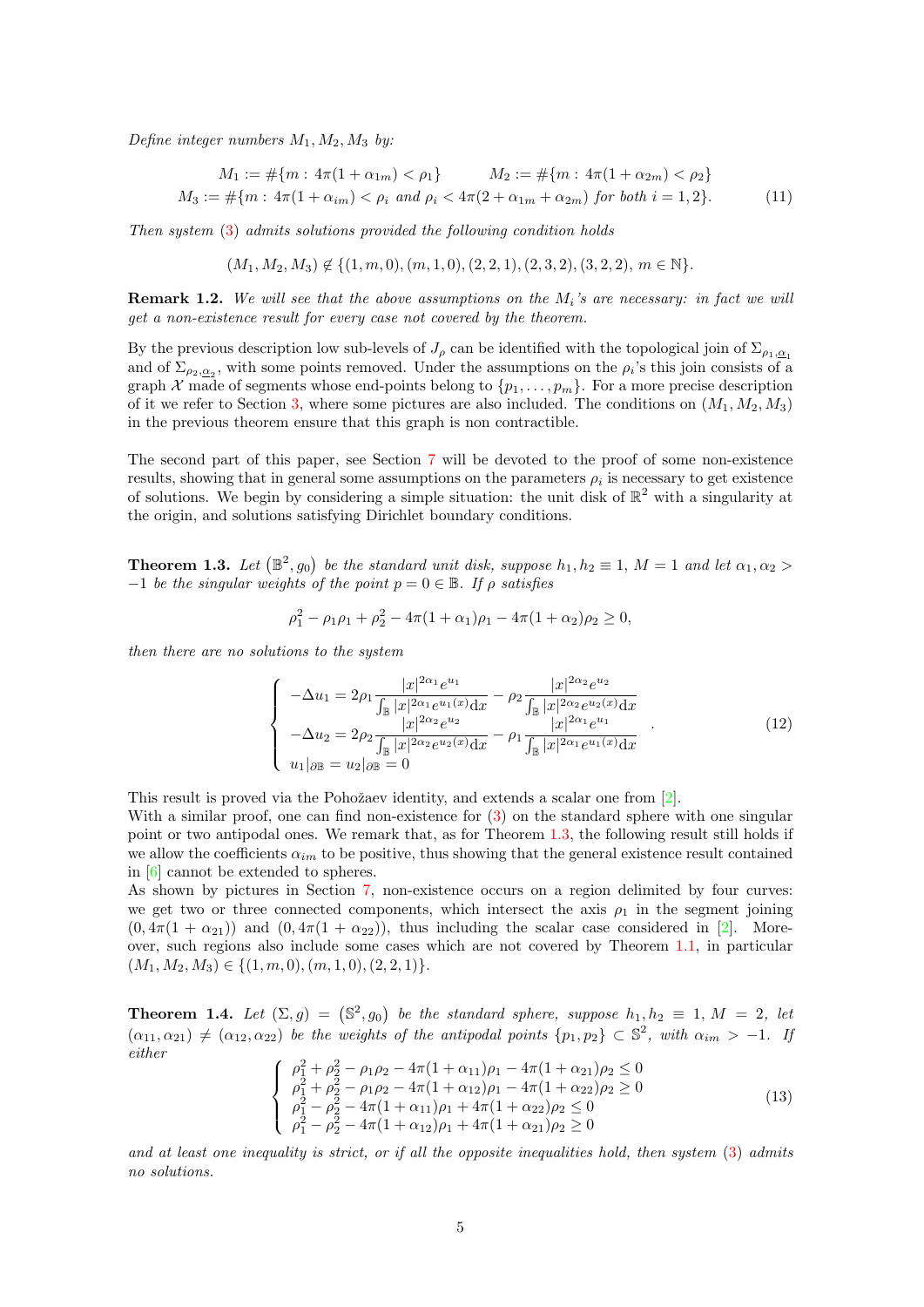*Define integer numbers $M_1, M_2, M_3$ by:*

$$
\begin{aligned}
M_1 &:= \#\{m:\ 4\pi(1+\alpha_{1m}) < \rho_1\} \qquad\qquad M_2 := \#\{m:\ 4\pi(1+\alpha_{2m}) < \rho_2\} \\
M_3 &:= \#\{m:\ 4\pi(1+\alpha_{im}) < \rho_i \text{ and } \rho_i < 4\pi(2+\alpha_{1m}+\alpha_{2m}) \text{ for both } i=1,2\}.
\end{aligned} \tag{11}
$$

*Then system (3) admits solutions provided the following condition holds*

$$
(M_1, M_2, M_3) \notin \{(1,m,0),(m,1,0),(2,2,1),(2,3,2),(3,2,2),\ m\in\mathbb{N}\}.
$$

**Remark 1.2.** *We will see that the above assumptions on the $M_i$'s are necessary: in fact we will get a non-existence result for every case not covered by the theorem.*

By the previous description low sub-levels of $J_\rho$ can be identified with the topological join of $\Sigma_{\rho_1,\underline{\alpha}_1}$ and of $\Sigma_{\rho_2,\underline{\alpha}_2}$, with some points removed. Under the assumptions on the $\rho_i$'s this join consists of a graph $\mathcal{X}$ made of segments whose end-points belong to $\{p_1,\dots,p_m\}$. For a more precise description of it we refer to Section 3, where some pictures are also included. The conditions on $(M_1,M_2,M_3)$ in the previous theorem ensure that this graph is non contractible.

The second part of this paper, see Section 7 will be devoted to the proof of some non-existence results, showing that in general some assumptions on the parameters $\rho_i$ is necessary to get existence of solutions. We begin by considering a simple situation: the unit disk of $\mathbb{R}^2$ with a singularity at the origin, and solutions satisfying Dirichlet boundary conditions.

**Theorem 1.3.** *Let $(\mathbb{B}^2, g_0)$ be the standard unit disk, suppose $h_1,h_2\equiv 1$, $M=1$ and let $\alpha_1,\alpha_2 > -1$ be the singular weights of the point $p=0\in\mathbb{B}$. If $\rho$ satisfies*

$$
\rho_1^2 - \rho_1\rho_1 + \rho_2^2 - 4\pi(1+\alpha_1)\rho_1 - 4\pi(1+\alpha_2)\rho_2 \geq 0,
$$

*then there are no solutions to the system*

$$
\begin{cases}
-\Delta u_1 = 2\rho_1 \dfrac{|x|^{2\alpha_1}e^{u_1}}{\int_{\mathbb{B}}|x|^{2\alpha_1}e^{u_1(x)}\mathrm{d}x} - \rho_2 \dfrac{|x|^{2\alpha_2}e^{u_2}}{\int_{\mathbb{B}}|x|^{2\alpha_2}e^{u_2(x)}\mathrm{d}x} \\
-\Delta u_2 = 2\rho_2 \dfrac{|x|^{2\alpha_2}e^{u_2}}{\int_{\mathbb{B}}|x|^{2\alpha_2}e^{u_2(x)}\mathrm{d}x} - \rho_1 \dfrac{|x|^{2\alpha_1}e^{u_1}}{\int_{\mathbb{B}}|x|^{2\alpha_1}e^{u_1(x)}\mathrm{d}x} \\
u_1|_{\partial\mathbb{B}} = u_2|_{\partial\mathbb{B}} = 0
\end{cases}. \tag{12}
$$

This result is proved via the Pohožaev identity, and extends a scalar one from [2].
With a similar proof, one can find non-existence for (3) on the standard sphere with one singular point or two antipodal ones. We remark that, as for Theorem 1.3, the following result still holds if we allow the coefficients $\alpha_{im}$ to be positive, thus showing that the general existence result contained in [6] cannot be extended to spheres.
As shown by pictures in Section 7, non-existence occurs on a region delimited by four curves: we get two or three connected components, which intersect the axis $\rho_1$ in the segment joining $(0,4\pi(1+\alpha_{21}))$ and $(0,4\pi(1+\alpha_{22}))$, thus including the scalar case considered in [2]. Moreover, such regions also include some cases which are not covered by Theorem 1.1, in particular $(M_1,M_2,M_3)\in\{(1,m,0),(m,1,0),(2,2,1)\}$.

**Theorem 1.4.** *Let $(\Sigma,g) = (\mathbb{S}^2,g_0)$ be the standard sphere, suppose $h_1,h_2\equiv 1$, $M=2$, let $(\alpha_{11},\alpha_{21})\neq(\alpha_{12},\alpha_{22})$ be the weights of the antipodal points $\{p_1,p_2\}\subset\mathbb{S}^2$, with $\alpha_{im}>-1$. If either*

$$
\begin{cases}
\rho_1^2+\rho_2^2-\rho_1\rho_2-4\pi(1+\alpha_{11})\rho_1-4\pi(1+\alpha_{21})\rho_2 \leq 0 \\
\rho_1^2+\rho_2^2-\rho_1\rho_2-4\pi(1+\alpha_{12})\rho_1-4\pi(1+\alpha_{22})\rho_2 \geq 0 \\
\rho_1^2-\rho_2^2-4\pi(1+\alpha_{11})\rho_1+4\pi(1+\alpha_{22})\rho_2 \leq 0 \\
\rho_1^2-\rho_2^2-4\pi(1+\alpha_{12})\rho_1+4\pi(1+\alpha_{21})\rho_2 \geq 0
\end{cases} \tag{13}
$$

*and at least one inequality is strict, or if all the opposite inequalities hold, then system (3) admits no solutions.*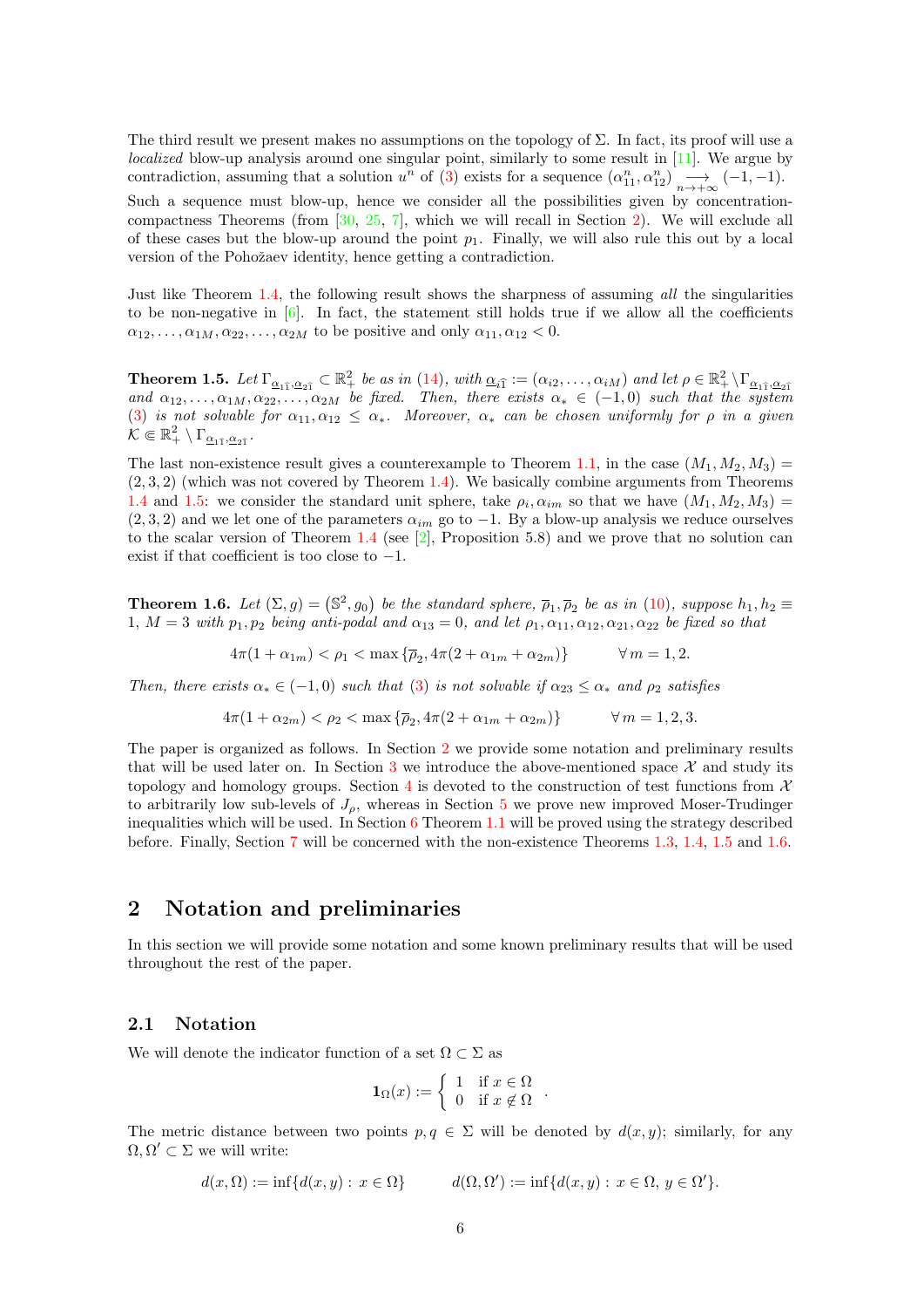The third result we present makes no assumptions on the topology of $\Sigma$. In fact, its proof will use a *localized* blow-up analysis around one singular point, similarly to some result in [11]. We argue by contradiction, assuming that a solution $u^n$ of (3) exists for a sequence $(\alpha_{11}^n, \alpha_{12}^n) \underset{n\to+\infty}{\longrightarrow} (-1,-1)$. Such a sequence must blow-up, hence we consider all the possibilities given by concentration-compactness Theorems (from [30, 25, 7], which we will recall in Section 2). We will exclude all of these cases but the blow-up around the point $p_1$. Finally, we will also rule this out by a local version of the Pohožaev identity, hence getting a contradiction.

Just like Theorem 1.4, the following result shows the sharpness of assuming *all* the singularities to be non-negative in [6]. In fact, the statement still holds true if we allow all the coefficients $\alpha_{12}, \dots, \alpha_{1M}, \alpha_{22}, \dots, \alpha_{2M}$ to be positive and only $\alpha_{11}, \alpha_{12} < 0$.

**Theorem 1.5.** *Let $\Gamma_{\underline{\alpha}_{1\widehat{1}},\underline{\alpha}_{2\widehat{1}}} \subset \mathbb{R}^2_+$ be as in (14), with $\underline{\alpha}_{i\widehat{1}} := (\alpha_{i2}, \dots, \alpha_{iM})$ and let $\rho \in \mathbb{R}^2_+ \setminus \Gamma_{\underline{\alpha}_{1\widehat{1}},\underline{\alpha}_{2\widehat{1}}}$ and $\alpha_{12}, \dots, \alpha_{1M}, \alpha_{22}, \dots, \alpha_{2M}$ be fixed. Then, there exists $\alpha_* \in (-1, 0)$ such that the system (3) is not solvable for $\alpha_{11}, \alpha_{12} \le \alpha_*$. Moreover, $\alpha_*$ can be chosen uniformly for $\rho$ in a given $\mathcal{K} \Subset \mathbb{R}^2_+ \setminus \Gamma_{\underline{\alpha}_{1\widehat{1}},\underline{\alpha}_{2\widehat{1}}}$.*

The last non-existence result gives a counterexample to Theorem 1.1, in the case $(M_1, M_2, M_3) = (2, 3, 2)$ (which was not covered by Theorem 1.4). We basically combine arguments from Theorems 1.4 and 1.5: we consider the standard unit sphere, take $\rho_i, \alpha_{im}$ so that we have $(M_1, M_2, M_3) = (2, 3, 2)$ and we let one of the parameters $\alpha_{im}$ go to $-1$. By a blow-up analysis we reduce ourselves to the scalar version of Theorem 1.4 (see [2], Proposition 5.8) and we prove that no solution can exist if that coefficient is too close to $-1$.

**Theorem 1.6.** *Let $(\Sigma, g) = (\mathbb{S}^2, g_0)$ be the standard sphere, $\overline{\rho}_1, \overline{\rho}_2$ be as in (10), suppose $h_1, h_2 \equiv 1$, $M = 3$ with $p_1, p_2$ being anti-podal and $\alpha_{13} = 0$, and let $\rho_1, \alpha_{11}, \alpha_{12}, \alpha_{21}, \alpha_{22}$ be fixed so that*

$$4\pi(1 + \alpha_{1m}) < \rho_1 < \max\{\overline{\rho}_2, 4\pi(2 + \alpha_{1m} + \alpha_{2m})\} \qquad \forall\, m = 1, 2.$$

*Then, there exists $\alpha_* \in (-1, 0)$ such that (3) is not solvable if $\alpha_{23} \le \alpha_*$ and $\rho_2$ satisfies*

$$4\pi(1 + \alpha_{2m}) < \rho_2 < \max\{\overline{\rho}_2, 4\pi(2 + \alpha_{1m} + \alpha_{2m})\} \qquad \forall\, m = 1, 2, 3.$$

The paper is organized as follows. In Section 2 we provide some notation and preliminary results that will be used later on. In Section 3 we introduce the above-mentioned space $\mathcal{X}$ and study its topology and homology groups. Section 4 is devoted to the construction of test functions from $\mathcal{X}$ to arbitrarily low sub-levels of $J_\rho$, whereas in Section 5 we prove new improved Moser-Trudinger inequalities which will be used. In Section 6 Theorem 1.1 will be proved using the strategy described before. Finally, Section 7 will be concerned with the non-existence Theorems 1.3, 1.4, 1.5 and 1.6.

## 2 Notation and preliminaries

In this section we will provide some notation and some known preliminary results that will be used throughout the rest of the paper.

### 2.1 Notation

We will denote the indicator function of a set $\Omega \subset \Sigma$ as

$$\mathbf{1}_\Omega(x) := \begin{cases} 1 & \text{if } x \in \Omega \\ 0 & \text{if } x \notin \Omega \end{cases}.$$

The metric distance between two points $p, q \in \Sigma$ will be denoted by $d(x, y)$; similarly, for any $\Omega, \Omega' \subset \Sigma$ we will write:

$$d(x, \Omega) := \inf\{d(x, y) : x \in \Omega\} \qquad d(\Omega, \Omega') := \inf\{d(x, y) : x \in \Omega,\ y \in \Omega'\}.$$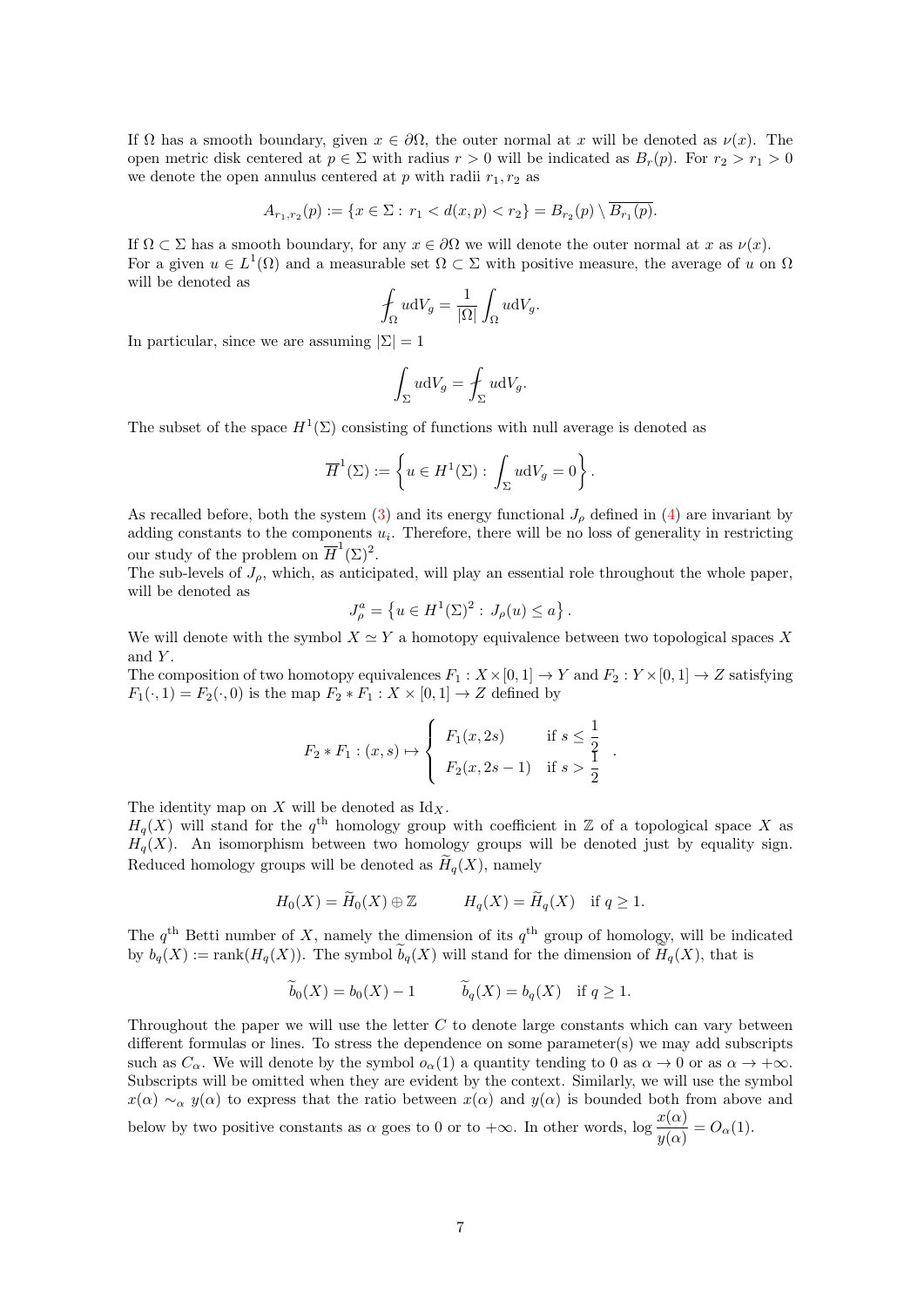If $\Omega$ has a smooth boundary, given $x \in \partial\Omega$, the outer normal at $x$ will be denoted as $\nu(x)$. The open metric disk centered at $p \in \Sigma$ with radius $r > 0$ will be indicated as $B_r(p)$. For $r_2 > r_1 > 0$ we denote the open annulus centered at $p$ with radii $r_1, r_2$ as

$$A_{r_1,r_2}(p) := \{x \in \Sigma : \, r_1 < d(x,p) < r_2\} = B_{r_2}(p) \setminus \overline{B_{r_1}(p)}.$$

If $\Omega \subset \Sigma$ has a smooth boundary, for any $x \in \partial\Omega$ we will denote the outer normal at $x$ as $\nu(x)$. For a given $u \in L^1(\Omega)$ and a measurable set $\Omega \subset \Sigma$ with positive measure, the average of $u$ on $\Omega$ will be denoted as

$$\fint_\Omega u \mathrm{d}V_g = \frac{1}{|\Omega|} \int_\Omega u \mathrm{d}V_g.$$

In particular, since we are assuming $|\Sigma| = 1$

$$\int_\Sigma u \mathrm{d}V_g = \fint_\Sigma u \mathrm{d}V_g.$$

The subset of the space $H^1(\Sigma)$ consisting of functions with null average is denoted as

$$\overline{H}^1(\Sigma) := \left\{ u \in H^1(\Sigma) : \, \int_\Sigma u \mathrm{d}V_g = 0 \right\}.$$

As recalled before, both the system (3) and its energy functional $J_\rho$ defined in (4) are invariant by adding constants to the components $u_i$. Therefore, there will be no loss of generality in restricting our study of the problem on $\overline{H}^1(\Sigma)^2$.

The sub-levels of $J_\rho$, which, as anticipated, will play an essential role throughout the whole paper, will be denoted as

$$J_\rho^a = \left\{ u \in H^1(\Sigma)^2 : \, J_\rho(u) \leq a \right\}.$$

We will denote with the symbol $X \simeq Y$ a homotopy equivalence between two topological spaces $X$ and $Y$.

The composition of two homotopy equivalences $F_1 : X \times [0,1] \to Y$ and $F_2 : Y \times [0,1] \to Z$ satisfying $F_1(\cdot, 1) = F_2(\cdot, 0)$ is the map $F_2 * F_1 : X \times [0,1] \to Z$ defined by

$$F_2 * F_1 : (x,s) \mapsto \begin{cases} F_1(x, 2s) & \text{if } s \leq \dfrac{1}{2} \\ F_2(x, 2s-1) & \text{if } s > \dfrac{1}{2} \end{cases}.$$

The identity map on $X$ will be denoted as $\mathrm{Id}_X$.

$H_q(X)$ will stand for the $q^{\text{th}}$ homology group with coefficient in $\mathbb{Z}$ of a topological space $X$ as $H_q(X)$. An isomorphism between two homology groups will be denoted just by equality sign. Reduced homology groups will be denoted as $\widetilde{H}_q(X)$, namely

$$H_0(X) = \widetilde{H}_0(X) \oplus \mathbb{Z} \qquad H_q(X) = \widetilde{H}_q(X) \quad \text{if } q \geq 1.$$

The $q^{\text{th}}$ Betti number of $X$, namely the dimension of its $q^{\text{th}}$ group of homology, will be indicated by $b_q(X) := \mathrm{rank}(H_q(X))$. The symbol $\widetilde{b}_q(X)$ will stand for the dimension of $\widetilde{H}_q(X)$, that is

$$\widetilde{b}_0(X) = b_0(X) - 1 \qquad \widetilde{b}_q(X) = b_q(X) \quad \text{if } q \geq 1.$$

Throughout the paper we will use the letter $C$ to denote large constants which can vary between different formulas or lines. To stress the dependence on some parameter(s) we may add subscripts such as $C_\alpha$. We will denote by the symbol $o_\alpha(1)$ a quantity tending to 0 as $\alpha \to 0$ or as $\alpha \to +\infty$. Subscripts will be omitted when they are evident by the context. Similarly, we will use the symbol $x(\alpha) \sim_\alpha y(\alpha)$ to express that the ratio between $x(\alpha)$ and $y(\alpha)$ is bounded both from above and below by two positive constants as $\alpha$ goes to 0 or to $+\infty$. In other words, $\log \dfrac{x(\alpha)}{y(\alpha)} = O_\alpha(1)$.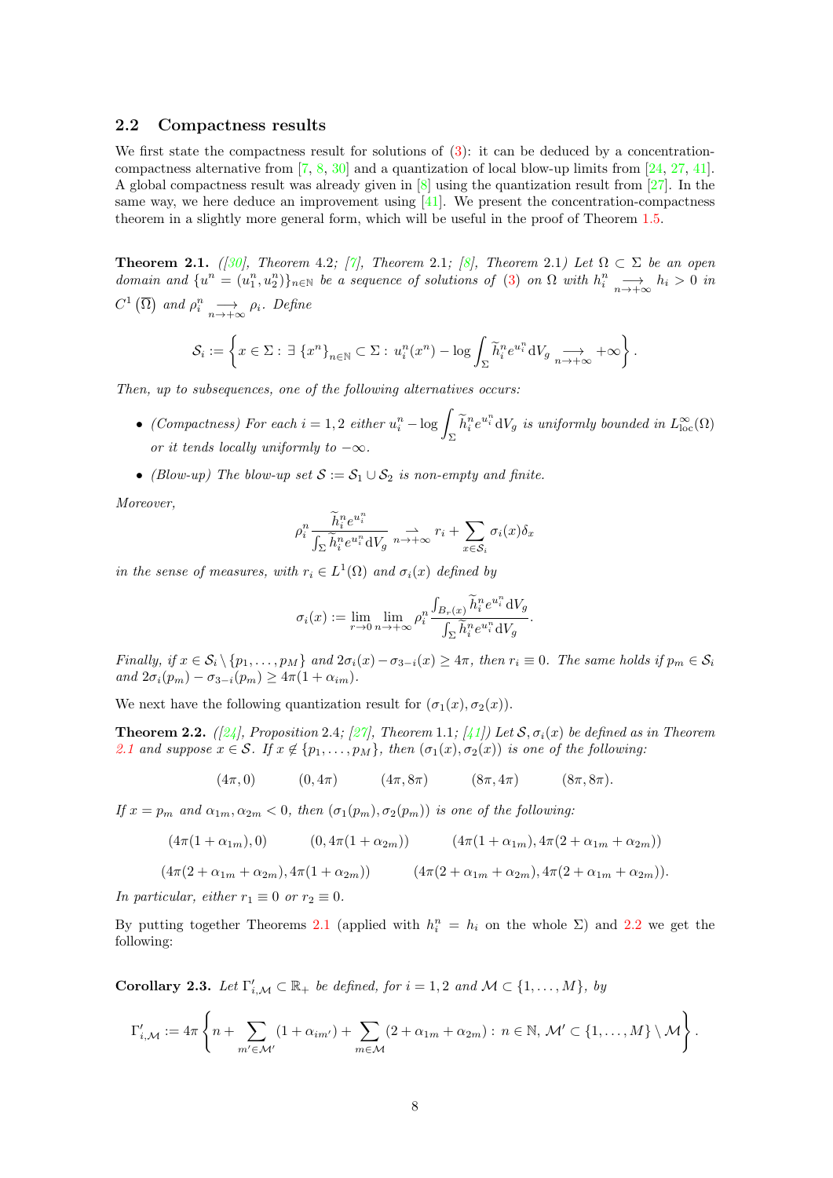### 2.2 Compactness results

We first state the compactness result for solutions of (3): it can be deduced by a concentration-compactness alternative from [7, 8, 30] and a quantization of local blow-up limits from [24, 27, 41]. A global compactness result was already given in [8] using the quantization result from [27]. In the same way, we here deduce an improvement using [41]. We present the concentration-compactness theorem in a slightly more general form, which will be useful in the proof of Theorem 1.5.

**Theorem 2.1.** *([30], Theorem 4.2; [7], Theorem 2.1; [8], Theorem 2.1) Let $\Omega \subset \Sigma$ be an open domain and $\{u^n = (u_1^n, u_2^n)\}_{n\in\mathbb{N}}$ be a sequence of solutions of (3) on $\Omega$ with $h_i^n \underset{n\to+\infty}{\longrightarrow} h_i > 0$ in $C^1\left(\overline{\Omega}\right)$ and $\rho_i^n \underset{n\to+\infty}{\longrightarrow} \rho_i$. Define*

$$
\mathcal{S}_i := \left\{ x \in \Sigma : \exists \ \{x^n\}_{n\in\mathbb{N}} \subset \Sigma : \ u_i^n(x^n) - \log \int_\Sigma \widetilde{h}_i^n e^{u_i^n} \mathrm{d}V_g \underset{n\to+\infty}{\longrightarrow} +\infty \right\}.
$$

*Then, up to subsequences, one of the following alternatives occurs:*

- *(Compactness) For each $i = 1, 2$ either $u_i^n - \log \displaystyle\int_\Sigma \widetilde{h}_i^n e^{u_i^n} \mathrm{d}V_g$ is uniformly bounded in $L^\infty_{\mathrm{loc}}(\Omega)$ or it tends locally uniformly to $-\infty$.*
- *(Blow-up) The blow-up set $\mathcal{S} := \mathcal{S}_1 \cup \mathcal{S}_2$ is non-empty and finite.*

*Moreover,*

$$
\rho_i^n \frac{\widetilde{h}_i^n e^{u_i^n}}{\int_\Sigma \widetilde{h}_i^n e^{u_i^n} \mathrm{d}V_g} \underset{n\to+\infty}{\rightharpoonup} r_i + \sum_{x\in\mathcal{S}_i} \sigma_i(x)\delta_x
$$

*in the sense of measures, with $r_i \in L^1(\Omega)$ and $\sigma_i(x)$ defined by*

$$
\sigma_i(x) := \lim_{r\to 0} \lim_{n\to+\infty} \rho_i^n \frac{\int_{B_r(x)} \widetilde{h}_i^n e^{u_i^n} \mathrm{d}V_g}{\int_\Sigma \widetilde{h}_i^n e^{u_i^n} \mathrm{d}V_g}.
$$

*Finally, if $x \in \mathcal{S}_i \setminus \{p_1, \dots, p_M\}$ and $2\sigma_i(x) - \sigma_{3-i}(x) \geq 4\pi$, then $r_i \equiv 0$. The same holds if $p_m \in \mathcal{S}_i$ and $2\sigma_i(p_m) - \sigma_{3-i}(p_m) \geq 4\pi(1 + \alpha_{im})$.*

We next have the following quantization result for $(\sigma_1(x), \sigma_2(x))$.

**Theorem 2.2.** *([24], Proposition 2.4; [27], Theorem 1.1; [41]) Let $\mathcal{S}, \sigma_i(x)$ be defined as in Theorem 2.1 and suppose $x \in \mathcal{S}$. If $x \notin \{p_1, \dots, p_M\}$, then $(\sigma_1(x), \sigma_2(x))$ is one of the following:*

$$
(4\pi, 0) \qquad (0, 4\pi) \qquad (4\pi, 8\pi) \qquad (8\pi, 4\pi) \qquad (8\pi, 8\pi).
$$

*If $x = p_m$ and $\alpha_{1m}, \alpha_{2m} < 0$, then $(\sigma_1(p_m), \sigma_2(p_m))$ is one of the following:*

$$
(4\pi(1+\alpha_{1m}), 0) \qquad (0, 4\pi(1+\alpha_{2m})) \qquad (4\pi(1+\alpha_{1m}), 4\pi(2+\alpha_{1m}+\alpha_{2m}))
$$

$$
(4\pi(2+\alpha_{1m}+\alpha_{2m}), 4\pi(1+\alpha_{2m})) \qquad (4\pi(2+\alpha_{1m}+\alpha_{2m}), 4\pi(2+\alpha_{1m}+\alpha_{2m})).
$$

*In particular, either $r_1 \equiv 0$ or $r_2 \equiv 0$.*

By putting together Theorems 2.1 (applied with $h_i^n = h_i$ on the whole $\Sigma$) and 2.2 we get the following:

**Corollary 2.3.** *Let $\Gamma'_{i,\mathcal{M}} \subset \mathbb{R}_+$ be defined, for $i = 1, 2$ and $\mathcal{M} \subset \{1, \dots, M\}$, by*

$$
\Gamma'_{i,\mathcal{M}} := 4\pi \left\{ n + \sum_{m'\in\mathcal{M}'} (1 + \alpha_{im'}) + \sum_{m\in\mathcal{M}} (2 + \alpha_{1m} + \alpha_{2m}) : \ n \in \mathbb{N}, \ \mathcal{M}' \subset \{1, \dots, M\} \setminus \mathcal{M} \right\}.
$$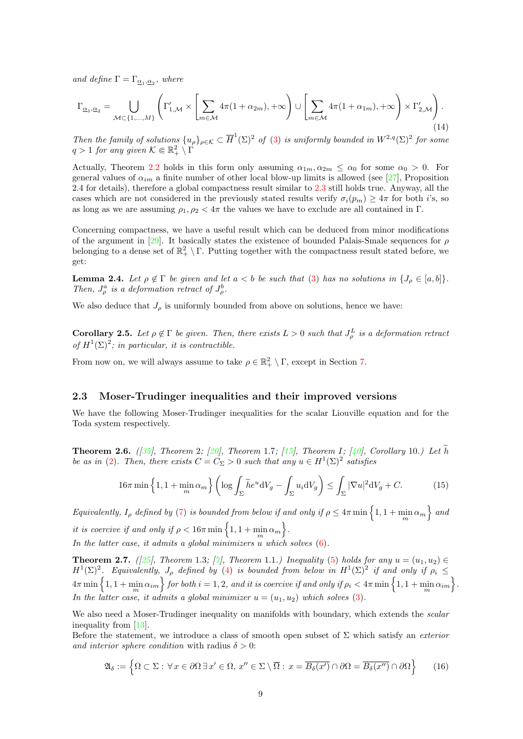*and define* $\Gamma = \Gamma_{\underline{\alpha}_1,\underline{\alpha}_2}$*, where*

$$\Gamma_{\underline{\alpha}_1,\underline{\alpha}_2} = \bigcup_{\mathcal{M}\subset\{1,\dots,M\}} \left( \Gamma'_{1,\mathcal{M}} \times \left[ \sum_{m\in\mathcal{M}} 4\pi(1+\alpha_{2m}), +\infty \right) \cup \left[ \sum_{m\in\mathcal{M}} 4\pi(1+\alpha_{1m}), +\infty \right) \times \Gamma'_{2,\mathcal{M}} \right). \tag{14}$$

*Then the family of solutions* $\{u_\rho\}_{\rho\in\mathcal{K}} \subset \overline{H}^1(\Sigma)^2$ *of* (3) *is uniformly bounded in* $W^{2,q}(\Sigma)^2$ *for some* $q>1$ *for any given* $\mathcal{K} \Subset \mathbb{R}^2_+ \setminus \Gamma$

Actually, Theorem 2.2 holds in this form only assuming $\alpha_{1m}, \alpha_{2m} \le \alpha_0$ for some $\alpha_0 > 0$. For general values of $\alpha_{im}$ a finite number of other local blow-up limits is allowed (see [27], Proposition 2.4 for details), therefore a global compactness result similar to 2.3 still holds true. Anyway, all the cases which are not considered in the previously stated results verify $\sigma_i(p_m) \ge 4\pi$ for both $i$'s, so as long as we are assuming $\rho_1, \rho_2 < 4\pi$ the values we have to exclude are all contained in $\Gamma$.

Concerning compactness, we have a useful result which can be deduced from minor modifications of the argument in [29]. It basically states the existence of bounded Palais-Smale sequences for $\rho$ belonging to a dense set of $\mathbb{R}^2_+ \setminus \Gamma$. Putting together with the compactness result stated before, we get:

**Lemma 2.4.** *Let* $\rho \notin \Gamma$ *be given and let* $a < b$ *be such that* (3) *has no solutions in* $\{J_\rho \in [a,b]\}$*. Then,* $J_\rho^a$ *is a deformation retract of* $J_\rho^b$*.*

We also deduce that $J_\rho$ is uniformly bounded from above on solutions, hence we have:

**Corollary 2.5.** *Let* $\rho \notin \Gamma$ *be given. Then, there exists* $L > 0$ *such that* $J_\rho^L$ *is a deformation retract of* $H^1(\Sigma)^2$*; in particular, it is contractible.*

From now on, we will always assume to take $\rho \in \mathbb{R}^2_+ \setminus \Gamma$, except in Section 7.

## 2.3 Moser-Trudinger inequalities and their improved versions

We have the following Moser-Trudinger inequalities for the scalar Liouville equation and for the Toda system respectively.

**Theorem 2.6.** *([35], Theorem 2; [20], Theorem 1.7; [15], Theorem I; [40], Corollary 10.) Let* $\widetilde{h}$ *be as in* (2)*. Then, there exists* $C = C_\Sigma > 0$ *such that any* $u \in H^1(\Sigma)^2$ *satisfies*

$$16\pi \min\left\{1, 1+\min_m \alpha_m\right\} \left( \log \int_\Sigma \widetilde{h} e^u \mathrm{d}V_g - \int_\Sigma u_i \mathrm{d}V_g \right) \le \int_\Sigma |\nabla u|^2 \mathrm{d}V_g + C. \tag{15}$$

*Equivalently,* $I_\rho$ *defined by* (7) *is bounded from below if and only if* $\rho \le 4\pi \min\left\{1, 1+\min_m \alpha_m\right\}$ *and it is coercive if and only if* $\rho < 16\pi \min\left\{1, 1+\min_m \alpha_m\right\}$*.*
*In the latter case, it admits a global minimizers* $u$ *which solves* (6)*.*

**Theorem 2.7.** *([25], Theorem 1.3; [7], Theorem 1.1.) Inequality* (5) *holds for any* $u = (u_1, u_2) \in H^1(\Sigma)^2$*. Equivalently,* $J_\rho$ *defined by* (4) *is bounded from below in* $H^1(\Sigma)^2$ *if and only if* $\rho_i \le 4\pi \min\left\{1, 1+\min_m \alpha_{im}\right\}$ *for both* $i = 1,2$*, and it is coercive if and only if* $\rho_i < 4\pi \min\left\{1, 1+\min_m \alpha_{im}\right\}$*.*
*In the latter case, it admits a global minimizer* $u = (u_1, u_2)$ *which solves* (3)*.*

We also need a Moser-Trudinger inequality on manifolds with boundary, which extends the *scalar* inequality from [13].
Before the statement, we introduce a class of smooth open subset of $\Sigma$ which satisfy an *exterior and interior sphere condition* with radius $\delta > 0$:

$$\mathfrak{A}_\delta := \left\{ \Omega \subset \Sigma : \forall\, x \in \partial\Omega \,\exists\, x' \in \Omega,\, x'' \in \Sigma \setminus \overline{\Omega} : x = \overline{B_\delta(x')} \cap \partial\Omega = \overline{B_\delta(x'')} \cap \partial\Omega \right\} \tag{16}$$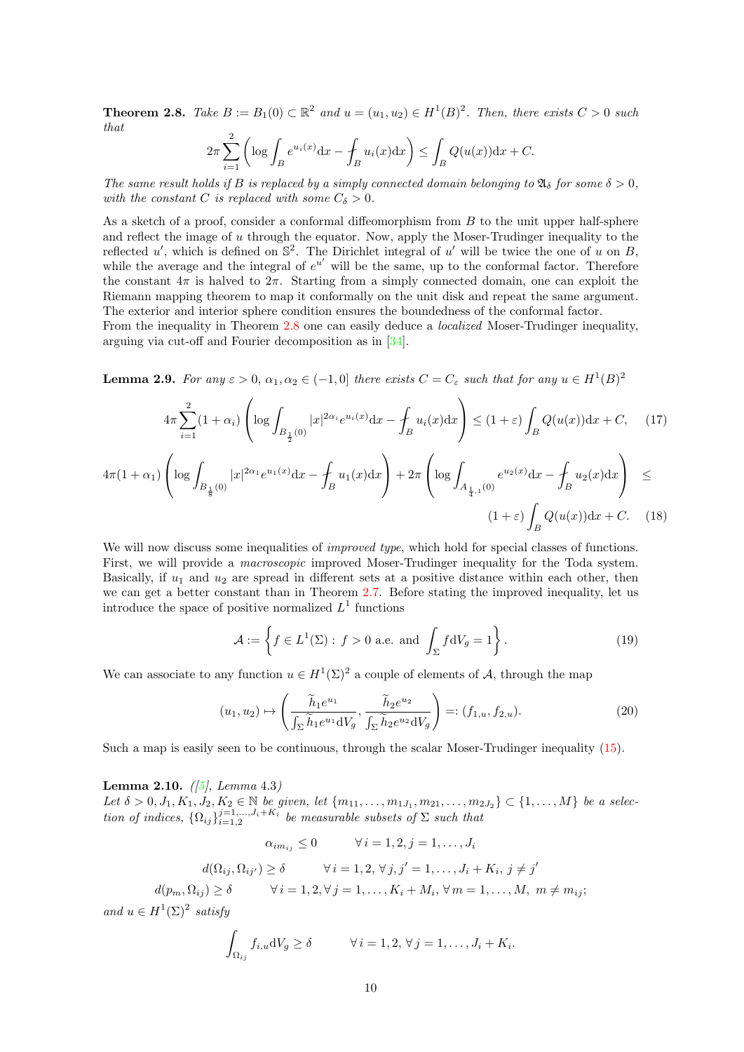**Theorem 2.8.** *Take $B := B_1(0) \subset \mathbb{R}^2$ and $u = (u_1, u_2) \in H^1(B)^2$. Then, there exists $C > 0$ such that*

$$2\pi \sum_{i=1}^{2} \left( \log \int_B e^{u_i(x)} \mathrm{d}x - \fint_B u_i(x) \mathrm{d}x \right) \leq \int_B Q(u(x)) \mathrm{d}x + C.$$

*The same result holds if $B$ is replaced by a simply connected domain belonging to $\mathfrak{A}_\delta$ for some $\delta > 0$, with the constant $C$ is replaced with some $C_\delta > 0$.*

As a sketch of a proof, consider a conformal diffeomorphism from $B$ to the unit upper half-sphere and reflect the image of $u$ through the equator. Now, apply the Moser-Trudinger inequality to the reflected $u'$, which is defined on $\mathbb{S}^2$. The Dirichlet integral of $u'$ will be twice the one of $u$ on $B$, while the average and the integral of $e^{u'}$ will be the same, up to the conformal factor. Therefore the constant $4\pi$ is halved to $2\pi$. Starting from a simply connected domain, one can exploit the Riemann mapping theorem to map it conformally on the unit disk and repeat the same argument. The exterior and interior sphere condition ensures the boundedness of the conformal factor.
From the inequality in Theorem 2.8 one can easily deduce a *localized* Moser-Trudinger inequality, arguing via cut-off and Fourier decomposition as in [34].

**Lemma 2.9.** *For any $\varepsilon > 0$, $\alpha_1, \alpha_2 \in (-1, 0]$ there exists $C = C_\varepsilon$ such that for any $u \in H^1(B)^2$*

$$4\pi \sum_{i=1}^{2} (1 + \alpha_i) \left( \log \int_{B_{\frac{1}{2}}(0)} |x|^{2\alpha_i} e^{u_i(x)} \mathrm{d}x - \fint_B u_i(x) \mathrm{d}x \right) \leq (1 + \varepsilon) \int_B Q(u(x)) \mathrm{d}x + C, \tag{17}$$

$$4\pi(1 + \alpha_1) \left( \log \int_{B_{\frac{1}{8}}(0)} |x|^{2\alpha_1} e^{u_1(x)} \mathrm{d}x - \fint_B u_1(x) \mathrm{d}x \right) + 2\pi \left( \log \int_{A_{\frac{1}{4},1}(0)} e^{u_2(x)} \mathrm{d}x - \fint_B u_2(x) \mathrm{d}x \right) \leq (1 + \varepsilon) \int_B Q(u(x)) \mathrm{d}x + C. \tag{18}$$

We will now discuss some inequalities of *improved type*, which hold for special classes of functions. First, we will provide a *macroscopic* improved Moser-Trudinger inequality for the Toda system. Basically, if $u_1$ and $u_2$ are spread in different sets at a positive distance within each other, then we can get a better constant than in Theorem 2.7. Before stating the improved inequality, let us introduce the space of positive normalized $L^1$ functions

$$\mathcal{A} := \left\{ f \in L^1(\Sigma) : \, f > 0 \text{ a.e. and } \int_\Sigma f \mathrm{d}V_g = 1 \right\}. \tag{19}$$

We can associate to any function $u \in H^1(\Sigma)^2$ a couple of elements of $\mathcal{A}$, through the map

$$(u_1, u_2) \mapsto \left( \frac{\widetilde{h}_1 e^{u_1}}{\int_\Sigma \widetilde{h}_1 e^{u_1} \mathrm{d}V_g}, \frac{\widetilde{h}_2 e^{u_2}}{\int_\Sigma \widetilde{h}_2 e^{u_2} \mathrm{d}V_g} \right) =: (f_{1,u}, f_{2,u}). \tag{20}$$

Such a map is easily seen to be continuous, through the scalar Moser-Trudinger inequality (15).

**Lemma 2.10.** *([5], Lemma 4.3)*
*Let $\delta > 0, J_1, K_1, J_2, K_2 \in \mathbb{N}$ be given, let $\{m_{11}, \ldots, m_{1J_1}, m_{21}, \ldots, m_{2J_2}\} \subset \{1, \ldots, M\}$ be a selection of indices, $\{\Omega_{ij}\}_{i=1,2}^{j=1,\ldots,J_i+K_i}$ be measurable subsets of $\Sigma$ such that*

$$\alpha_{im_{ij}} \leq 0 \qquad \forall \, i = 1, 2, j = 1, \ldots, J_i$$

$$d(\Omega_{ij}, \Omega_{ij'}) \geq \delta \qquad \forall \, i = 1, 2, \forall \, j, j' = 1, \ldots, J_i + K_i, \, j \neq j'$$

$$d(p_m, \Omega_{ij}) \geq \delta \qquad \forall \, i = 1, 2, \forall \, j = 1, \ldots, K_i + M_i, \, \forall \, m = 1, \ldots, M, \; m \neq m_{ij};$$

*and $u \in H^1(\Sigma)^2$ satisfy*

$$\int_{\Omega_{ij}} f_{i,u} \mathrm{d}V_g \geq \delta \qquad \forall \, i = 1, 2, \, \forall \, j = 1, \ldots, J_i + K_i.$$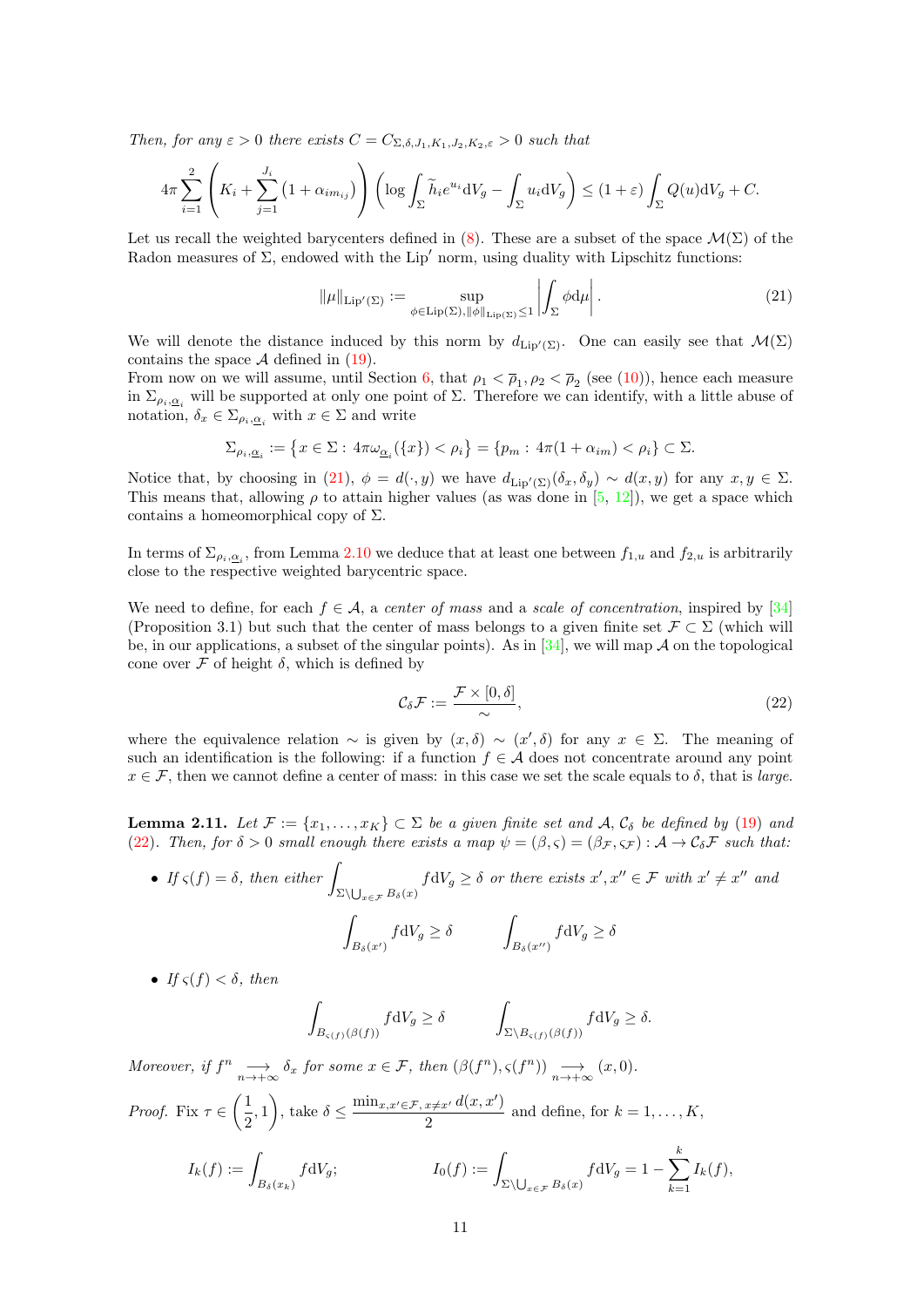*Then, for any $\varepsilon > 0$ there exists $C = C_{\Sigma,\delta,J_1,K_1,J_2,K_2,\varepsilon} > 0$ such that*

$$4\pi \sum_{i=1}^{2} \left( K_i + \sum_{j=1}^{J_i} \left(1 + \alpha_{im_{ij}}\right) \right) \left( \log \int_\Sigma \widetilde{h}_i e^{u_i} \mathrm{d}V_g - \int_\Sigma u_i \mathrm{d}V_g \right) \leq (1+\varepsilon) \int_\Sigma Q(u) \mathrm{d}V_g + C.$$

Let us recall the weighted barycenters defined in (8). These are a subset of the space $\mathcal{M}(\Sigma)$ of the Radon measures of $\Sigma$, endowed with the $\mathrm{Lip}'$ norm, using duality with Lipschitz functions:

$$\|\mu\|_{\mathrm{Lip}'(\Sigma)} := \sup_{\phi \in \mathrm{Lip}(\Sigma), \|\phi\|_{\mathrm{Lip}(\Sigma)} \leq 1} \left| \int_\Sigma \phi \mathrm{d}\mu \right|. \tag{21}$$

We will denote the distance induced by this norm by $d_{\mathrm{Lip}'(\Sigma)}$. One can easily see that $\mathcal{M}(\Sigma)$ contains the space $\mathcal{A}$ defined in (19).
From now on we will assume, until Section 6, that $\rho_1 < \overline{\rho}_1, \rho_2 < \overline{\rho}_2$ (see (10)), hence each measure in $\Sigma_{\rho_i,\underline{\alpha}_i}$ will be supported at only one point of $\Sigma$. Therefore we can identify, with a little abuse of notation, $\delta_x \in \Sigma_{\rho_i,\underline{\alpha}_i}$ with $x \in \Sigma$ and write

$$\Sigma_{\rho_i,\underline{\alpha}_i} := \left\{ x \in \Sigma : 4\pi\omega_{\underline{\alpha}_i}(\{x\}) < \rho_i \right\} = \{ p_m : 4\pi(1+\alpha_{im}) < \rho_i \} \subset \Sigma.$$

Notice that, by choosing in (21), $\phi = d(\cdot, y)$ we have $d_{\mathrm{Lip}'(\Sigma)}(\delta_x, \delta_y) \sim d(x,y)$ for any $x, y \in \Sigma$. This means that, allowing $\rho$ to attain higher values (as was done in [5, 12]), we get a space which contains a homeomorphical copy of $\Sigma$.

In terms of $\Sigma_{\rho_i,\underline{\alpha}_i}$, from Lemma 2.10 we deduce that at least one between $f_{1,u}$ and $f_{2,u}$ is arbitrarily close to the respective weighted barycentric space.

We need to define, for each $f \in \mathcal{A}$, a *center of mass* and a *scale of concentration*, inspired by [34] (Proposition 3.1) but such that the center of mass belongs to a given finite set $\mathcal{F} \subset \Sigma$ (which will be, in our applications, a subset of the singular points). As in [34], we will map $\mathcal{A}$ on the topological cone over $\mathcal{F}$ of height $\delta$, which is defined by

$$\mathcal{C}_\delta \mathcal{F} := \frac{\mathcal{F} \times [0, \delta]}{\sim}, \tag{22}$$

where the equivalence relation $\sim$ is given by $(x, \delta) \sim (x', \delta)$ for any $x \in \Sigma$. The meaning of such an identification is the following: if a function $f \in \mathcal{A}$ does not concentrate around any point $x \in \mathcal{F}$, then we cannot define a center of mass: in this case we set the scale equals to $\delta$, that is *large*.

**Lemma 2.11.** *Let $\mathcal{F} := \{x_1, \ldots, x_K\} \subset \Sigma$ be a given finite set and $\mathcal{A}$, $\mathcal{C}_\delta$ be defined by (19) and (22). Then, for $\delta > 0$ small enough there exists a map $\psi = (\beta, \varsigma) = (\beta_\mathcal{F}, \varsigma_\mathcal{F}) : \mathcal{A} \to \mathcal{C}_\delta \mathcal{F}$ such that:*

- *If $\varsigma(f) = \delta$, then either $\displaystyle\int_{\Sigma \setminus \bigcup_{x \in \mathcal{F}} B_\delta(x)} f \mathrm{d}V_g \geq \delta$ or there exists $x', x'' \in \mathcal{F}$ with $x' \neq x''$ and*

$$\int_{B_\delta(x')} f \mathrm{d}V_g \geq \delta \qquad \int_{B_\delta(x'')} f \mathrm{d}V_g \geq \delta$$

- *If $\varsigma(f) < \delta$, then*

$$\int_{B_{\varsigma(f)}(\beta(f))} f \mathrm{d}V_g \geq \delta \qquad \int_{\Sigma \setminus B_{\varsigma(f)}(\beta(f))} f \mathrm{d}V_g \geq \delta.$$

*Moreover, if $f^n \underset{n \to +\infty}{\longrightarrow} \delta_x$ for some $x \in \mathcal{F}$, then $(\beta(f^n), \varsigma(f^n)) \underset{n \to +\infty}{\longrightarrow} (x, 0)$.*

*Proof.* Fix $\tau \in \left(\dfrac{1}{2}, 1\right)$, take $\delta \leq \dfrac{\min_{x,x' \in \mathcal{F}, x \neq x'} d(x, x')}{2}$ and define, for $k = 1, \ldots, K$,

$$I_k(f) := \int_{B_\delta(x_k)} f \mathrm{d}V_g; \qquad\qquad I_0(f) := \int_{\Sigma \setminus \bigcup_{x \in \mathcal{F}} B_\delta(x)} f \mathrm{d}V_g = 1 - \sum_{k=1}^{k} I_k(f),$$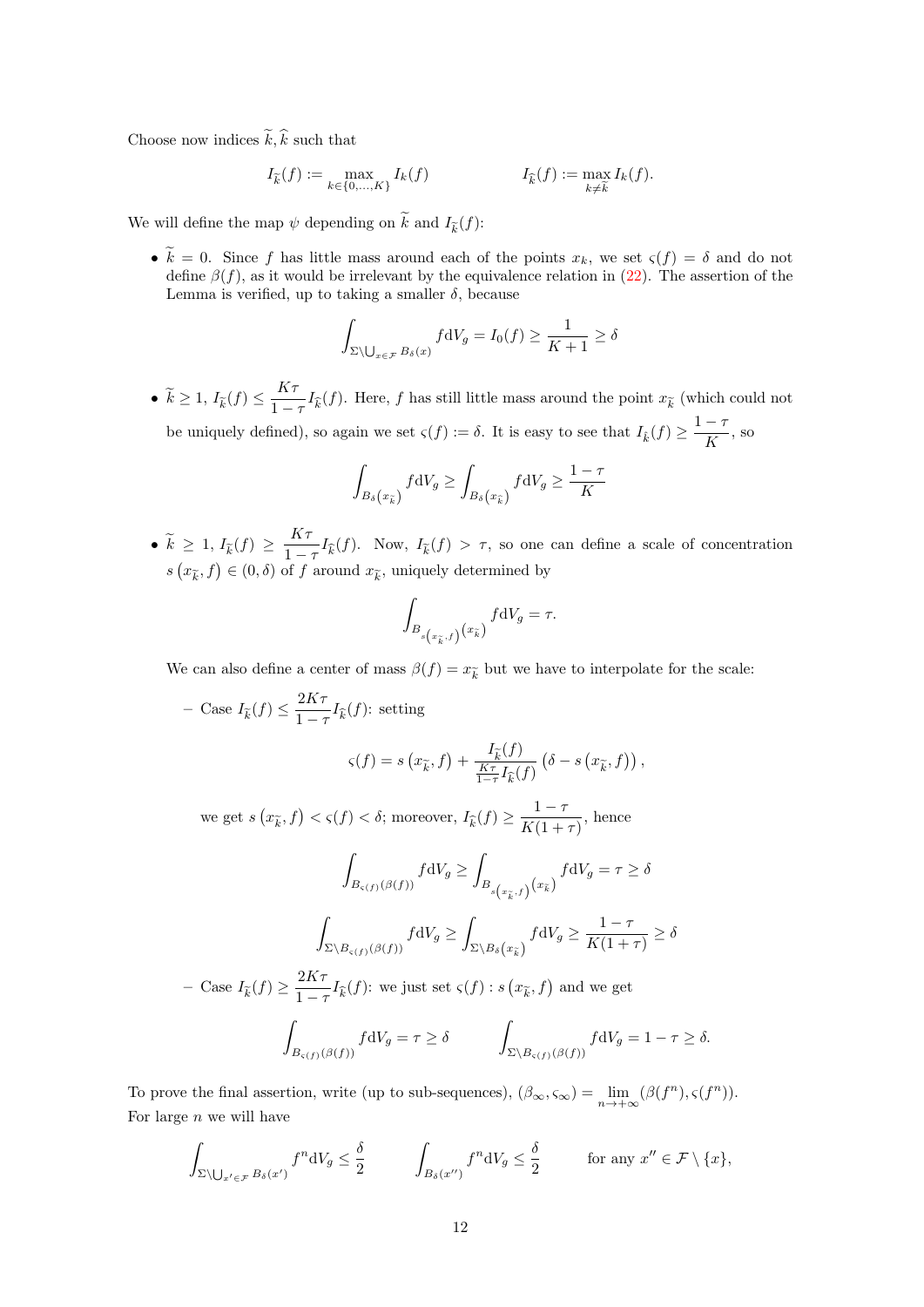Choose now indices $\widetilde{k}, \widehat{k}$ such that

$$I_{\widetilde{k}}(f) := \max_{k \in \{0,\dots,K\}} I_k(f) \qquad\qquad I_{\widehat{k}}(f) := \max_{k \neq \widetilde{k}} I_k(f).$$

We will define the map $\psi$ depending on $\widetilde{k}$ and $I_{\widetilde{k}}(f)$:

- $\widetilde{k} = 0$. Since $f$ has little mass around each of the points $x_k$, we set $\varsigma(f) = \delta$ and do not define $\beta(f)$, as it would be irrelevant by the equivalence relation in (22). The assertion of the Lemma is verified, up to taking a smaller $\delta$, because

$$\int_{\Sigma \setminus \bigcup_{x \in \mathcal{F}} B_\delta(x)} f \mathrm{d}V_g = I_0(f) \geq \frac{1}{K+1} \geq \delta$$

- $\widetilde{k} \geq 1$, $I_{\widetilde{k}}(f) \leq \dfrac{K\tau}{1-\tau} I_{\widehat{k}}(f)$. Here, $f$ has still little mass around the point $x_{\widetilde{k}}$ (which could not be uniquely defined), so again we set $\varsigma(f) := \delta$. It is easy to see that $I_{\widehat{k}}(f) \geq \dfrac{1-\tau}{K}$, so

$$\int_{B_\delta\left(x_{\widetilde{k}}\right)} f \mathrm{d}V_g \geq \int_{B_\delta\left(x_{\widehat{k}}\right)} f \mathrm{d}V_g \geq \frac{1-\tau}{K}$$

- $\widetilde{k} \geq 1$, $I_{\widetilde{k}}(f) \geq \dfrac{K\tau}{1-\tau} I_{\widehat{k}}(f)$. Now, $I_{\widetilde{k}}(f) > \tau$, so one can define a scale of concentration $s\left(x_{\widetilde{k}}, f\right) \in (0, \delta)$ of $f$ around $x_{\widetilde{k}}$, uniquely determined by

$$\int_{B_{s\left(x_{\widetilde{k}}, f\right)}\left(x_{\widetilde{k}}\right)} f \mathrm{d}V_g = \tau.$$

  We can also define a center of mass $\beta(f) = x_{\widetilde{k}}$ but we have to interpolate for the scale:

  - Case $I_{\widetilde{k}}(f) \leq \dfrac{2K\tau}{1-\tau} I_{\widehat{k}}(f)$: setting

$$\varsigma(f) = s\left(x_{\widetilde{k}}, f\right) + \frac{I_{\widetilde{k}}(f)}{\frac{K\tau}{1-\tau} I_{\widehat{k}}(f)} \left(\delta - s\left(x_{\widetilde{k}}, f\right)\right),$$

    we get $s\left(x_{\widetilde{k}}, f\right) < \varsigma(f) < \delta$; moreover, $I_{\widehat{k}}(f) \geq \dfrac{1-\tau}{K(1+\tau)}$, hence

$$\int_{B_{\varsigma(f)}(\beta(f))} f \mathrm{d}V_g \geq \int_{B_{s\left(x_{\widetilde{k}}, f\right)}\left(x_{\widetilde{k}}\right)} f \mathrm{d}V_g = \tau \geq \delta$$

$$\int_{\Sigma \setminus B_{\varsigma(f)}(\beta(f))} f \mathrm{d}V_g \geq \int_{\Sigma \setminus B_\delta\left(x_{\widetilde{k}}\right)} f \mathrm{d}V_g \geq \frac{1-\tau}{K(1+\tau)} \geq \delta$$

  - Case $I_{\widetilde{k}}(f) \geq \dfrac{2K\tau}{1-\tau} I_{\widehat{k}}(f)$: we just set $\varsigma(f) : s\left(x_{\widetilde{k}}, f\right)$ and we get

$$\int_{B_{\varsigma(f)}(\beta(f))} f \mathrm{d}V_g = \tau \geq \delta \qquad\qquad \int_{\Sigma \setminus B_{\varsigma(f)}(\beta(f))} f \mathrm{d}V_g = 1 - \tau \geq \delta.$$

To prove the final assertion, write (up to sub-sequences), $(\beta_\infty, \varsigma_\infty) = \lim_{n \to +\infty} (\beta(f^n), \varsigma(f^n))$. For large $n$ we will have

$$\int_{\Sigma \setminus \bigcup_{x' \in \mathcal{F}} B_\delta(x')} f^n \mathrm{d}V_g \leq \frac{\delta}{2} \qquad\qquad \int_{B_\delta(x'')} f^n \mathrm{d}V_g \leq \frac{\delta}{2} \qquad\qquad \text{for any } x'' \in \mathcal{F} \setminus \{x\},$$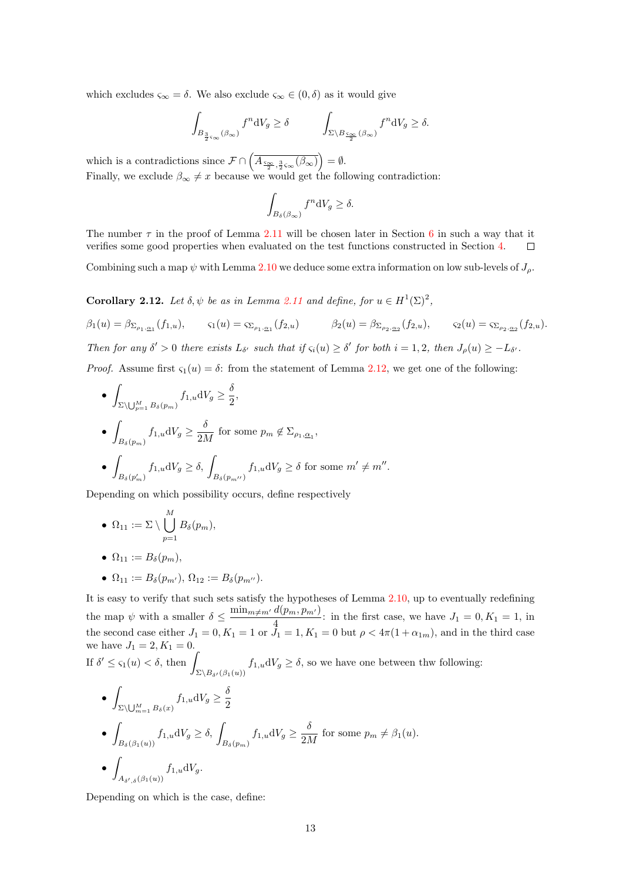which excludes $\varsigma_\infty = \delta$. We also exclude $\varsigma_\infty \in (0, \delta)$ as it would give

$$\int_{B_{\frac{3}{2}\varsigma_\infty}(\beta_\infty)} f^n \mathrm{d}V_g \geq \delta \qquad\qquad \int_{\Sigma \setminus B_{\frac{\varsigma_\infty}{2}}(\beta_\infty)} f^n \mathrm{d}V_g \geq \delta.$$

which is a contradictions since $\mathcal{F} \cap \left(\overline{A_{\frac{\varsigma_\infty}{2}, \frac{3}{2}\varsigma_\infty}(\beta_\infty)}\right) = \emptyset$.
Finally, we exclude $\beta_\infty \neq x$ because we would get the following contradiction:

$$\int_{B_\delta(\beta_\infty)} f^n \mathrm{d}V_g \geq \delta.$$

The number $\tau$ in the proof of Lemma 2.11 will be chosen later in Section 6 in such a way that it verifies some good properties when evaluated on the test functions constructed in Section 4. $\square$

Combining such a map $\psi$ with Lemma 2.10 we deduce some extra information on low sub-levels of $J_\rho$.

**Corollary 2.12.** *Let $\delta, \psi$ be as in Lemma 2.11 and define, for $u \in H^1(\Sigma)^2$,*

$$\beta_1(u) = \beta_{\Sigma_{\rho_1, \underline{\alpha}_1}}(f_{1,u}), \qquad \varsigma_1(u) = \varsigma_{\Sigma_{\rho_1, \underline{\alpha}_1}}(f_{2,u}) \qquad \beta_2(u) = \beta_{\Sigma_{\rho_2, \underline{\alpha}_2}}(f_{2,u}), \qquad \varsigma_2(u) = \varsigma_{\Sigma_{\rho_2, \underline{\alpha}_2}}(f_{2,u}).$$

*Then for any $\delta' > 0$ there exists $L_{\delta'}$ such that if $\varsigma_i(u) \geq \delta'$ for both $i = 1, 2$, then $J_\rho(u) \geq -L_{\delta'}$.*

*Proof.* Assume first $\varsigma_1(u) = \delta$: from the statement of Lemma 2.12, we get one of the following:

- $\displaystyle\int_{\Sigma \setminus \bigcup_{p=1}^M B_\delta(p_m)} f_{1,u} \mathrm{d}V_g \geq \frac{\delta}{2}$,
- $\displaystyle\int_{B_\delta(p_m)} f_{1,u} \mathrm{d}V_g \geq \frac{\delta}{2M}$ for some $p_m \notin \Sigma_{\rho_1, \underline{\alpha}_1}$,
- $\displaystyle\int_{B_\delta(p'_m)} f_{1,u} \mathrm{d}V_g \geq \delta, \int_{B_\delta(p_{m''})} f_{1,u} \mathrm{d}V_g \geq \delta$ for some $m' \neq m''$.

Depending on which possibility occurs, define respectively

- $\Omega_{11} := \Sigma \setminus \displaystyle\bigcup_{p=1}^M B_\delta(p_m)$,
- $\Omega_{11} := B_\delta(p_m)$,
- $\Omega_{11} := B_\delta(p_{m'})$, $\Omega_{12} := B_\delta(p_{m''})$.

It is easy to verify that such sets satisfy the hypotheses of Lemma 2.10, up to eventually redefining the map $\psi$ with a smaller $\delta \leq \dfrac{\min_{m \neq m'} d(p_m, p_{m'})}{4}$: in the first case, we have $J_1 = 0, K_1 = 1$, in the second case either $J_1 = 0, K_1 = 1$ or $J_1 = 1, K_1 = 0$ but $\rho < 4\pi(1 + \alpha_{1m})$, and in the third case we have $J_1 = 2, K_1 = 0$.
If $\delta' \leq \varsigma_1(u) < \delta$, then $\displaystyle\int_{\Sigma \setminus B_{\delta'}(\beta_1(u))} f_{1,u} \mathrm{d}V_g \geq \delta$, so we have one between thw following:

- $\displaystyle\int_{\Sigma \setminus \bigcup_{m=1}^M B_\delta(x)} f_{1,u} \mathrm{d}V_g \geq \frac{\delta}{2}$
- $\displaystyle\int_{B_\delta(\beta_1(u))} f_{1,u} \mathrm{d}V_g \geq \delta, \int_{B_\delta(p_m)} f_{1,u} \mathrm{d}V_g \geq \frac{\delta}{2M}$ for some $p_m \neq \beta_1(u)$.
- $\displaystyle\int_{A_{\delta', \delta}(\beta_1(u))} f_{1,u} \mathrm{d}V_g$.

Depending on which is the case, define: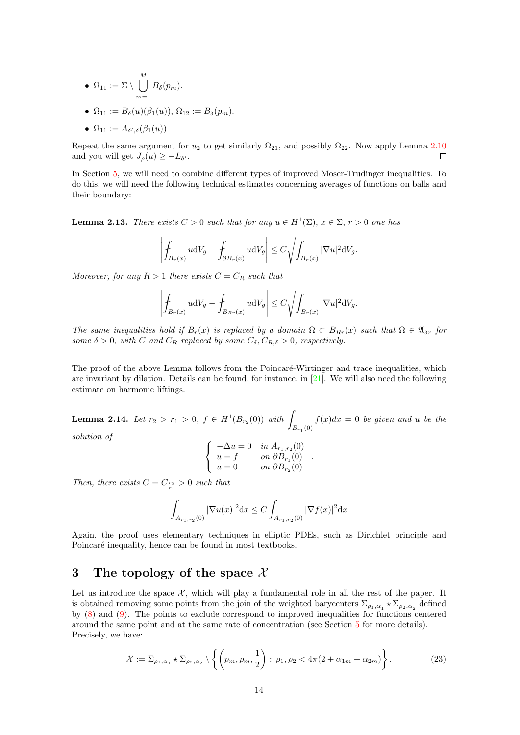- $\Omega_{11} := \Sigma \setminus \bigcup_{m=1}^{M} B_\delta(p_m)$.
- $\Omega_{11} := B_\delta(u)(\beta_1(u))$, $\Omega_{12} := B_\delta(p_m)$.
- $\Omega_{11} := A_{\delta',\delta}(\beta_1(u))$

Repeat the same argument for $u_2$ to get similarly $\Omega_{21}$, and possibly $\Omega_{22}$. Now apply Lemma 2.10 and you will get $J_\rho(u) \geq -L_{\delta'}$. $\square$

In Section 5, we will need to combine different types of improved Moser-Trudinger inequalities. To do this, we will need the following technical estimates concerning averages of functions on balls and their boundary:

**Lemma 2.13.** *There exists $C > 0$ such that for any $u \in H^1(\Sigma)$, $x \in \Sigma$, $r > 0$ one has*

$$\left| \fint_{B_r(x)} u \mathrm{d}V_g - \fint_{\partial B_r(x)} u \mathrm{d}V_g \right| \leq C \sqrt{\int_{B_r(x)} |\nabla u|^2 \mathrm{d}V_g}.$$

*Moreover, for any $R > 1$ there exists $C = C_R$ such that*

$$\left| \fint_{B_r(x)} u \mathrm{d}V_g - \fint_{B_{Rr}(x)} u \mathrm{d}V_g \right| \leq C \sqrt{\int_{B_r(x)} |\nabla u|^2 \mathrm{d}V_g}.$$

*The same inequalities hold if $B_r(x)$ is replaced by a domain $\Omega \subset B_{Rr}(x)$ such that $\Omega \in \mathfrak{A}_{\delta r}$ for some $\delta > 0$, with $C$ and $C_R$ replaced by some $C_\delta, C_{R,\delta} > 0$, respectively.*

The proof of the above Lemma follows from the Poincaré-Wirtinger and trace inequalities, which are invariant by dilation. Details can be found, for instance, in [21]. We will also need the following estimate on harmonic liftings.

**Lemma 2.14.** *Let $r_2 > r_1 > 0$, $f \in H^1(B_{r_2}(0))$ with $\int_{B_{r_1}(0)} f(x)dx = 0$ be given and $u$ be the solution of*

$$\begin{cases} -\Delta u = 0 & \text{in } A_{r_1,r_2}(0) \\ u = f & \text{on } \partial B_{r_1}(0) \\ u = 0 & \text{on } \partial B_{r_2}(0) \end{cases}.$$

*Then, there exists $C = C_{\frac{r_2}{r_1}} > 0$ such that*

$$\int_{A_{r_1,r_2}(0)} |\nabla u(x)|^2 \mathrm{d}x \leq C \int_{A_{r_1,r_2}(0)} |\nabla f(x)|^2 \mathrm{d}x$$

Again, the proof uses elementary techniques in elliptic PDEs, such as Dirichlet principle and Poincaré inequality, hence can be found in most textbooks.

# 3 The topology of the space $\mathcal{X}$

Let us introduce the space $\mathcal{X}$, which will play a fundamental role in all the rest of the paper. It is obtained removing some points from the join of the weighted barycenters $\Sigma_{\rho_1,\underline{\alpha}_1} \star \Sigma_{\rho_2,\underline{\alpha}_2}$ defined by (8) and (9). The points to exclude correspond to improved inequalities for functions centered around the same point and at the same rate of concentration (see Section 5 for more details). Precisely, we have:

$$\mathcal{X} := \Sigma_{\rho_1,\underline{\alpha}_1} \star \Sigma_{\rho_2,\underline{\alpha}_2} \setminus \left\{ \left( p_m, p_m, \frac{1}{2} \right) : \rho_1, \rho_2 < 4\pi(2 + \alpha_{1m} + \alpha_{2m}) \right\}. \tag{23}$$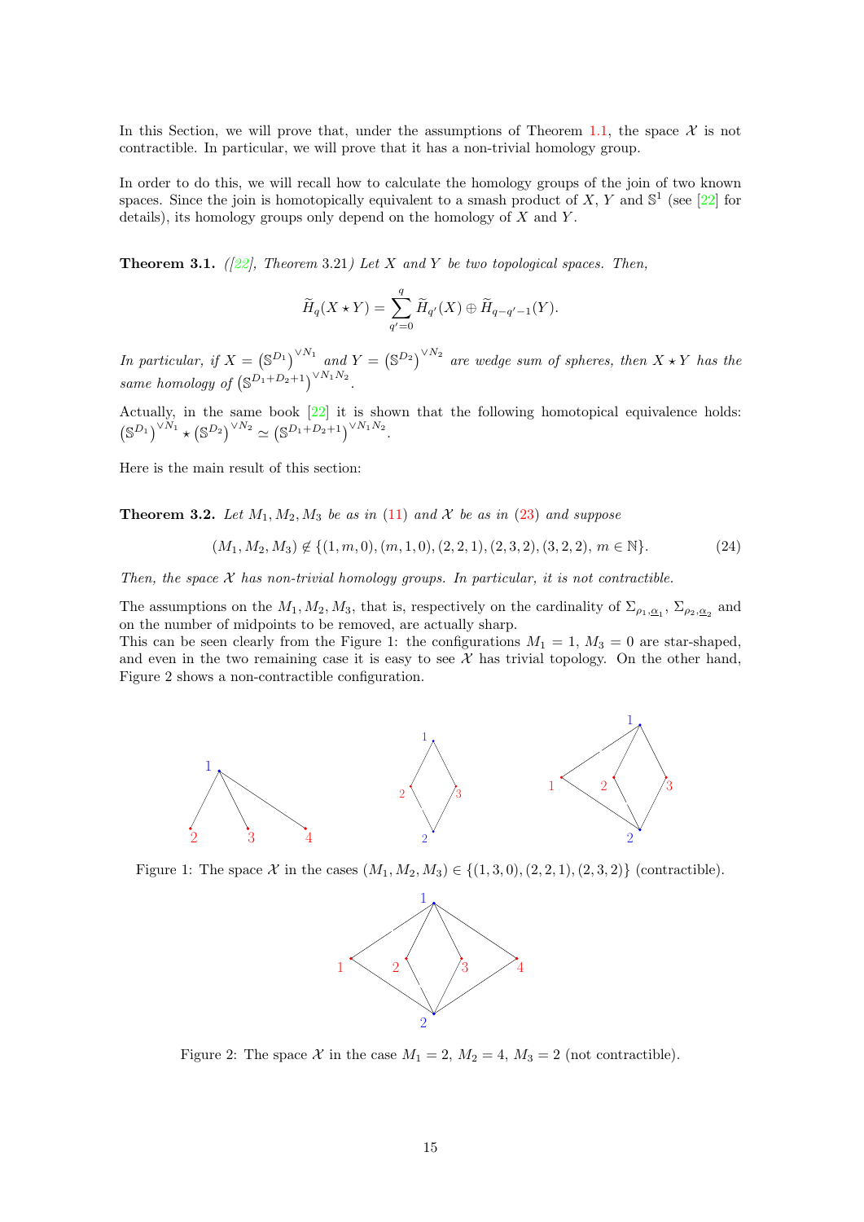In this Section, we will prove that, under the assumptions of Theorem 1.1, the space $\mathcal{X}$ is not contractible. In particular, we will prove that it has a non-trivial homology group.

In order to do this, we will recall how to calculate the homology groups of the join of two known spaces. Since the join is homotopically equivalent to a smash product of $X$, $Y$ and $\mathbb{S}^1$ (see [22] for details), its homology groups only depend on the homology of $X$ and $Y$.

**Theorem 3.1.** *([22], Theorem 3.21) Let $X$ and $Y$ be two topological spaces. Then,*

$$\widetilde{H}_q(X \star Y) = \sum_{q'=0}^{q} \widetilde{H}_{q'}(X) \oplus \widetilde{H}_{q-q'-1}(Y).$$

*In particular, if $X = \left(\mathbb{S}^{D_1}\right)^{\vee N_1}$ and $Y = \left(\mathbb{S}^{D_2}\right)^{\vee N_2}$ are wedge sum of spheres, then $X \star Y$ has the same homology of $\left(\mathbb{S}^{D_1+D_2+1}\right)^{\vee N_1 N_2}$.*

Actually, in the same book [22] it is shown that the following homotopical equivalence holds: $\left(\mathbb{S}^{D_1}\right)^{\vee N_1} \star \left(\mathbb{S}^{D_2}\right)^{\vee N_2} \simeq \left(\mathbb{S}^{D_1+D_2+1}\right)^{\vee N_1 N_2}$.

Here is the main result of this section:

**Theorem 3.2.** *Let $M_1, M_2, M_3$ be as in (11) and $\mathcal{X}$ be as in (23) and suppose*

$$(M_1, M_2, M_3) \notin \{(1, m, 0), (m, 1, 0), (2, 2, 1), (2, 3, 2), (3, 2, 2),\ m \in \mathbb{N}\}. \tag{24}$$

*Then, the space $\mathcal{X}$ has non-trivial homology groups. In particular, it is not contractible.*

The assumptions on the $M_1, M_2, M_3$, that is, respectively on the cardinality of $\Sigma_{\rho_1, \underline{\alpha}_1}$, $\Sigma_{\rho_2, \underline{\alpha}_2}$ and on the number of midpoints to be removed, are actually sharp.
This can be seen clearly from the Figure 1: the configurations $M_1 = 1$, $M_3 = 0$ are star-shaped, and even in the two remaining case it is easy to see $\mathcal{X}$ has trivial topology. On the other hand, Figure 2 shows a non-contractible configuration.

Figure 1: The space $\mathcal{X}$ in the cases $(M_1, M_2, M_3) \in \{(1, 3, 0), (2, 2, 1), (2, 3, 2)\}$ (contractible).

Figure 2: The space $\mathcal{X}$ in the case $M_1 = 2$, $M_2 = 4$, $M_3 = 2$ (not contractible).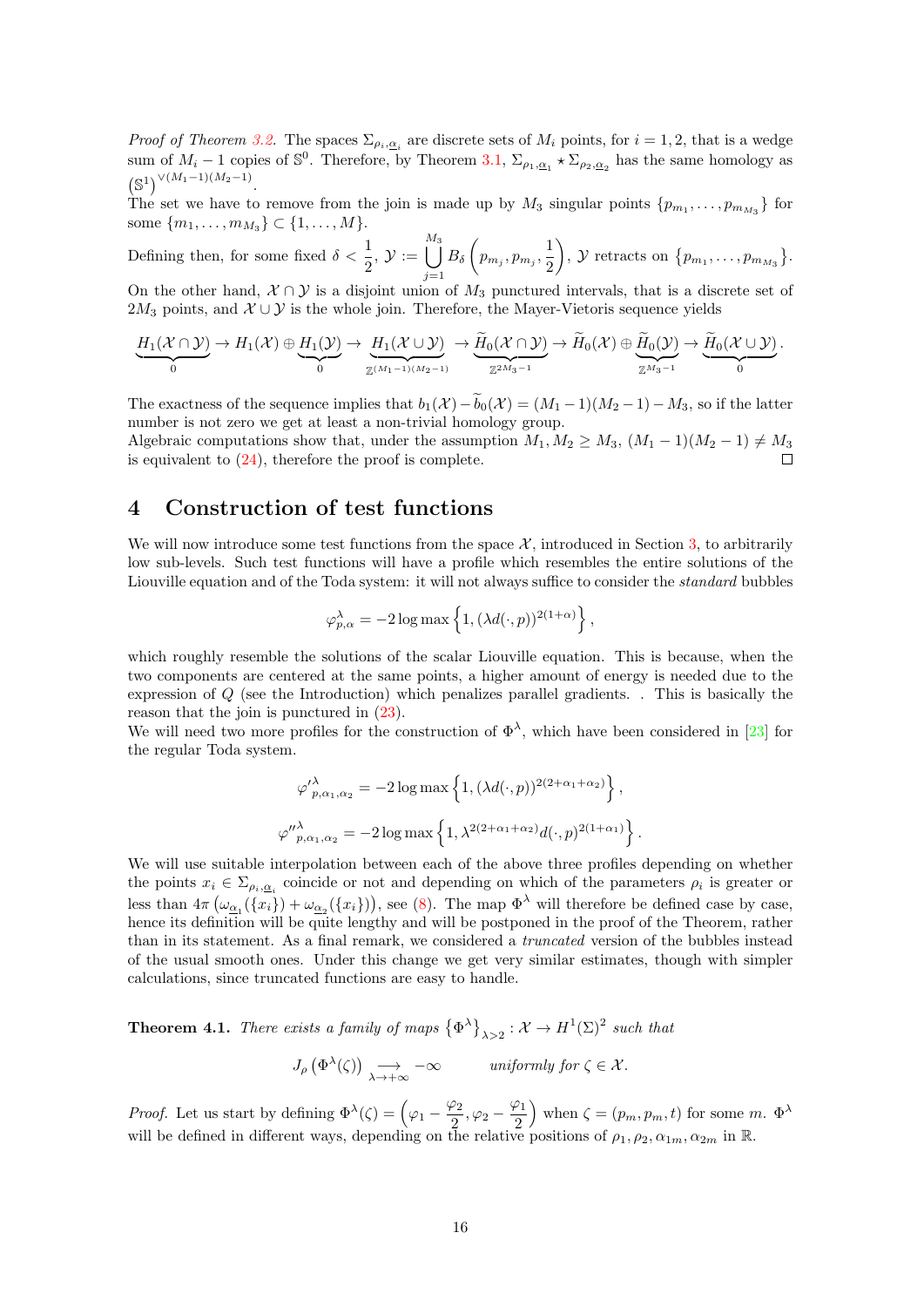*Proof of Theorem 3.2.* The spaces $\Sigma_{\rho_i,\underline{\alpha}_i}$ are discrete sets of $M_i$ points, for $i=1,2$, that is a wedge sum of $M_i-1$ copies of $\mathbb{S}^0$. Therefore, by Theorem 3.1, $\Sigma_{\rho_1,\underline{\alpha}_1}\star\Sigma_{\rho_2,\underline{\alpha}_2}$ has the same homology as $\left(\mathbb{S}^1\right)^{\vee(M_1-1)(M_2-1)}$.
The set we have to remove from the join is made up by $M_3$ singular points $\{p_{m_1},\dots,p_{m_{M_3}}\}$ for some $\{m_1,\dots,m_{M_3}\}\subset\{1,\dots,M\}$.
Defining then, for some fixed $\delta<\frac{1}{2}$, $\mathcal{Y}:=\bigcup_{j=1}^{M_3}B_\delta\left(p_{m_j},p_{m_j},\frac{1}{2}\right)$, $\mathcal{Y}$ retracts on $\{p_{m_1},\dots,p_{m_{M_3}}\}$.
On the other hand, $\mathcal{X}\cap\mathcal{Y}$ is a disjoint union of $M_3$ punctured intervals, that is a discrete set of $2M_3$ points, and $\mathcal{X}\cup\mathcal{Y}$ is the whole join. Therefore, the Mayer-Vietoris sequence yields

$$\underbrace{H_1(\mathcal{X}\cap\mathcal{Y})}_{0}\to H_1(\mathcal{X})\oplus\underbrace{H_1(\mathcal{Y})}_{0}\to\underbrace{H_1(\mathcal{X}\cup\mathcal{Y})}_{\mathbb{Z}^{(M_1-1)(M_2-1)}}\to\underbrace{\widetilde{H}_0(\mathcal{X}\cap\mathcal{Y})}_{\mathbb{Z}^{2M_3-1}}\to\widetilde{H}_0(\mathcal{X})\oplus\underbrace{\widetilde{H}_0(\mathcal{Y})}_{\mathbb{Z}^{M_3-1}}\to\underbrace{\widetilde{H}_0(\mathcal{X}\cup\mathcal{Y})}_{0}.$$

The exactness of the sequence implies that $b_1(\mathcal{X})-\widetilde{b}_0(\mathcal{X})=(M_1-1)(M_2-1)-M_3$, so if the latter number is not zero we get at least a non-trivial homology group.
Algebraic computations show that, under the assumption $M_1,M_2\geq M_3$, $(M_1-1)(M_2-1)\neq M_3$ is equivalent to (24), therefore the proof is complete. ∎

## 4 Construction of test functions

We will now introduce some test functions from the space $\mathcal{X}$, introduced in Section 3, to arbitrarily low sub-levels. Such test functions will have a profile which resembles the entire solutions of the Liouville equation and of the Toda system: it will not always suffice to consider the *standard* bubbles

$$\varphi^\lambda_{p,\alpha}=-2\log\max\left\{1,(\lambda d(\cdot,p))^{2(1+\alpha)}\right\},$$

which roughly resemble the solutions of the scalar Liouville equation. This is because, when the two components are centered at the same points, a higher amount of energy is needed due to the expression of $Q$ (see the Introduction) which penalizes parallel gradients. . This is basically the reason that the join is punctured in (23).
We will need two more profiles for the construction of $\Phi^\lambda$, which have been considered in [23] for the regular Toda system.

$${\varphi'}^\lambda_{p,\alpha_1,\alpha_2}=-2\log\max\left\{1,(\lambda d(\cdot,p))^{2(2+\alpha_1+\alpha_2)}\right\},$$

$${\varphi''}^\lambda_{p,\alpha_1,\alpha_2}=-2\log\max\left\{1,\lambda^{2(2+\alpha_1+\alpha_2)}d(\cdot,p)^{2(1+\alpha_1)}\right\}.$$

We will use suitable interpolation between each of the above three profiles depending on whether the points $x_i\in\Sigma_{\rho_i,\underline{\alpha}_i}$ coincide or not and depending on which of the parameters $\rho_i$ is greater or less than $4\pi\left(\omega_{\underline{\alpha}_1}(\{x_i\})+\omega_{\underline{\alpha}_2}(\{x_i\})\right)$, see (8). The map $\Phi^\lambda$ will therefore be defined case by case, hence its definition will be quite lengthy and will be postponed in the proof of the Theorem, rather than in its statement. As a final remark, we considered a *truncated* version of the bubbles instead of the usual smooth ones. Under this change we get very similar estimates, though with simpler calculations, since truncated functions are easy to handle.

**Theorem 4.1.** *There exists a family of maps* $\left\{\Phi^\lambda\right\}_{\lambda>2}:\mathcal{X}\to H^1(\Sigma)^2$ *such that*

$$J_\rho\left(\Phi^\lambda(\zeta)\right)\underset{\lambda\to+\infty}{\longrightarrow}-\infty\qquad\textit{uniformly for }\zeta\in\mathcal{X}.$$

*Proof.* Let us start by defining $\Phi^\lambda(\zeta)=\left(\varphi_1-\frac{\varphi_2}{2},\varphi_2-\frac{\varphi_1}{2}\right)$ when $\zeta=(p_m,p_m,t)$ for some $m$. $\Phi^\lambda$ will be defined in different ways, depending on the relative positions of $\rho_1,\rho_2,\alpha_{1m},\alpha_{2m}$ in $\mathbb{R}$.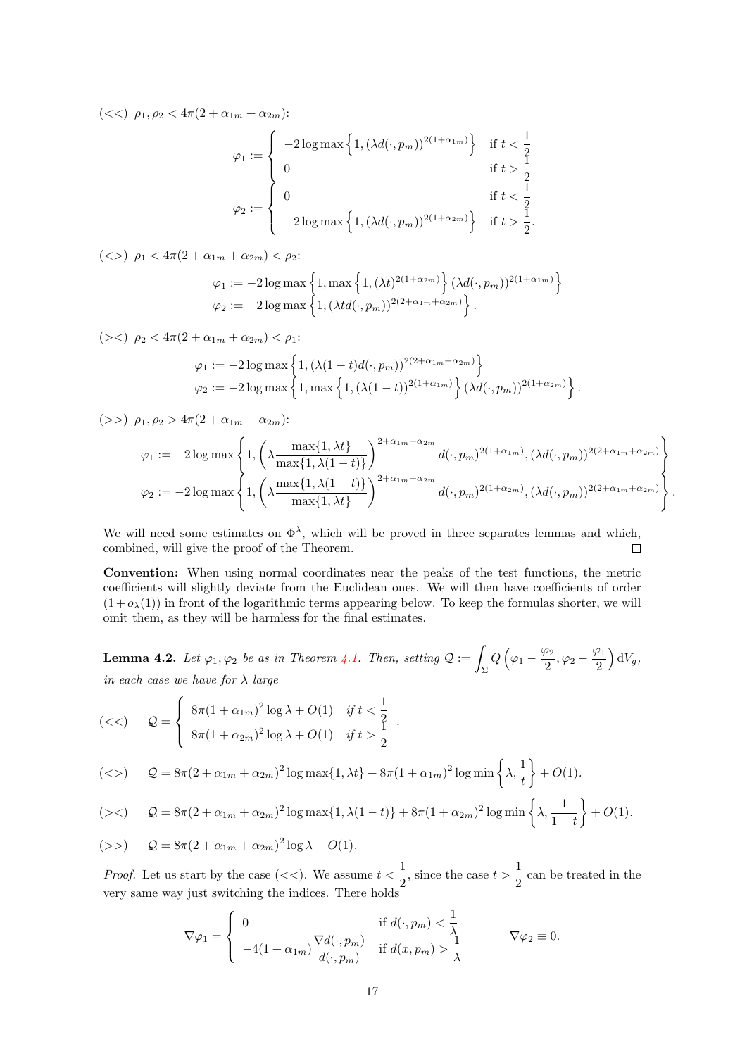$(<<)$ $\rho_1, \rho_2 < 4\pi(2+\alpha_{1m}+\alpha_{2m})$:

$$
\varphi_1 := \begin{cases} -2\log\max\left\{1, (\lambda d(\cdot,p_m))^{2(1+\alpha_{1m})}\right\} & \text{if } t < \frac{1}{2} \\ 0 & \text{if } t > \frac{1}{2} \end{cases}
$$
$$
\varphi_2 := \begin{cases} 0 & \text{if } t < \frac{1}{2} \\ -2\log\max\left\{1, (\lambda d(\cdot,p_m))^{2(1+\alpha_{2m})}\right\} & \text{if } t > \frac{1}{2}. \end{cases}
$$

$(<>)$ $\rho_1 < 4\pi(2+\alpha_{1m}+\alpha_{2m}) < \rho_2$:

$$
\begin{aligned}
\varphi_1 &:= -2\log\max\left\{1, \max\left\{1, (\lambda t)^{2(1+\alpha_{2m})}\right\}(\lambda d(\cdot,p_m))^{2(1+\alpha_{1m})}\right\} \\
\varphi_2 &:= -2\log\max\left\{1, (\lambda t d(\cdot,p_m))^{2(2+\alpha_{1m}+\alpha_{2m})}\right\}.
\end{aligned}
$$

$(><)$ $\rho_2 < 4\pi(2+\alpha_{1m}+\alpha_{2m}) < \rho_1$:

$$
\begin{aligned}
\varphi_1 &:= -2\log\max\left\{1, (\lambda(1-t) d(\cdot,p_m))^{2(2+\alpha_{1m}+\alpha_{2m})}\right\} \\
\varphi_2 &:= -2\log\max\left\{1, \max\left\{1, (\lambda(1-t))^{2(1+\alpha_{1m})}\right\}(\lambda d(\cdot,p_m))^{2(1+\alpha_{2m})}\right\}.
\end{aligned}
$$

$(>>)$ $\rho_1, \rho_2 > 4\pi(2+\alpha_{1m}+\alpha_{2m})$:

$$
\begin{aligned}
\varphi_1 &:= -2\log\max\left\{1, \left(\lambda\frac{\max\{1,\lambda t\}}{\max\{1,\lambda(1-t)\}}\right)^{2+\alpha_{1m}+\alpha_{2m}} d(\cdot,p_m)^{2(1+\alpha_{1m})}, (\lambda d(\cdot,p_m))^{2(2+\alpha_{1m}+\alpha_{2m})}\right\} \\
\varphi_2 &:= -2\log\max\left\{1, \left(\lambda\frac{\max\{1,\lambda(1-t)\}}{\max\{1,\lambda t\}}\right)^{2+\alpha_{1m}+\alpha_{2m}} d(\cdot,p_m)^{2(1+\alpha_{2m})}, (\lambda d(\cdot,p_m))^{2(2+\alpha_{1m}+\alpha_{2m})}\right\}.
\end{aligned}
$$

We will need some estimates on $\Phi^\lambda$, which will be proved in three separates lemmas and which, combined, will give the proof of the Theorem. $\square$

**Convention:** When using normal coordinates near the peaks of the test functions, the metric coefficients will slightly deviate from the Euclidean ones. We will then have coefficients of order $(1+o_\lambda(1))$ in front of the logarithmic terms appearing below. To keep the formulas shorter, we will omit them, as they will be harmless for the final estimates.

**Lemma 4.2.** *Let $\varphi_1, \varphi_2$ be as in Theorem 4.1. Then, setting $\mathcal{Q} := \int_\Sigma Q\left(\varphi_1 - \frac{\varphi_2}{2}, \varphi_2 - \frac{\varphi_1}{2}\right)\mathrm{d}V_g$, in each case we have for $\lambda$ large*

$$
(<<) \qquad \mathcal{Q} = \begin{cases} 8\pi(1+\alpha_{1m})^2\log\lambda + O(1) & \text{if } t < \frac{1}{2} \\ 8\pi(1+\alpha_{2m})^2\log\lambda + O(1) & \text{if } t > \frac{1}{2} \end{cases}.
$$

$$
(<>) \qquad \mathcal{Q} = 8\pi(2+\alpha_{1m}+\alpha_{2m})^2\log\max\{1,\lambda t\} + 8\pi(1+\alpha_{1m})^2\log\min\left\{\lambda, \frac{1}{t}\right\} + O(1).
$$

$$
(><) \qquad \mathcal{Q} = 8\pi(2+\alpha_{1m}+\alpha_{2m})^2\log\max\{1,\lambda(1-t)\} + 8\pi(1+\alpha_{2m})^2\log\min\left\{\lambda, \frac{1}{1-t}\right\} + O(1).
$$

$$
(>>) \qquad \mathcal{Q} = 8\pi(2+\alpha_{1m}+\alpha_{2m})^2\log\lambda + O(1).
$$

*Proof.* Let us start by the case $(<<)$. We assume $t < \frac{1}{2}$, since the case $t > \frac{1}{2}$ can be treated in the very same way just switching the indices. There holds

$$
\nabla\varphi_1 = \begin{cases} 0 & \text{if } d(\cdot,p_m) < \frac{1}{\lambda} \\ -4(1+\alpha_{1m})\frac{\nabla d(\cdot,p_m)}{d(\cdot,p_m)} & \text{if } d(x,p_m) > \frac{1}{\lambda} \end{cases} \qquad \nabla\varphi_2 \equiv 0.
$$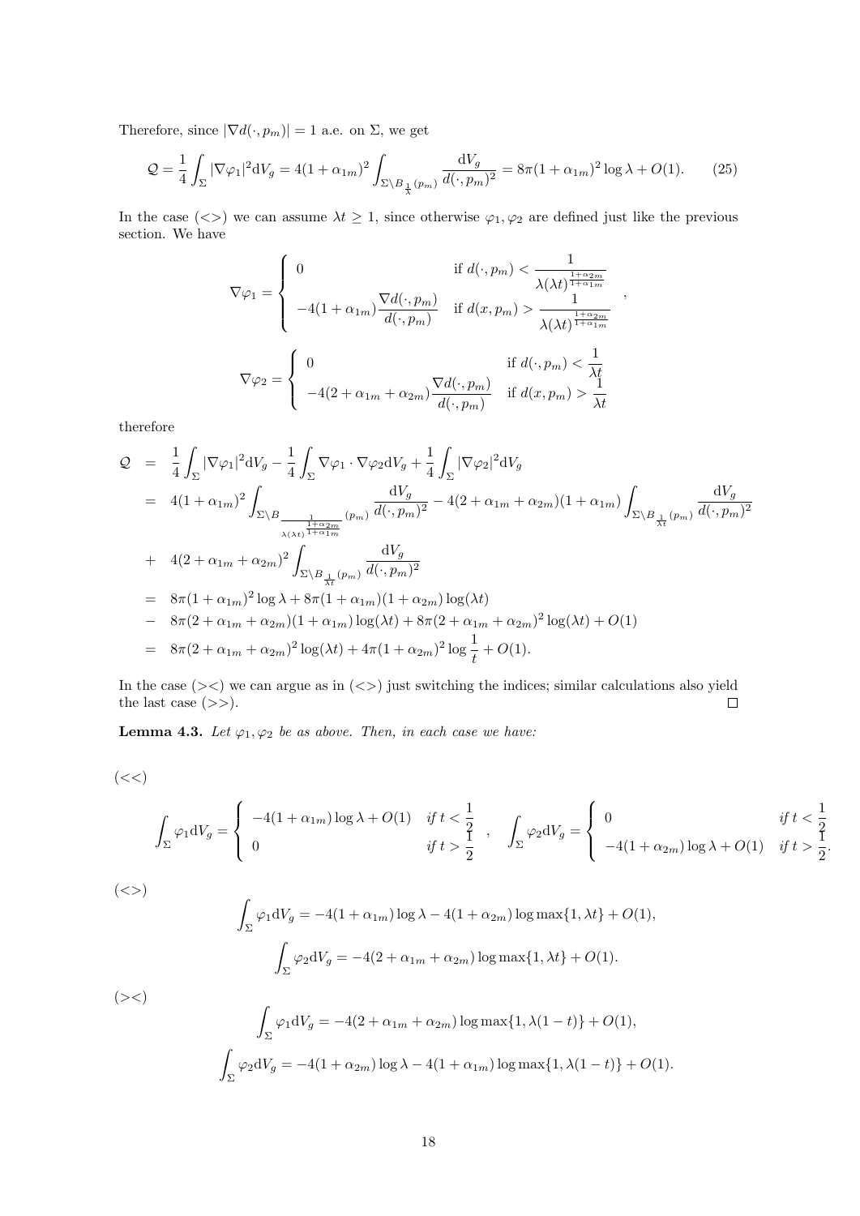Therefore, since $|\nabla d(\cdot, p_m)| = 1$ a.e. on $\Sigma$, we get

$$\mathcal{Q} = \frac{1}{4}\int_\Sigma |\nabla\varphi_1|^2 \mathrm{d}V_g = 4(1+\alpha_{1m})^2 \int_{\Sigma\setminus B_{\frac{1}{\lambda}}(p_m)} \frac{\mathrm{d}V_g}{d(\cdot,p_m)^2} = 8\pi(1+\alpha_{1m})^2\log\lambda + O(1). \tag{25}$$

In the case $(<>)$ we can assume $\lambda t \geq 1$, since otherwise $\varphi_1, \varphi_2$ are defined just like the previous section. We have

$$\nabla\varphi_1 = \begin{cases} 0 & \text{if } d(\cdot,p_m) < \dfrac{1}{\lambda(\lambda t)^{\frac{1+\alpha_{2m}}{1+\alpha_{1m}}}} \\ -4(1+\alpha_{1m})\dfrac{\nabla d(\cdot,p_m)}{d(\cdot,p_m)} & \text{if } d(x,p_m) > \dfrac{1}{\lambda(\lambda t)^{\frac{1+\alpha_{2m}}{1+\alpha_{1m}}}} \end{cases},$$

$$\nabla\varphi_2 = \begin{cases} 0 & \text{if } d(\cdot,p_m) < \dfrac{1}{\lambda t} \\ -4(2+\alpha_{1m}+\alpha_{2m})\dfrac{\nabla d(\cdot,p_m)}{d(\cdot,p_m)} & \text{if } d(x,p_m) > \dfrac{1}{\lambda t} \end{cases}$$

therefore

$$\begin{aligned}
\mathcal{Q} &= \frac{1}{4}\int_\Sigma |\nabla\varphi_1|^2\mathrm{d}V_g - \frac{1}{4}\int_\Sigma \nabla\varphi_1\cdot\nabla\varphi_2 \mathrm{d}V_g + \frac{1}{4}\int_\Sigma|\nabla\varphi_2|^2\mathrm{d}V_g \\
&= 4(1+\alpha_{1m})^2\int_{\Sigma\setminus B_{\frac{1}{\lambda(\lambda t)^{\frac{1+\alpha_{2m}}{1+\alpha_{1m}}}}}(p_m)} \frac{\mathrm{d}V_g}{d(\cdot,p_m)^2} - 4(2+\alpha_{1m}+\alpha_{2m})(1+\alpha_{1m})\int_{\Sigma\setminus B_{\frac{1}{\lambda t}}(p_m)}\frac{\mathrm{d}V_g}{d(\cdot,p_m)^2} \\
&+ 4(2+\alpha_{1m}+\alpha_{2m})^2\int_{\Sigma\setminus B_{\frac{1}{\lambda t}}(p_m)}\frac{\mathrm{d}V_g}{d(\cdot,p_m)^2} \\
&= 8\pi(1+\alpha_{1m})^2\log\lambda + 8\pi(1+\alpha_{1m})(1+\alpha_{2m})\log(\lambda t) \\
&- 8\pi(2+\alpha_{1m}+\alpha_{2m})(1+\alpha_{1m})\log(\lambda t) + 8\pi(2+\alpha_{1m}+\alpha_{2m})^2\log(\lambda t) + O(1) \\
&= 8\pi(2+\alpha_{1m}+\alpha_{2m})^2\log(\lambda t) + 4\pi(1+\alpha_{2m})^2\log\frac{1}{t} + O(1).
\end{aligned}$$

In the case $(><)$ we can argue as in $(<>)$ just switching the indices; similar calculations also yield the last case $(>>)$. $\square$

**Lemma 4.3.** *Let $\varphi_1, \varphi_2$ be as above. Then, in each case we have:*

$(<<)$

$$\int_\Sigma \varphi_1 \mathrm{d}V_g = \begin{cases} -4(1+\alpha_{1m})\log\lambda + O(1) & \text{if } t < \dfrac{1}{2} \\ 0 & \text{if } t > \dfrac{1}{2} \end{cases}, \quad \int_\Sigma \varphi_2 \mathrm{d}V_g = \begin{cases} 0 & \text{if } t < \dfrac{1}{2} \\ -4(1+\alpha_{2m})\log\lambda + O(1) & \text{if } t > \dfrac{1}{2}. \end{cases}$$

$(<>)$

$$\int_\Sigma \varphi_1 \mathrm{d}V_g = -4(1+\alpha_{1m})\log\lambda - 4(1+\alpha_{2m})\log\max\{1,\lambda t\} + O(1),$$

$$\int_\Sigma \varphi_2 \mathrm{d}V_g = -4(2+\alpha_{1m}+\alpha_{2m})\log\max\{1,\lambda t\} + O(1).$$

$(><)$

$$\int_\Sigma \varphi_1 \mathrm{d}V_g = -4(2+\alpha_{1m}+\alpha_{2m})\log\max\{1,\lambda(1-t)\} + O(1),$$

$$\int_\Sigma \varphi_2 \mathrm{d}V_g = -4(1+\alpha_{2m})\log\lambda - 4(1+\alpha_{1m})\log\max\{1,\lambda(1-t)\} + O(1).$$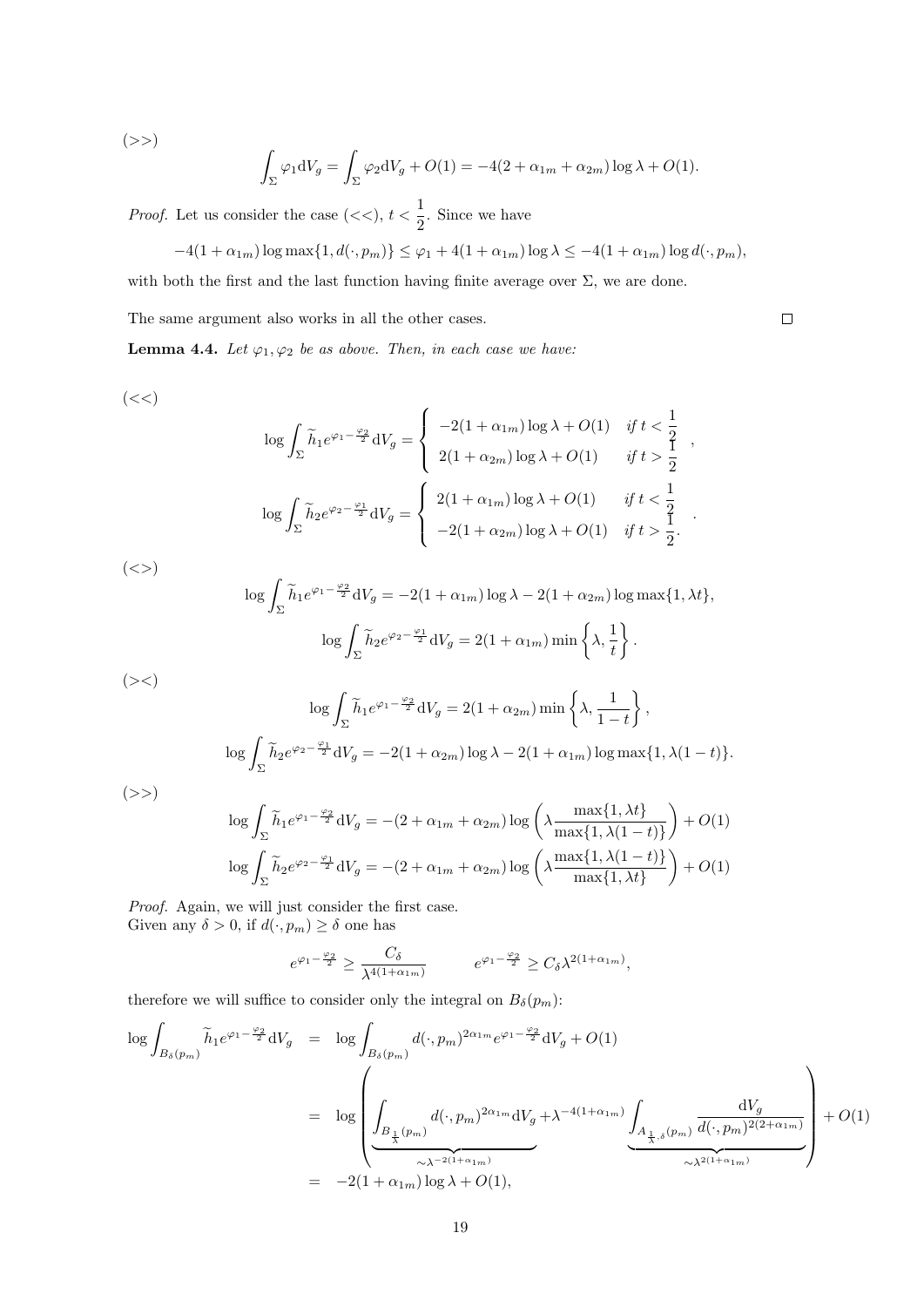$(>>)$

$$\int_\Sigma \varphi_1 \mathrm{d}V_g = \int_\Sigma \varphi_2 \mathrm{d}V_g + O(1) = -4(2+\alpha_{1m}+\alpha_{2m})\log\lambda + O(1).$$

*Proof.* Let us consider the case $(<<)$, $t<\frac{1}{2}$. Since we have

$$-4(1+\alpha_{1m})\log\max\{1,d(\cdot,p_m)\} \le \varphi_1 + 4(1+\alpha_{1m})\log\lambda \le -4(1+\alpha_{1m})\log d(\cdot,p_m),$$

with both the first and the last function having finite average over $\Sigma$, we are done.

The same argument also works in all the other cases. $\square$

**Lemma 4.4.** *Let $\varphi_1, \varphi_2$ be as above. Then, in each case we have:*

$(<<)$

$$\log\int_\Sigma \widetilde{h}_1 e^{\varphi_1 - \frac{\varphi_2}{2}}\mathrm{d}V_g = \begin{cases} -2(1+\alpha_{1m})\log\lambda + O(1) & \text{if } t<\frac{1}{2} \\ 2(1+\alpha_{2m})\log\lambda + O(1) & \text{if } t>\frac{1}{2} \end{cases},$$

$$\log\int_\Sigma \widetilde{h}_2 e^{\varphi_2 - \frac{\varphi_1}{2}}\mathrm{d}V_g = \begin{cases} 2(1+\alpha_{1m})\log\lambda + O(1) & \text{if } t<\frac{1}{2} \\ -2(1+\alpha_{2m})\log\lambda + O(1) & \text{if } t>\frac{1}{2}. \end{cases}.$$

$(<>)$

$$\log\int_\Sigma \widetilde{h}_1 e^{\varphi_1 - \frac{\varphi_2}{2}}\mathrm{d}V_g = -2(1+\alpha_{1m})\log\lambda - 2(1+\alpha_{2m})\log\max\{1,\lambda t\},$$

$$\log\int_\Sigma \widetilde{h}_2 e^{\varphi_2 - \frac{\varphi_1}{2}}\mathrm{d}V_g = 2(1+\alpha_{1m})\min\left\{\lambda,\frac{1}{t}\right\}.$$

$(><)$

$$\log\int_\Sigma \widetilde{h}_1 e^{\varphi_1 - \frac{\varphi_2}{2}}\mathrm{d}V_g = 2(1+\alpha_{2m})\min\left\{\lambda,\frac{1}{1-t}\right\},$$

$$\log\int_\Sigma \widetilde{h}_2 e^{\varphi_2 - \frac{\varphi_1}{2}}\mathrm{d}V_g = -2(1+\alpha_{2m})\log\lambda - 2(1+\alpha_{1m})\log\max\{1,\lambda(1-t)\}.$$

$(>>)$

$$\log\int_\Sigma \widetilde{h}_1 e^{\varphi_1 - \frac{\varphi_2}{2}}\mathrm{d}V_g = -(2+\alpha_{1m}+\alpha_{2m})\log\left(\lambda\frac{\max\{1,\lambda t\}}{\max\{1,\lambda(1-t)\}}\right) + O(1)$$

$$\log\int_\Sigma \widetilde{h}_2 e^{\varphi_2 - \frac{\varphi_1}{2}}\mathrm{d}V_g = -(2+\alpha_{1m}+\alpha_{2m})\log\left(\lambda\frac{\max\{1,\lambda(1-t)\}}{\max\{1,\lambda t\}}\right) + O(1)$$

*Proof.* Again, we will just consider the first case.
Given any $\delta>0$, if $d(\cdot,p_m)\ge\delta$ one has

$$e^{\varphi_1-\frac{\varphi_2}{2}} \ge \frac{C_\delta}{\lambda^{4(1+\alpha_{1m})}} \qquad e^{\varphi_1-\frac{\varphi_2}{2}} \ge C_\delta \lambda^{2(1+\alpha_{1m})},$$

therefore we will suffice to consider only the integral on $B_\delta(p_m)$:

$$\begin{aligned}
\log\int_{B_\delta(p_m)} \widetilde{h}_1 e^{\varphi_1-\frac{\varphi_2}{2}}\mathrm{d}V_g &= \log\int_{B_\delta(p_m)} d(\cdot,p_m)^{2\alpha_{1m}} e^{\varphi_1-\frac{\varphi_2}{2}}\mathrm{d}V_g + O(1) \\
&= \log\left(\underbrace{\int_{B_{\frac{1}{\lambda}}(p_m)} d(\cdot,p_m)^{2\alpha_{1m}}\mathrm{d}V_g}_{\sim\lambda^{-2(1+\alpha_{1m})}} + \lambda^{-4(1+\alpha_{1m})}\underbrace{\int_{A_{\frac{1}{\lambda},\delta}(p_m)} \frac{\mathrm{d}V_g}{d(\cdot,p_m)^{2(2+\alpha_{1m})}}}_{\sim\lambda^{2(1+\alpha_{1m})}}\right) + O(1) \\
&= -2(1+\alpha_{1m})\log\lambda + O(1),
\end{aligned}$$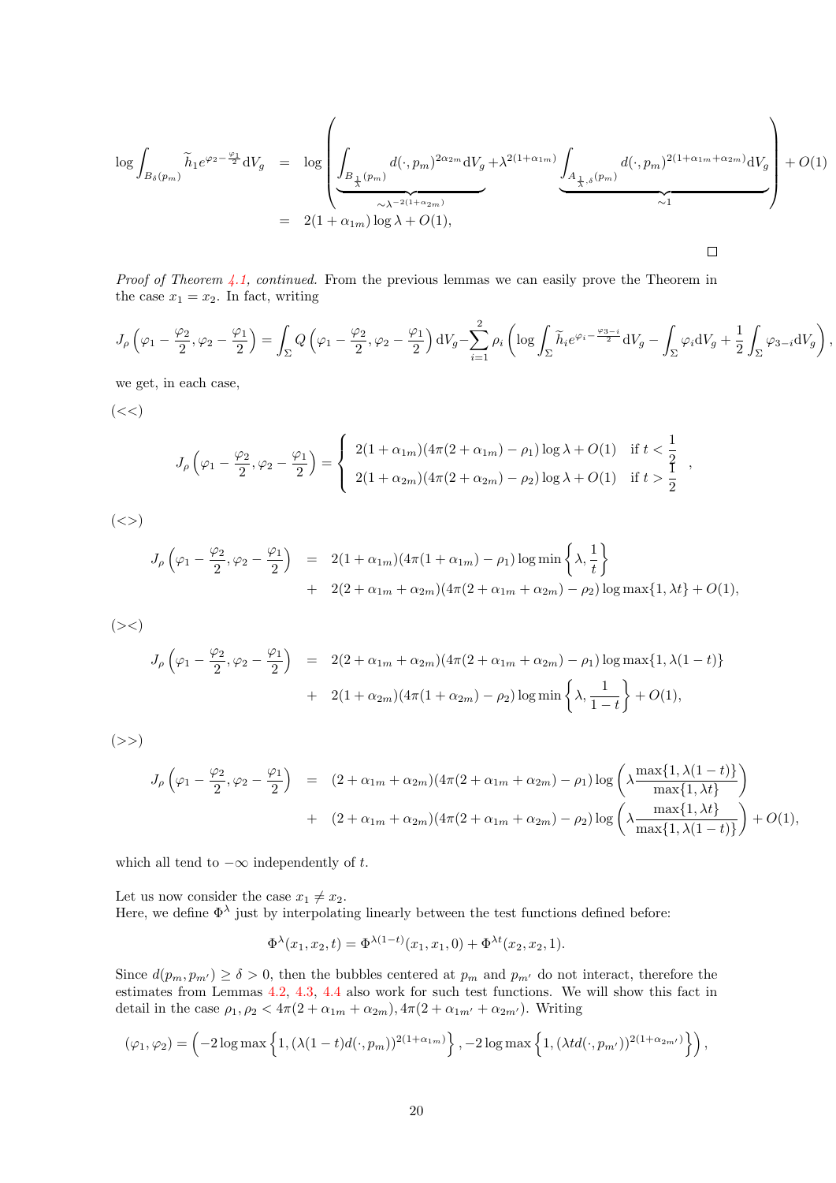$$
\begin{aligned}
\log \int_{B_\delta(p_m)} \widetilde{h}_1 e^{\varphi_2 - \frac{\varphi_1}{2}} \mathrm{d}V_g &= \log \left( \underbrace{\int_{B_{\frac{1}{\lambda}}(p_m)} d(\cdot, p_m)^{2\alpha_{2m}} \mathrm{d}V_g}_{\sim \lambda^{-2(1+\alpha_{2m})}} + \lambda^{2(1+\alpha_{1m})} \underbrace{\int_{A_{\frac{1}{\lambda},\delta}(p_m)} d(\cdot, p_m)^{2(1+\alpha_{1m}+\alpha_{2m})} \mathrm{d}V_g}_{\sim 1} \right) + O(1) \\
&= 2(1+\alpha_{1m}) \log \lambda + O(1),
\end{aligned}
$$

□

*Proof of Theorem 4.1, continued.* From the previous lemmas we can easily prove the Theorem in the case $x_1 = x_2$. In fact, writing

$$
J_\rho\left(\varphi_1 - \frac{\varphi_2}{2}, \varphi_2 - \frac{\varphi_1}{2}\right) = \int_\Sigma Q\left(\varphi_1 - \frac{\varphi_2}{2}, \varphi_2 - \frac{\varphi_1}{2}\right) \mathrm{d}V_g - \sum_{i=1}^{2} \rho_i \left( \log \int_\Sigma \widetilde{h}_i e^{\varphi_i - \frac{\varphi_{3-i}}{2}} \mathrm{d}V_g - \int_\Sigma \varphi_i \mathrm{d}V_g + \frac{1}{2} \int_\Sigma \varphi_{3-i} \mathrm{d}V_g \right),
$$

we get, in each case,

(<<)

$$
J_\rho\left(\varphi_1 - \frac{\varphi_2}{2}, \varphi_2 - \frac{\varphi_1}{2}\right) = \begin{cases} 2(1+\alpha_{1m})(4\pi(2+\alpha_{1m}) - \rho_1)\log \lambda + O(1) & \text{if } t < \dfrac{1}{2} \\ 2(1+\alpha_{2m})(4\pi(2+\alpha_{2m}) - \rho_2)\log \lambda + O(1) & \text{if } t > \dfrac{1}{2} \end{cases},
$$

(<>)

$$
\begin{aligned}
J_\rho\left(\varphi_1 - \frac{\varphi_2}{2}, \varphi_2 - \frac{\varphi_1}{2}\right) &= 2(1+\alpha_{1m})(4\pi(1+\alpha_{1m}) - \rho_1) \log \min\left\{\lambda, \frac{1}{t}\right\} \\
&+ 2(2+\alpha_{1m}+\alpha_{2m})(4\pi(2+\alpha_{1m}+\alpha_{2m}) - \rho_2) \log \max\{1, \lambda t\} + O(1),
\end{aligned}
$$

(><)

$$
\begin{aligned}
J_\rho\left(\varphi_1 - \frac{\varphi_2}{2}, \varphi_2 - \frac{\varphi_1}{2}\right) &= 2(2+\alpha_{1m}+\alpha_{2m})(4\pi(2+\alpha_{1m}+\alpha_{2m}) - \rho_1) \log \max\{1, \lambda(1-t)\} \\
&+ 2(1+\alpha_{2m})(4\pi(1+\alpha_{2m}) - \rho_2) \log \min\left\{\lambda, \frac{1}{1-t}\right\} + O(1),
\end{aligned}
$$

(>>)

$$
\begin{aligned}
J_\rho\left(\varphi_1 - \frac{\varphi_2}{2}, \varphi_2 - \frac{\varphi_1}{2}\right) &= (2+\alpha_{1m}+\alpha_{2m})(4\pi(2+\alpha_{1m}+\alpha_{2m}) - \rho_1) \log \left(\lambda \frac{\max\{1, \lambda(1-t)\}}{\max\{1, \lambda t\}}\right) \\
&+ (2+\alpha_{1m}+\alpha_{2m})(4\pi(2+\alpha_{1m}+\alpha_{2m}) - \rho_2) \log \left(\lambda \frac{\max\{1, \lambda t\}}{\max\{1, \lambda(1-t)\}}\right) + O(1),
\end{aligned}
$$

which all tend to $-\infty$ independently of $t$.

Let us now consider the case $x_1 \neq x_2$.
Here, we define $\Phi^\lambda$ just by interpolating linearly between the test functions defined before:

$$
\Phi^\lambda(x_1, x_2, t) = \Phi^{\lambda(1-t)}(x_1, x_1, 0) + \Phi^{\lambda t}(x_2, x_2, 1).
$$

Since $d(p_m, p_{m'}) \geq \delta > 0$, then the bubbles centered at $p_m$ and $p_{m'}$ do not interact, therefore the estimates from Lemmas 4.2, 4.3, 4.4 also work for such test functions. We will show this fact in detail in the case $\rho_1, \rho_2 < 4\pi(2+\alpha_{1m}+\alpha_{2m}), 4\pi(2+\alpha_{1m'}+\alpha_{2m'})$. Writing

$$
(\varphi_1, \varphi_2) = \left(-2\log \max\left\{1, (\lambda(1-t)d(\cdot, p_m))^{2(1+\alpha_{1m})}\right\}, -2\log \max\left\{1, (\lambda t d(\cdot, p_{m'}))^{2(1+\alpha_{2m'})}\right\}\right),
$$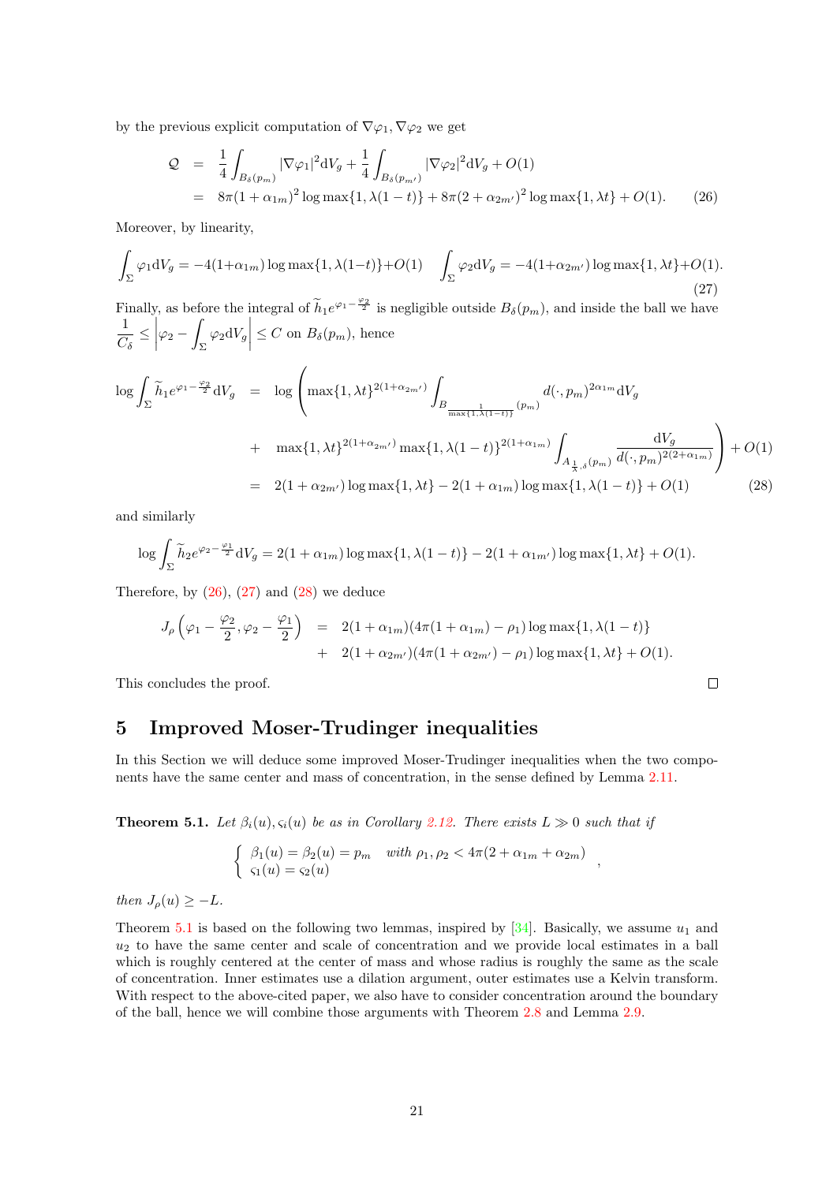by the previous explicit computation of $\nabla\varphi_1, \nabla\varphi_2$ we get

$$
\begin{aligned}
\mathcal{Q} &= \frac{1}{4}\int_{B_\delta(p_m)} |\nabla\varphi_1|^2 \mathrm{d}V_g + \frac{1}{4}\int_{B_\delta(p_{m'})} |\nabla\varphi_2|^2 \mathrm{d}V_g + O(1) \\
&= 8\pi(1+\alpha_{1m})^2 \log\max\{1, \lambda(1-t)\} + 8\pi(2+\alpha_{2m'})^2 \log\max\{1, \lambda t\} + O(1). \qquad (26)
\end{aligned}
$$

Moreover, by linearity,

$$
\int_\Sigma \varphi_1 \mathrm{d}V_g = -4(1+\alpha_{1m})\log\max\{1,\lambda(1-t)\} + O(1) \qquad \int_\Sigma \varphi_2 \mathrm{d}V_g = -4(1+\alpha_{2m'})\log\max\{1,\lambda t\} + O(1). \qquad (27)
$$

Finally, as before the integral of $\widetilde{h}_1 e^{\varphi_1 - \frac{\varphi_2}{2}}$ is negligible outside $B_\delta(p_m)$, and inside the ball we have $\dfrac{1}{C_\delta} \leq \left|\varphi_2 - \int_\Sigma \varphi_2 \mathrm{d}V_g\right| \leq C$ on $B_\delta(p_m)$, hence

$$
\begin{aligned}
\log\int_\Sigma \widetilde{h}_1 e^{\varphi_1 - \frac{\varphi_2}{2}} \mathrm{d}V_g &= \log\left(\max\{1,\lambda t\}^{2(1+\alpha_{2m'})}\int_{B_{\frac{1}{\max\{1,\lambda(1-t)\}}}(p_m)} d(\cdot, p_m)^{2\alpha_{1m}} \mathrm{d}V_g \right. \\
&\quad + \left. \max\{1,\lambda t\}^{2(1+\alpha_{2m'})}\max\{1,\lambda(1-t)\}^{2(1+\alpha_{1m})}\int_{A_{\frac{1}{\lambda},\delta}(p_m)} \frac{\mathrm{d}V_g}{d(\cdot,p_m)^{2(2+\alpha_{1m})}}\right) + O(1) \\
&= 2(1+\alpha_{2m'})\log\max\{1,\lambda t\} - 2(1+\alpha_{1m})\log\max\{1,\lambda(1-t)\} + O(1) \qquad (28)
\end{aligned}
$$

and similarly

$$
\log\int_\Sigma \widetilde{h}_2 e^{\varphi_2 - \frac{\varphi_1}{2}} \mathrm{d}V_g = 2(1+\alpha_{1m})\log\max\{1,\lambda(1-t)\} - 2(1+\alpha_{1m'})\log\max\{1,\lambda t\} + O(1).
$$

Therefore, by (26), (27) and (28) we deduce

$$
\begin{aligned}
J_\rho\left(\varphi_1 - \frac{\varphi_2}{2}, \varphi_2 - \frac{\varphi_1}{2}\right) &= 2(1+\alpha_{1m})(4\pi(1+\alpha_{1m}) - \rho_1)\log\max\{1,\lambda(1-t)\} \\
&\quad + 2(1+\alpha_{2m'})(4\pi(1+\alpha_{2m'}) - \rho_1)\log\max\{1,\lambda t\} + O(1).
\end{aligned}
$$

This concludes the proof. $\square$

# 5 Improved Moser-Trudinger inequalities

In this Section we will deduce some improved Moser-Trudinger inequalities when the two components have the same center and mass of concentration, in the sense defined by Lemma 2.11.

**Theorem 5.1.** *Let $\beta_i(u), \varsigma_i(u)$ be as in Corollary 2.12. There exists $L \gg 0$ such that if*

$$
\begin{cases} \beta_1(u) = \beta_2(u) = p_m & \text{with } \rho_1, \rho_2 < 4\pi(2+\alpha_{1m}+\alpha_{2m}) \\ \varsigma_1(u) = \varsigma_2(u) \end{cases},
$$

*then $J_\rho(u) \geq -L$.*

Theorem 5.1 is based on the following two lemmas, inspired by [34]. Basically, we assume $u_1$ and $u_2$ to have the same center and scale of concentration and we provide local estimates in a ball which is roughly centered at the center of mass and whose radius is roughly the same as the scale of concentration. Inner estimates use a dilation argument, outer estimates use a Kelvin transform. With respect to the above-cited paper, we also have to consider concentration around the boundary of the ball, hence we will combine those arguments with Theorem 2.8 and Lemma 2.9.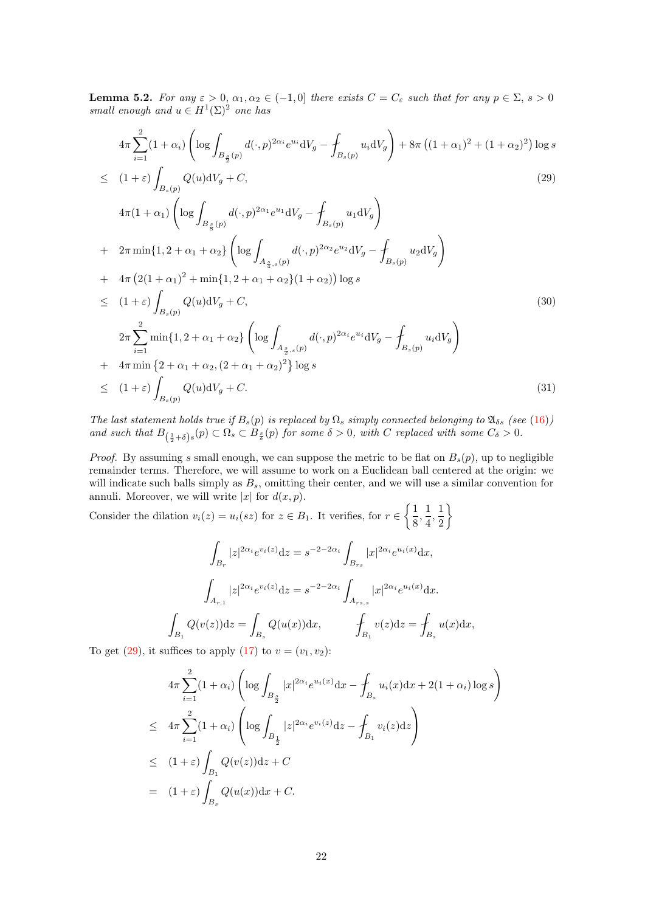**Lemma 5.2.** *For any $\varepsilon > 0$, $\alpha_1, \alpha_2 \in (-1, 0]$ there exists $C = C_\varepsilon$ such that for any $p \in \Sigma$, $s > 0$ small enough and $u \in H^1(\Sigma)^2$ one has*

$$
\begin{aligned}
& 4\pi \sum_{i=1}^{2} (1+\alpha_i) \left( \log \int_{B_{\frac{s}{2}}(p)} d(\cdot,p)^{2\alpha_i} e^{u_i} \mathrm{d}V_g - \fint_{B_s(p)} u_i \mathrm{d}V_g \right) + 8\pi \left( (1+\alpha_1)^2 + (1+\alpha_2)^2 \right) \log s \\
\leq \quad & (1+\varepsilon) \int_{B_s(p)} Q(u) \mathrm{d}V_g + C, \qquad (29)
\end{aligned}
$$

$$
\begin{aligned}
& 4\pi(1+\alpha_1) \left( \log \int_{B_{\frac{s}{8}}(p)} d(\cdot,p)^{2\alpha_1} e^{u_1} \mathrm{d}V_g - \fint_{B_s(p)} u_1 \mathrm{d}V_g \right) \\
+ \quad & 2\pi \min\{1, 2+\alpha_1+\alpha_2\} \left( \log \int_{A_{\frac{s}{4},s}(p)} d(\cdot,p)^{2\alpha_2} e^{u_2} \mathrm{d}V_g - \fint_{B_s(p)} u_2 \mathrm{d}V_g \right) \\
+ \quad & 4\pi \left( 2(1+\alpha_1)^2 + \min\{1, 2+\alpha_1+\alpha_2\}(1+\alpha_2) \right) \log s \\
\leq \quad & (1+\varepsilon) \int_{B_s(p)} Q(u) \mathrm{d}V_g + C, \qquad (30)
\end{aligned}
$$

$$
\begin{aligned}
& 2\pi \sum_{i=1}^{2} \min\{1, 2+\alpha_1+\alpha_2\} \left( \log \int_{A_{\frac{s}{2},s}(p)} d(\cdot,p)^{2\alpha_i} e^{u_i} \mathrm{d}V_g - \fint_{B_s(p)} u_i \mathrm{d}V_g \right) \\
+ \quad & 4\pi \min\left\{ 2+\alpha_1+\alpha_2, (2+\alpha_1+\alpha_2)^2 \right\} \log s \\
\leq \quad & (1+\varepsilon) \int_{B_s(p)} Q(u) \mathrm{d}V_g + C. \qquad (31)
\end{aligned}
$$

*The last statement holds true if $B_s(p)$ is replaced by $\Omega_s$ simply connected belonging to $\mathfrak{A}_{\delta s}$ (see (16)) and such that $B_{\left(\frac{1}{2}+\delta\right)s}(p) \subset \Omega_s \subset B_{\frac{s}{\delta}}(p)$ for some $\delta > 0$, with $C$ replaced with some $C_\delta > 0$.*

*Proof.* By assuming $s$ small enough, we can suppose the metric to be flat on $B_s(p)$, up to negligible remainder terms. Therefore, we will assume to work on a Euclidean ball centered at the origin: we will indicate such balls simply as $B_s$, omitting their center, and we will use a similar convention for annuli. Moreover, we will write $|x|$ for $d(x,p)$.

Consider the dilation $v_i(z) = u_i(sz)$ for $z \in B_1$. It verifies, for $r \in \left\{ \frac{1}{8}, \frac{1}{4}, \frac{1}{2} \right\}$

$$
\int_{B_r} |z|^{2\alpha_i} e^{v_i(z)} \mathrm{d}z = s^{-2-2\alpha_i} \int_{B_{rs}} |x|^{2\alpha_i} e^{u_i(x)} \mathrm{d}x,
$$

$$
\int_{A_{r,1}} |z|^{2\alpha_i} e^{v_i(z)} \mathrm{d}z = s^{-2-2\alpha_i} \int_{A_{rs,s}} |x|^{2\alpha_i} e^{u_i(x)} \mathrm{d}x.
$$

$$
\int_{B_1} Q(v(z)) \mathrm{d}z = \int_{B_s} Q(u(x)) \mathrm{d}x, \qquad \fint_{B_1} v(z) \mathrm{d}z = \fint_{B_s} u(x) \mathrm{d}x,
$$

To get (29), it suffices to apply (17) to $v = (v_1, v_2)$:

$$
\begin{aligned}
& 4\pi \sum_{i=1}^{2} (1+\alpha_i) \left( \log \int_{B_{\frac{s}{2}}} |x|^{2\alpha_i} e^{u_i(x)} \mathrm{d}x - \fint_{B_s} u_i(x) \mathrm{d}x + 2(1+\alpha_i) \log s \right) \\
\leq \quad & 4\pi \sum_{i=1}^{2} (1+\alpha_i) \left( \log \int_{B_{\frac{1}{2}}} |z|^{2\alpha_i} e^{v_i(z)} \mathrm{d}z - \fint_{B_1} v_i(z) \mathrm{d}z \right) \\
\leq \quad & (1+\varepsilon) \int_{B_1} Q(v(z)) \mathrm{d}z + C \\
= \quad & (1+\varepsilon) \int_{B_s} Q(u(x)) \mathrm{d}x + C.
\end{aligned}
$$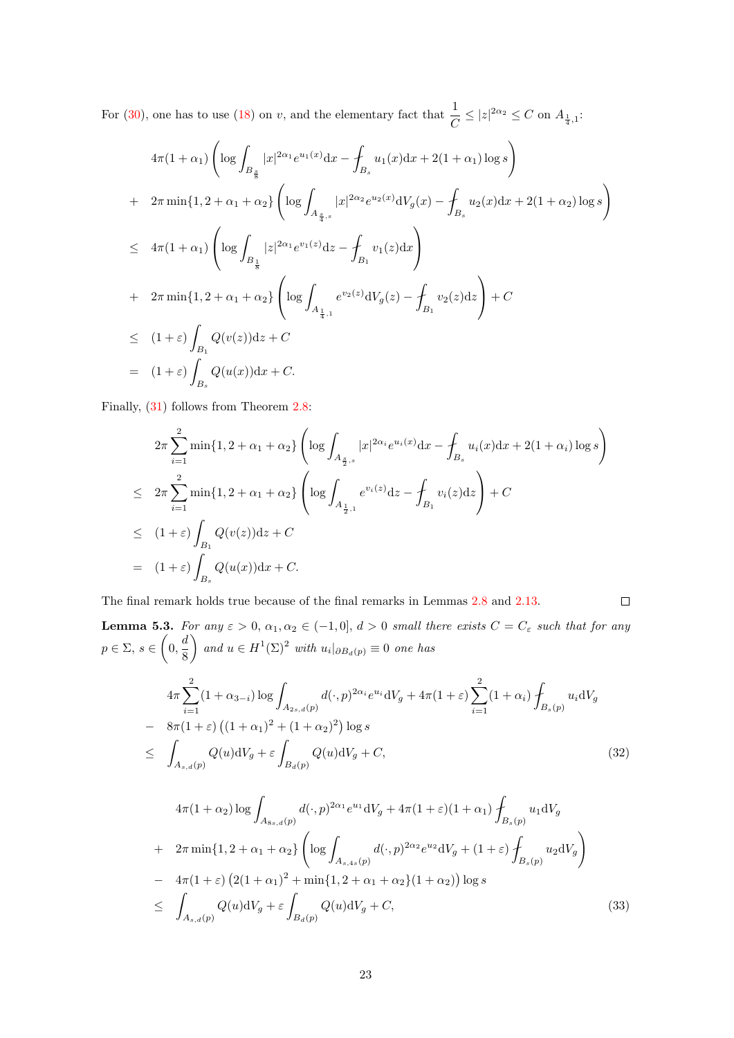For (30), one has to use (18) on $v$, and the elementary fact that $\frac{1}{C} \leq |z|^{2\alpha_2} \leq C$ on $A_{\frac{1}{4},1}$:

$$
\begin{aligned}
& 4\pi(1+\alpha_1)\left(\log\int_{B_{\frac{s}{8}}} |x|^{2\alpha_1} e^{u_1(x)} \mathrm{d}x - \fint_{B_s} u_1(x)\mathrm{d}x + 2(1+\alpha_1)\log s\right) \\
+ \quad & 2\pi\min\{1, 2+\alpha_1+\alpha_2\}\left(\log\int_{A_{\frac{s}{4},s}} |x|^{2\alpha_2} e^{u_2(x)} \mathrm{d}V_g(x) - \fint_{B_s} u_2(x)\mathrm{d}x + 2(1+\alpha_2)\log s\right) \\
\leq \quad & 4\pi(1+\alpha_1)\left(\log\int_{B_{\frac{1}{8}}} |z|^{2\alpha_1} e^{v_1(z)} \mathrm{d}z - \fint_{B_1} v_1(z)\mathrm{d}x\right) \\
+ \quad & 2\pi\min\{1, 2+\alpha_1+\alpha_2\}\left(\log\int_{A_{\frac{1}{4},1}} e^{v_2(z)} \mathrm{d}V_g(z) - \fint_{B_1} v_2(z)\mathrm{d}z\right) + C \\
\leq \quad & (1+\varepsilon)\int_{B_1} Q(v(z))\mathrm{d}z + C \\
= \quad & (1+\varepsilon)\int_{B_s} Q(u(x))\mathrm{d}x + C.
\end{aligned}
$$

Finally, (31) follows from Theorem 2.8:

$$
\begin{aligned}
& 2\pi\sum_{i=1}^{2}\min\{1, 2+\alpha_1+\alpha_2\}\left(\log\int_{A_{\frac{s}{2},s}} |x|^{2\alpha_i} e^{u_i(x)} \mathrm{d}x - \fint_{B_s} u_i(x)\mathrm{d}x + 2(1+\alpha_i)\log s\right) \\
\leq \quad & 2\pi\sum_{i=1}^{2}\min\{1, 2+\alpha_1+\alpha_2\}\left(\log\int_{A_{\frac{1}{2},1}} e^{v_i(z)} \mathrm{d}z - \fint_{B_1} v_i(z)\mathrm{d}z\right) + C \\
\leq \quad & (1+\varepsilon)\int_{B_1} Q(v(z))\mathrm{d}z + C \\
= \quad & (1+\varepsilon)\int_{B_s} Q(u(x))\mathrm{d}x + C.
\end{aligned}
$$

The final remark holds true because of the final remarks in Lemmas 2.8 and 2.13. $\square$

**Lemma 5.3.** *For any $\varepsilon > 0$, $\alpha_1, \alpha_2 \in (-1, 0]$, $d > 0$ small there exists $C = C_\varepsilon$ such that for any $p \in \Sigma$, $s \in \left(0, \frac{d}{8}\right)$ and $u \in H^1(\Sigma)^2$ with $u_i|_{\partial B_d(p)} \equiv 0$ one has*

$$
\begin{aligned}
& 4\pi\sum_{i=1}^{2}(1+\alpha_{3-i})\log\int_{A_{2s,d}(p)} d(\cdot,p)^{2\alpha_i} e^{u_i} \mathrm{d}V_g + 4\pi(1+\varepsilon)\sum_{i=1}^{2}(1+\alpha_i)\fint_{B_s(p)} u_i \mathrm{d}V_g \\
- \quad & 8\pi(1+\varepsilon)\left((1+\alpha_1)^2 + (1+\alpha_2)^2\right)\log s \\
\leq \quad & \int_{A_{s,d}(p)} Q(u)\mathrm{d}V_g + \varepsilon\int_{B_d(p)} Q(u)\mathrm{d}V_g + C,
\end{aligned}
\tag{32}
$$

$$
\begin{aligned}
& 4\pi(1+\alpha_2)\log\int_{A_{8s,d}(p)} d(\cdot,p)^{2\alpha_1} e^{u_1} \mathrm{d}V_g + 4\pi(1+\varepsilon)(1+\alpha_1)\fint_{B_s(p)} u_1 \mathrm{d}V_g \\
+ \quad & 2\pi\min\{1, 2+\alpha_1+\alpha_2\}\left(\log\int_{A_{s,4s}(p)} d(\cdot,p)^{2\alpha_2} e^{u_2} \mathrm{d}V_g + (1+\varepsilon)\fint_{B_s(p)} u_2 \mathrm{d}V_g\right) \\
- \quad & 4\pi(1+\varepsilon)\left(2(1+\alpha_1)^2 + \min\{1, 2+\alpha_1+\alpha_2\}(1+\alpha_2)\right)\log s \\
\leq \quad & \int_{A_{s,d}(p)} Q(u)\mathrm{d}V_g + \varepsilon\int_{B_d(p)} Q(u)\mathrm{d}V_g + C,
\end{aligned}
\tag{33}
$$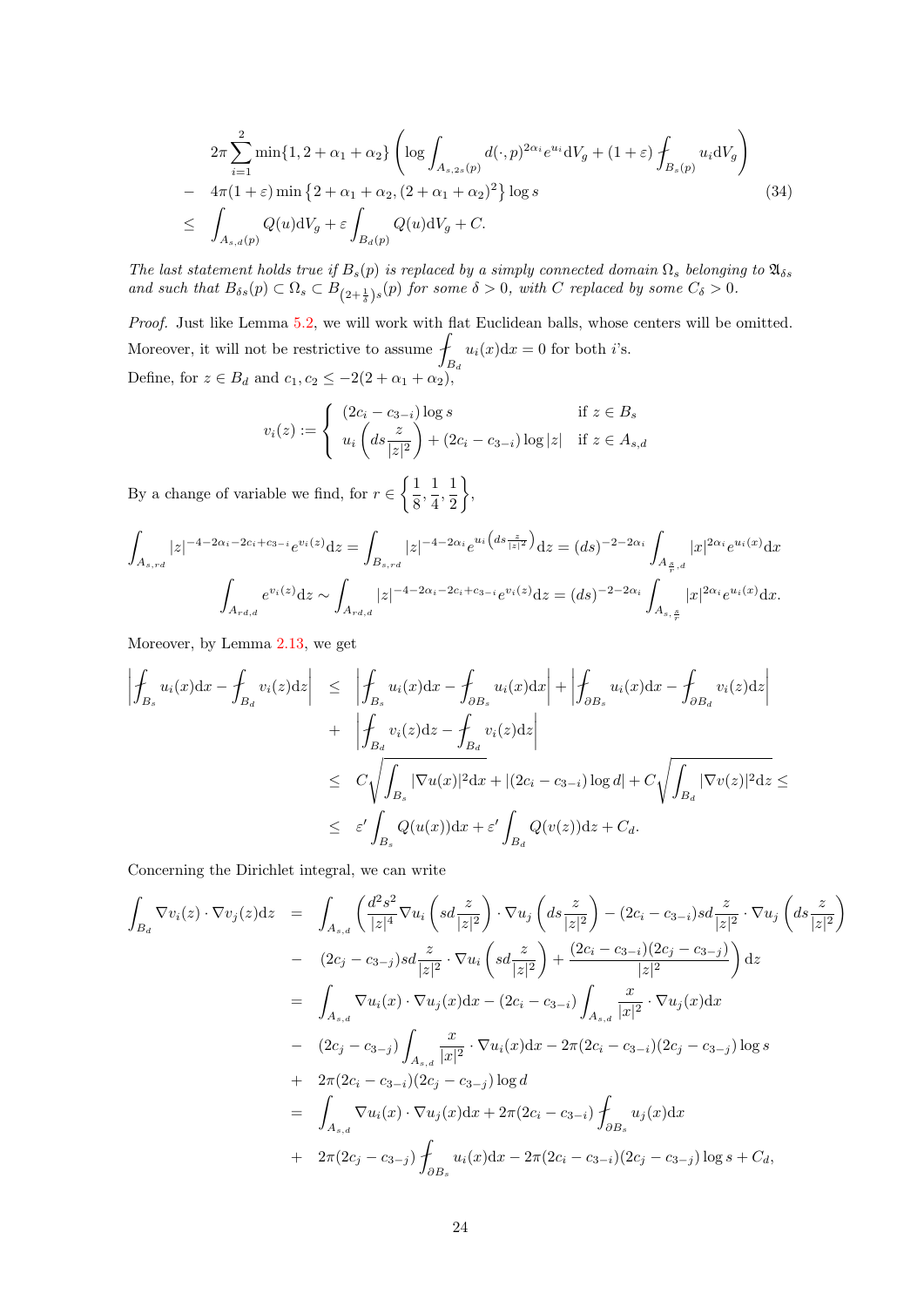$$
\begin{aligned}
& 2\pi \sum_{i=1}^{2} \min\{1, 2+\alpha_1+\alpha_2\} \left( \log \int_{A_{s,2s}(p)} d(\cdot,p)^{2\alpha_i} e^{u_i} \mathrm{d}V_g + (1+\varepsilon) \fint_{B_s(p)} u_i \mathrm{d}V_g \right) \\
- \; & 4\pi(1+\varepsilon) \min\left\{ 2+\alpha_1+\alpha_2, (2+\alpha_1+\alpha_2)^2 \right\} \log s \\
\leq \; & \int_{A_{s,d}(p)} Q(u) \mathrm{d}V_g + \varepsilon \int_{B_d(p)} Q(u) \mathrm{d}V_g + C.
\end{aligned} \tag{34}
$$

*The last statement holds true if $B_s(p)$ is replaced by a simply connected domain $\Omega_s$ belonging to $\mathfrak{A}_{\delta s}$ and such that $B_{\delta s}(p) \subset \Omega_s \subset B_{\left(2+\frac{1}{\delta}\right)s}(p)$ for some $\delta > 0$, with $C$ replaced by some $C_\delta > 0$.*

*Proof.* Just like Lemma 5.2, we will work with flat Euclidean balls, whose centers will be omitted. Moreover, it will not be restrictive to assume $\fint_{B_d} u_i(x)\mathrm{d}x = 0$ for both $i$'s.
Define, for $z \in B_d$ and $c_1, c_2 \leq -2(2+\alpha_1+\alpha_2)$,

$$
v_i(z) := \begin{cases} (2c_i - c_{3-i}) \log s & \text{if } z \in B_s \\ u_i\left(ds\dfrac{z}{|z|^2}\right) + (2c_i - c_{3-i}) \log |z| & \text{if } z \in A_{s,d} \end{cases}
$$

By a change of variable we find, for $r \in \left\{ \frac{1}{8}, \frac{1}{4}, \frac{1}{2} \right\}$,

$$
\int_{A_{s,rd}} |z|^{-4-2\alpha_i-2c_i+c_{3-i}} e^{v_i(z)} \mathrm{d}z = \int_{B_{s,rd}} |z|^{-4-2\alpha_i} e^{u_i\left(ds\frac{z}{|z|^2}\right)} \mathrm{d}z = (ds)^{-2-2\alpha_i} \int_{A_{\frac{s}{r},d}} |x|^{2\alpha_i} e^{u_i(x)} \mathrm{d}x
$$

$$
\int_{A_{rd,d}} e^{v_i(z)} \mathrm{d}z \sim \int_{A_{rd,d}} |z|^{-4-2\alpha_i-2c_i+c_{3-i}} e^{v_i(z)} \mathrm{d}z = (ds)^{-2-2\alpha_i} \int_{A_{s,\frac{s}{r}}} |x|^{2\alpha_i} e^{u_i(x)} \mathrm{d}x.
$$

Moreover, by Lemma 2.13, we get

$$
\begin{aligned}
\left| \fint_{B_s} u_i(x)\mathrm{d}x - \fint_{B_d} v_i(z)\mathrm{d}z \right| \;\leq\; & \left| \fint_{B_s} u_i(x)\mathrm{d}x - \fint_{\partial B_s} u_i(x)\mathrm{d}x \right| + \left| \fint_{\partial B_s} u_i(x)\mathrm{d}x - \fint_{\partial B_d} v_i(z)\mathrm{d}z \right| \\
+ \; & \left| \fint_{B_d} v_i(z)\mathrm{d}z - \fint_{B_d} v_i(z)\mathrm{d}z \right| \\
\leq \; & C\sqrt{\int_{B_s} |\nabla u(x)|^2 \mathrm{d}x} + |(2c_i - c_{3-i}) \log d| + C\sqrt{\int_{B_d} |\nabla v(z)|^2 \mathrm{d}z} \leq \\
\leq \; & \varepsilon' \int_{B_s} Q(u(x))\mathrm{d}x + \varepsilon' \int_{B_d} Q(v(z))\mathrm{d}z + C_d.
\end{aligned}
$$

Concerning the Dirichlet integral, we can write

$$
\begin{aligned}
\int_{B_d} \nabla v_i(z) \cdot \nabla v_j(z) \mathrm{d}z \;=\; & \int_{A_{s,d}} \left( \frac{d^2 s^2}{|z|^4} \nabla u_i\left(sd\frac{z}{|z|^2}\right) \cdot \nabla u_j\left(ds\frac{z}{|z|^2}\right) - (2c_i - c_{3-i}) sd \frac{z}{|z|^2} \cdot \nabla u_j\left(ds\frac{z}{|z|^2}\right) \right. \\
- \; & \left. (2c_j - c_{3-j}) sd \frac{z}{|z|^2} \cdot \nabla u_i\left(sd\frac{z}{|z|^2}\right) + \frac{(2c_i - c_{3-i})(2c_j - c_{3-j})}{|z|^2} \right) \mathrm{d}z \\
= \; & \int_{A_{s,d}} \nabla u_i(x) \cdot \nabla u_j(x)\mathrm{d}x - (2c_i - c_{3-i}) \int_{A_{s,d}} \frac{x}{|x|^2} \cdot \nabla u_j(x)\mathrm{d}x \\
- \; & (2c_j - c_{3-j}) \int_{A_{s,d}} \frac{x}{|x|^2} \cdot \nabla u_i(x)\mathrm{d}x - 2\pi(2c_i - c_{3-i})(2c_j - c_{3-j}) \log s \\
+ \; & 2\pi(2c_i - c_{3-i})(2c_j - c_{3-j}) \log d \\
= \; & \int_{A_{s,d}} \nabla u_i(x) \cdot \nabla u_j(x)\mathrm{d}x + 2\pi(2c_i - c_{3-i}) \fint_{\partial B_s} u_j(x)\mathrm{d}x \\
+ \; & 2\pi(2c_j - c_{3-j}) \fint_{\partial B_s} u_i(x)\mathrm{d}x - 2\pi(2c_i - c_{3-i})(2c_j - c_{3-j}) \log s + C_d,
\end{aligned}
$$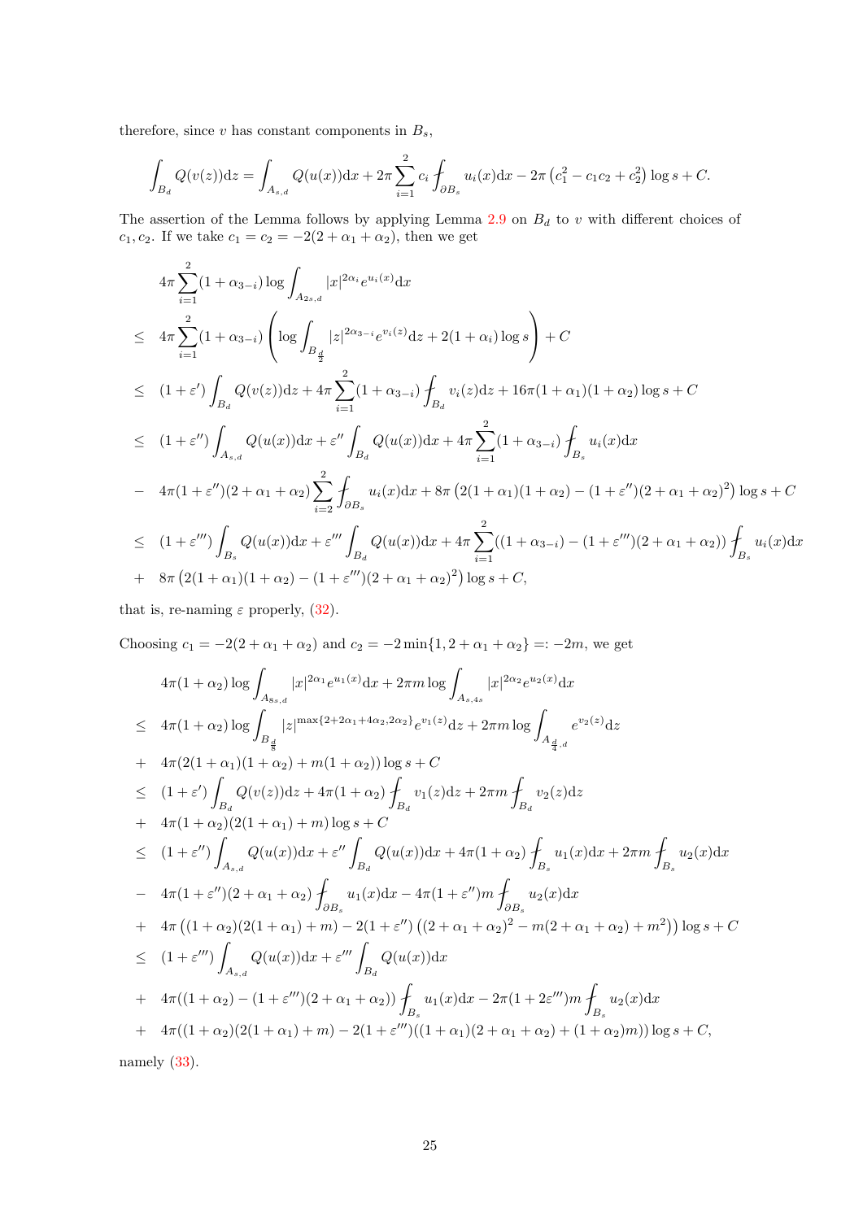therefore, since $v$ has constant components in $B_s$,

$$\int_{B_d} Q(v(z))\mathrm{d}z = \int_{A_{s,d}} Q(u(x))\mathrm{d}x + 2\pi \sum_{i=1}^{2} c_i \fint_{\partial B_s} u_i(x)\mathrm{d}x - 2\pi \left(c_1^2 - c_1c_2 + c_2^2\right)\log s + C.$$

The assertion of the Lemma follows by applying Lemma 2.9 on $B_d$ to $v$ with different choices of $c_1, c_2$. If we take $c_1 = c_2 = -2(2+\alpha_1+\alpha_2)$, then we get

$$\begin{aligned}
& 4\pi \sum_{i=1}^{2}(1+\alpha_{3-i})\log \int_{A_{2s,d}} |x|^{2\alpha_i} e^{u_i(x)}\mathrm{d}x \\
\leq\ & 4\pi \sum_{i=1}^{2}(1+\alpha_{3-i})\left(\log \int_{B_{\frac{d}{2}}} |z|^{2\alpha_{3-i}} e^{v_i(z)}\mathrm{d}z + 2(1+\alpha_i)\log s\right) + C \\
\leq\ & (1+\varepsilon')\int_{B_d} Q(v(z))\mathrm{d}z + 4\pi \sum_{i=1}^{2}(1+\alpha_{3-i})\fint_{B_d} v_i(z)\mathrm{d}z + 16\pi(1+\alpha_1)(1+\alpha_2)\log s + C \\
\leq\ & (1+\varepsilon'')\int_{A_{s,d}} Q(u(x))\mathrm{d}x + \varepsilon'' \int_{B_d} Q(u(x))\mathrm{d}x + 4\pi \sum_{i=1}^{2}(1+\alpha_{3-i})\fint_{B_s} u_i(x)\mathrm{d}x \\
-\ & 4\pi(1+\varepsilon'')(2+\alpha_1+\alpha_2)\sum_{i=2}^{2}\fint_{\partial B_s} u_i(x)\mathrm{d}x + 8\pi\left(2(1+\alpha_1)(1+\alpha_2) - (1+\varepsilon'')(2+\alpha_1+\alpha_2)^2\right)\log s + C \\
\leq\ & (1+\varepsilon''')\int_{B_s} Q(u(x))\mathrm{d}x + \varepsilon''' \int_{B_d} Q(u(x))\mathrm{d}x + 4\pi \sum_{i=1}^{2}((1+\alpha_{3-i}) - (1+\varepsilon''')(2+\alpha_1+\alpha_2))\fint_{B_s} u_i(x)\mathrm{d}x \\
+\ & 8\pi\left(2(1+\alpha_1)(1+\alpha_2) - (1+\varepsilon''')(2+\alpha_1+\alpha_2)^2\right)\log s + C,
\end{aligned}$$

that is, re-naming $\varepsilon$ properly, (32).

Choosing $c_1 = -2(2+\alpha_1+\alpha_2)$ and $c_2 = -2\min\{1, 2+\alpha_1+\alpha_2\} =: -2m$, we get

$$\begin{aligned}
& 4\pi(1+\alpha_2)\log \int_{A_{8s,d}} |x|^{2\alpha_1} e^{u_1(x)}\mathrm{d}x + 2\pi m \log \int_{A_{s,4s}} |x|^{2\alpha_2} e^{u_2(x)}\mathrm{d}x \\
\leq\ & 4\pi(1+\alpha_2)\log \int_{B_{\frac{d}{8}}} |z|^{\max\{2+2\alpha_1+4\alpha_2, 2\alpha_2\}} e^{v_1(z)}\mathrm{d}z + 2\pi m \log \int_{A_{\frac{d}{4},d}} e^{v_2(z)}\mathrm{d}z \\
+\ & 4\pi(2(1+\alpha_1)(1+\alpha_2) + m(1+\alpha_2))\log s + C \\
\leq\ & (1+\varepsilon')\int_{B_d} Q(v(z))\mathrm{d}z + 4\pi(1+\alpha_2)\fint_{B_d} v_1(z)\mathrm{d}z + 2\pi m \fint_{B_d} v_2(z)\mathrm{d}z \\
+\ & 4\pi(1+\alpha_2)(2(1+\alpha_1)+m)\log s + C \\
\leq\ & (1+\varepsilon'')\int_{A_{s,d}} Q(u(x))\mathrm{d}x + \varepsilon'' \int_{B_d} Q(u(x))\mathrm{d}x + 4\pi(1+\alpha_2)\fint_{B_s} u_1(x)\mathrm{d}x + 2\pi m \fint_{B_s} u_2(x)\mathrm{d}x \\
-\ & 4\pi(1+\varepsilon'')(2+\alpha_1+\alpha_2)\fint_{\partial B_s} u_1(x)\mathrm{d}x - 4\pi(1+\varepsilon'')m\fint_{\partial B_s} u_2(x)\mathrm{d}x \\
+\ & 4\pi\left((1+\alpha_2)(2(1+\alpha_1)+m) - 2(1+\varepsilon'')\left((2+\alpha_1+\alpha_2)^2 - m(2+\alpha_1+\alpha_2) + m^2\right)\right)\log s + C \\
\leq\ & (1+\varepsilon''')\int_{A_{s,d}} Q(u(x))\mathrm{d}x + \varepsilon''' \int_{B_d} Q(u(x))\mathrm{d}x \\
+\ & 4\pi((1+\alpha_2) - (1+\varepsilon''')(2+\alpha_1+\alpha_2))\fint_{B_s} u_1(x)\mathrm{d}x - 2\pi(1+2\varepsilon''')m\fint_{B_s} u_2(x)\mathrm{d}x \\
+\ & 4\pi((1+\alpha_2)(2(1+\alpha_1)+m) - 2(1+\varepsilon''')((1+\alpha_1)(2+\alpha_1+\alpha_2) + (1+\alpha_2)m))\log s + C,
\end{aligned}$$

namely (33).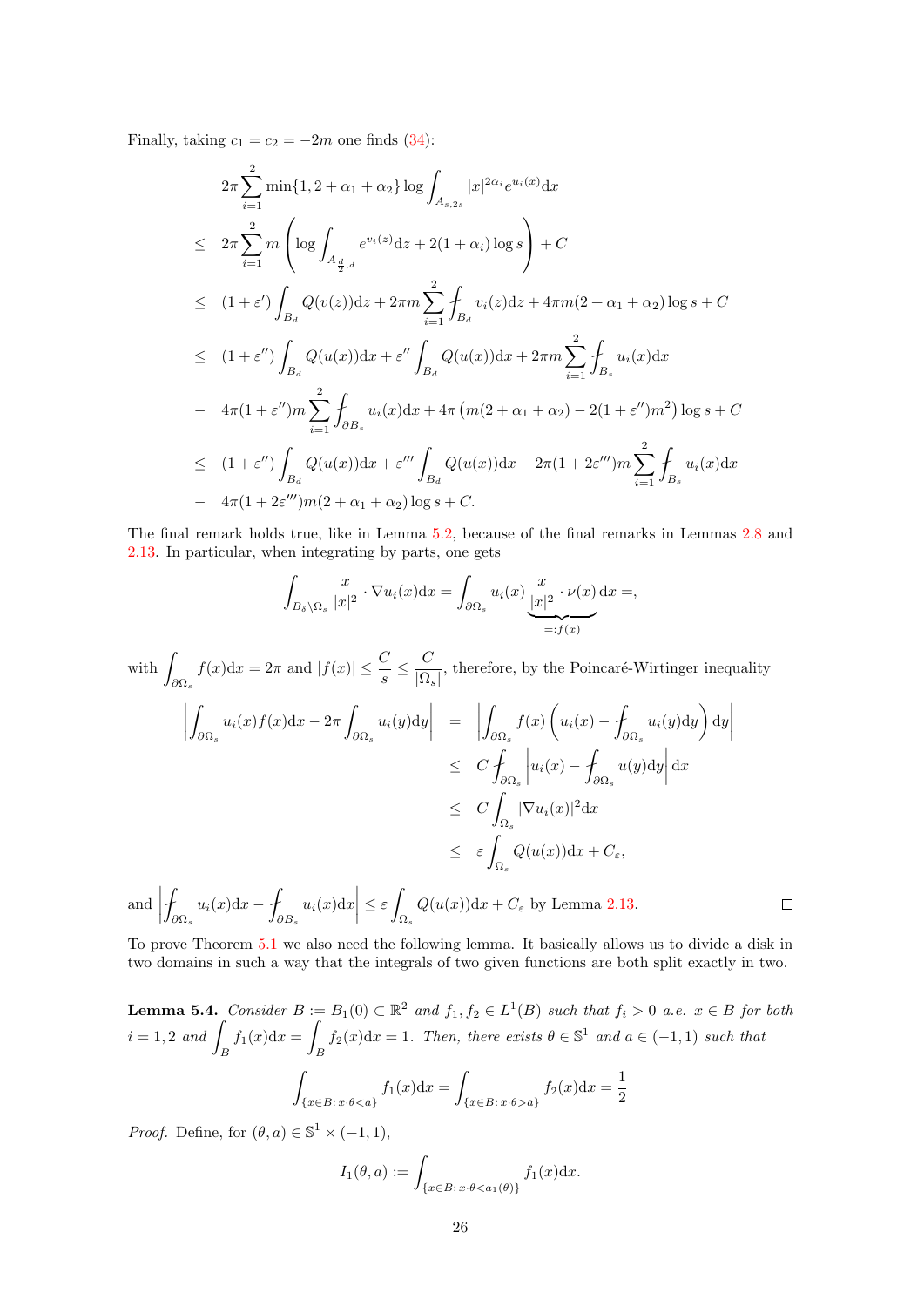Finally, taking $c_1 = c_2 = -2m$ one finds (34):

$$
\begin{aligned}
& 2\pi \sum_{i=1}^{2} \min\{1, 2+\alpha_1+\alpha_2\} \log \int_{A_{s,2s}} |x|^{2\alpha_i} e^{u_i(x)} \mathrm{d}x \\
\leq\ & 2\pi \sum_{i=1}^{2} m \left( \log \int_{A_{\frac{d}{2},d}} e^{v_i(z)} \mathrm{d}z + 2(1+\alpha_i)\log s \right) + C \\
\leq\ & (1+\varepsilon') \int_{B_d} Q(v(z)) \mathrm{d}z + 2\pi m \sum_{i=1}^{2} \fint_{B_d} v_i(z) \mathrm{d}z + 4\pi m (2+\alpha_1+\alpha_2) \log s + C \\
\leq\ & (1+\varepsilon'') \int_{B_d} Q(u(x)) \mathrm{d}x + \varepsilon'' \int_{B_d} Q(u(x)) \mathrm{d}x + 2\pi m \sum_{i=1}^{2} \fint_{B_s} u_i(x) \mathrm{d}x \\
-\ & 4\pi (1+\varepsilon'') m \sum_{i=1}^{2} \fint_{\partial B_s} u_i(x) \mathrm{d}x + 4\pi \left( m(2+\alpha_1+\alpha_2) - 2(1+\varepsilon'') m^2 \right) \log s + C \\
\leq\ & (1+\varepsilon'') \int_{B_d} Q(u(x)) \mathrm{d}x + \varepsilon''' \int_{B_d} Q(u(x)) \mathrm{d}x - 2\pi (1+2\varepsilon''') m \sum_{i=1}^{2} \fint_{B_s} u_i(x) \mathrm{d}x \\
-\ & 4\pi (1+2\varepsilon''') m (2+\alpha_1+\alpha_2) \log s + C.
\end{aligned}
$$

The final remark holds true, like in Lemma 5.2, because of the final remarks in Lemmas 2.8 and 2.13. In particular, when integrating by parts, one gets

$$
\int_{B_\delta \setminus \Omega_s} \frac{x}{|x|^2} \cdot \nabla u_i(x) \mathrm{d}x = \int_{\partial \Omega_s} u_i(x) \underbrace{\frac{x}{|x|^2} \cdot \nu(x)}_{=:f(x)} \mathrm{d}x =,
$$

with $\displaystyle\int_{\partial \Omega_s} f(x) \mathrm{d}x = 2\pi$ and $|f(x)| \leq \dfrac{C}{s} \leq \dfrac{C}{|\Omega_s|}$, therefore, by the Poincaré-Wirtinger inequality

$$
\begin{aligned}
\left| \int_{\partial \Omega_s} u_i(x) f(x) \mathrm{d}x - 2\pi \int_{\partial \Omega_s} u_i(y) \mathrm{d}y \right| &= \left| \int_{\partial \Omega_s} f(x) \left( u_i(x) - \fint_{\partial \Omega_s} u_i(y) \mathrm{d}y \right) \mathrm{d}y \right| \\
&\leq C \fint_{\partial \Omega_s} \left| u_i(x) - \fint_{\partial \Omega_s} u(y) \mathrm{d}y \right| \mathrm{d}x \\
&\leq C \int_{\Omega_s} |\nabla u_i(x)|^2 \mathrm{d}x \\
&\leq \varepsilon \int_{\Omega_s} Q(u(x)) \mathrm{d}x + C_\varepsilon,
\end{aligned}
$$

and $\left| \displaystyle\fint_{\partial \Omega_s} u_i(x) \mathrm{d}x - \fint_{\partial B_s} u_i(x) \mathrm{d}x \right| \leq \varepsilon \displaystyle\int_{\Omega_s} Q(u(x)) \mathrm{d}x + C_\varepsilon$ by Lemma 2.13. $\square$

To prove Theorem 5.1 we also need the following lemma. It basically allows us to divide a disk in two domains in such a way that the integrals of two given functions are both split exactly in two.

**Lemma 5.4.** *Consider $B := B_1(0) \subset \mathbb{R}^2$ and $f_1, f_2 \in L^1(B)$ such that $f_i > 0$ a.e. $x \in B$ for both $i = 1, 2$ and $\displaystyle\int_B f_1(x) \mathrm{d}x = \int_B f_2(x) \mathrm{d}x = 1$. Then, there exists $\theta \in \mathbb{S}^1$ and $a \in (-1,1)$ such that*

$$
\int_{\{x \in B:\, x \cdot \theta < a\}} f_1(x) \mathrm{d}x = \int_{\{x \in B:\, x \cdot \theta > a\}} f_2(x) \mathrm{d}x = \frac{1}{2}
$$

*Proof.* Define, for $(\theta, a) \in \mathbb{S}^1 \times (-1,1)$,

$$
I_1(\theta, a) := \int_{\{x \in B:\, x \cdot \theta < a_1(\theta)\}} f_1(x) \mathrm{d}x.
$$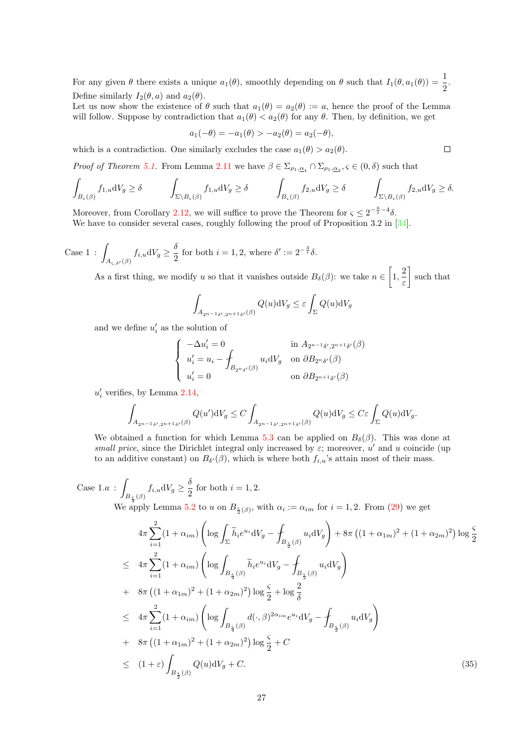For any given $\theta$ there exists a unique $a_1(\theta)$, smoothly depending on $\theta$ such that $I_1(\theta, a_1(\theta)) = \frac{1}{2}$. Define similarly $I_2(\theta, a)$ and $a_2(\theta)$.
Let us now show the existence of $\theta$ such that $a_1(\theta) = a_2(\theta) := a$, hence the proof of the Lemma will follow. Suppose by contradiction that $a_1(\theta) < a_2(\theta)$ for any $\theta$. Then, by definition, we get

$$a_1(-\theta) = -a_1(\theta) > -a_2(\theta) = a_2(-\theta),$$

which is a contradiction. One similarly excludes the case $a_1(\theta) > a_2(\theta)$. □

*Proof of Theorem 5.1.* From Lemma 2.11 we have $\beta \in \Sigma_{\rho_1,\underline{\alpha}_1} \cap \Sigma_{\rho_1,\underline{\alpha}_2}, \varsigma \in (0, \delta)$ such that

$$\int_{B_\varsigma(\beta)} f_{1,u} \mathrm{d}V_g \geq \delta \qquad \int_{\Sigma \setminus B_\varsigma(\beta)} f_{1,u} \mathrm{d}V_g \geq \delta \qquad \int_{B_\varsigma(\beta)} f_{2,u} \mathrm{d}V_g \geq \delta \qquad \int_{\Sigma \setminus B_\varsigma(\beta)} f_{2,u} \mathrm{d}V_g \geq \delta.$$

Moreover, from Corollary 2.12, we will suffice to prove the Theorem for $\varsigma \leq 2^{-\frac{6}{\varepsilon}-4}\delta$.
We have to consider several cases, roughly following the proof of Proposition 3.2 in [34].

Case 1 : $\displaystyle\int_{A_{\varsigma,\delta'}(\beta)} f_{i,u} \mathrm{d}V_g \geq \frac{\delta}{2}$ for both $i = 1, 2$, where $\delta' := 2^{-\frac{3}{\varepsilon}}\delta$.

As a first thing, we modify $u$ so that it vanishes outside $B_\delta(\beta)$: we take $n \in \left[1, \frac{2}{\varepsilon}\right]$ such that

$$\int_{A_{2^{n-1}\delta',2^{n+1}\delta'}(\beta)} Q(u) \mathrm{d}V_g \leq \varepsilon \int_\Sigma Q(u) \mathrm{d}V_g$$

and we define $u_i'$ as the solution of

$$\begin{cases} -\Delta u_i' = 0 & \text{in } A_{2^{n-1}\delta',2^{n+1}\delta'}(\beta) \\ u_i' = u_i - \displaystyle\fint_{B_{2^n\delta'}(\beta)} u_i \mathrm{d}V_g & \text{on } \partial B_{2^n\delta'}(\beta) \\ u_i' = 0 & \text{on } \partial B_{2^{n+1}\delta'}(\beta) \end{cases}$$

$u_i'$ verifies, by Lemma 2.14,

$$\int_{A_{2^{n-1}\delta',2^{n+1}\delta'}(\beta)} Q(u') \mathrm{d}V_g \leq C \int_{A_{2^{n-1}\delta',2^{n+1}\delta'}(\beta)} Q(u) \mathrm{d}V_g \leq C\varepsilon \int_\Sigma Q(u) \mathrm{d}V_g.$$

We obtained a function for which Lemma 5.3 can be applied on $B_\delta(\beta)$. This was done at *small price*, since the Dirichlet integral only increased by $\varepsilon$; moreover, $u'$ and $u$ coincide (up to an additive constant) on $B_{\delta'}(\beta)$, which is where both $f_{i,u}$'s attain most of their mass.

Case 1.a : $\displaystyle\int_{B_{\frac{\varsigma}{4}}(\beta)} f_{i,u} \mathrm{d}V_g \geq \frac{\delta}{2}$ for both $i = 1, 2$.

We apply Lemma 5.2 to $u$ on $B_{\frac{\varsigma}{2}(\beta)}$, with $\alpha_i := \alpha_{im}$ for $i = 1, 2$. From (29) we get

$$\begin{aligned}
& 4\pi \sum_{i=1}^2 (1 + \alpha_{im}) \left( \log \int_\Sigma \widetilde{h}_i e^{u_i} \mathrm{d}V_g - \fint_{B_{\frac{\varsigma}{2}}(\beta)} u_i \mathrm{d}V_g \right) + 8\pi \left( (1 + \alpha_{1m})^2 + (1 + \alpha_{2m})^2 \right) \log \frac{\varsigma}{2} \\
\leq \; & 4\pi \sum_{i=1}^2 (1 + \alpha_{im}) \left( \log \int_{B_{\frac{\varsigma}{4}}(\beta)} \widetilde{h}_i e^{u_i} \mathrm{d}V_g - \fint_{B_{\frac{\varsigma}{2}}(\beta)} u_i \mathrm{d}V_g \right) \\
+ \; & 8\pi \left( (1 + \alpha_{1m})^2 + (1 + \alpha_{2m})^2 \right) \log \frac{\varsigma}{2} + \log \frac{2}{\delta} \\
\leq \; & 4\pi \sum_{i=1}^2 (1 + \alpha_{im}) \left( \log \int_{B_{\frac{\varsigma}{4}}(\beta)} d(\cdot, \beta)^{2\alpha_{im}} e^{u_i} \mathrm{d}V_g - \fint_{B_{\frac{\varsigma}{2}}(\beta)} u_i \mathrm{d}V_g \right) \\
+ \; & 8\pi \left( (1 + \alpha_{1m})^2 + (1 + \alpha_{2m})^2 \right) \log \frac{\varsigma}{2} + C \\
\leq \; & (1 + \varepsilon) \int_{B_{\frac{\varsigma}{2}}(\beta)} Q(u) \mathrm{d}V_g + C.
\end{aligned} \tag{35}$$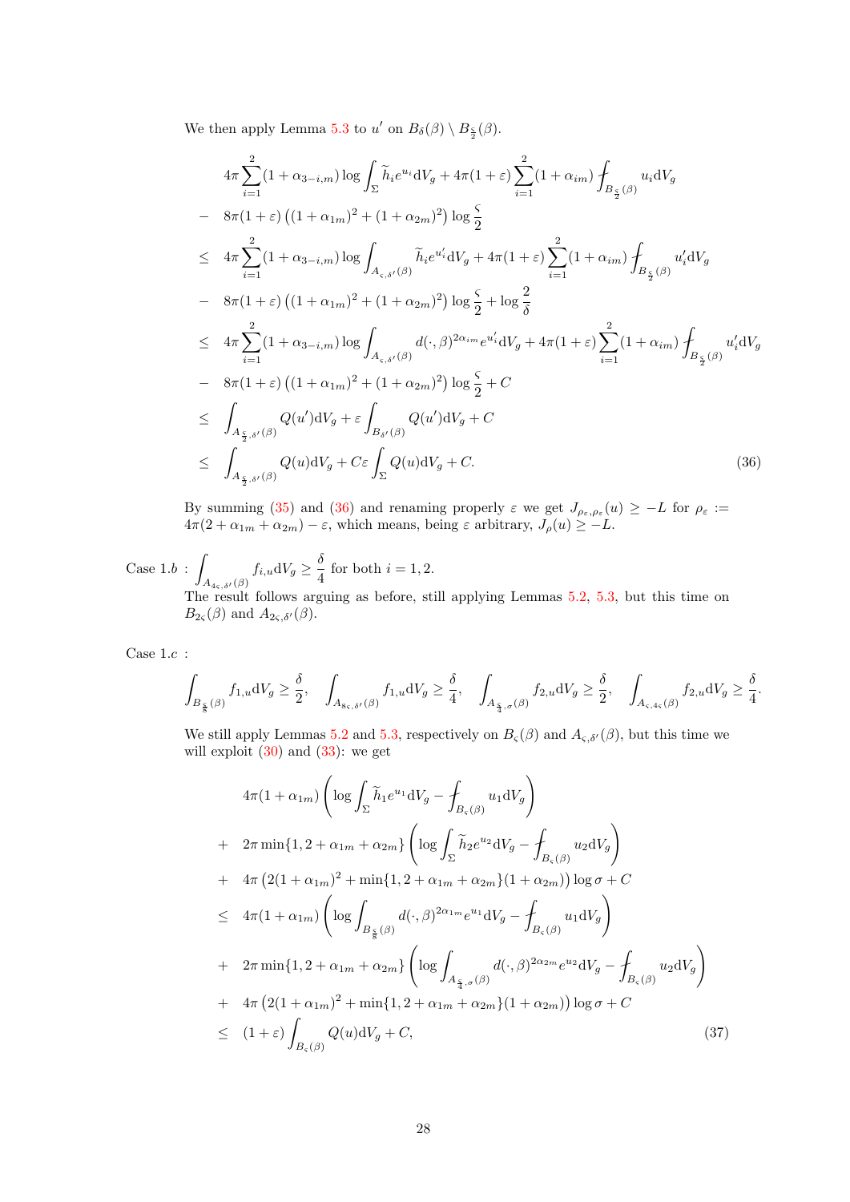We then apply Lemma 5.3 to $u'$ on $B_\delta(\beta) \setminus B_{\frac{\varsigma}{2}}(\beta)$.

$$
\begin{aligned}
& 4\pi \sum_{i=1}^{2} (1+\alpha_{3-i,m}) \log \int_\Sigma \widetilde{h}_i e^{u_i} \mathrm{d}V_g + 4\pi(1+\varepsilon) \sum_{i=1}^{2} (1+\alpha_{im}) \fint_{B_{\frac{\varsigma}{2}}(\beta)} u_i \mathrm{d}V_g \\
- \;\; & 8\pi(1+\varepsilon)\left((1+\alpha_{1m})^2 + (1+\alpha_{2m})^2\right) \log \frac{\varsigma}{2} \\
\leq \;\; & 4\pi \sum_{i=1}^{2} (1+\alpha_{3-i,m}) \log \int_{A_{\varsigma,\delta'}(\beta)} \widetilde{h}_i e^{u_i'} \mathrm{d}V_g + 4\pi(1+\varepsilon) \sum_{i=1}^{2} (1+\alpha_{im}) \fint_{B_{\frac{\varsigma}{2}}(\beta)} u_i' \mathrm{d}V_g \\
- \;\; & 8\pi(1+\varepsilon)\left((1+\alpha_{1m})^2 + (1+\alpha_{2m})^2\right) \log \frac{\varsigma}{2} + \log \frac{2}{\delta} \\
\leq \;\; & 4\pi \sum_{i=1}^{2} (1+\alpha_{3-i,m}) \log \int_{A_{\varsigma,\delta'}(\beta)} d(\cdot,\beta)^{2\alpha_{im}} e^{u_i'} \mathrm{d}V_g + 4\pi(1+\varepsilon) \sum_{i=1}^{2} (1+\alpha_{im}) \fint_{B_{\frac{\varsigma}{2}}(\beta)} u_i' \mathrm{d}V_g \\
- \;\; & 8\pi(1+\varepsilon)\left((1+\alpha_{1m})^2 + (1+\alpha_{2m})^2\right) \log \frac{\varsigma}{2} + C \\
\leq \;\; & \int_{A_{\frac{\varsigma}{2},\delta'}(\beta)} Q(u') \mathrm{d}V_g + \varepsilon \int_{B_{\delta'}(\beta)} Q(u') \mathrm{d}V_g + C \\
\leq \;\; & \int_{A_{\frac{\varsigma}{2},\delta'}(\beta)} Q(u) \mathrm{d}V_g + C\varepsilon \int_\Sigma Q(u) \mathrm{d}V_g + C. \qquad (36)
\end{aligned}
$$

By summing (35) and (36) and renaming properly $\varepsilon$ we get $J_{\rho_\varepsilon,\rho_\varepsilon}(u) \geq -L$ for $\rho_\varepsilon := 4\pi(2+\alpha_{1m}+\alpha_{2m}) - \varepsilon$, which means, being $\varepsilon$ arbitrary, $J_\rho(u) \geq -L$.

Case 1.$b$ : $\displaystyle\int_{A_{4\varsigma,\delta'}(\beta)} f_{i,u} \mathrm{d}V_g \geq \frac{\delta}{4}$ for both $i = 1,2$.
The result follows arguing as before, still applying Lemmas 5.2, 5.3, but this time on $B_{2\varsigma}(\beta)$ and $A_{2\varsigma,\delta'}(\beta)$.

Case 1.$c$ :

$$
\int_{B_{\frac{\varsigma}{8}}(\beta)} f_{1,u} \mathrm{d}V_g \geq \frac{\delta}{2}, \quad \int_{A_{8\varsigma,\delta'}(\beta)} f_{1,u} \mathrm{d}V_g \geq \frac{\delta}{4}, \quad \int_{A_{\frac{\varsigma}{4},\sigma}(\beta)} f_{2,u} \mathrm{d}V_g \geq \frac{\delta}{2}, \quad \int_{A_{\varsigma,4\varsigma}(\beta)} f_{2,u} \mathrm{d}V_g \geq \frac{\delta}{4}.
$$

We still apply Lemmas 5.2 and 5.3, respectively on $B_\varsigma(\beta)$ and $A_{\varsigma,\delta'}(\beta)$, but this time we will exploit (30) and (33): we get

$$
\begin{aligned}
& 4\pi(1+\alpha_{1m}) \left( \log \int_\Sigma \widetilde{h}_1 e^{u_1} \mathrm{d}V_g - \fint_{B_\varsigma(\beta)} u_1 \mathrm{d}V_g \right) \\
+ \;\; & 2\pi \min\{1, 2+\alpha_{1m}+\alpha_{2m}\} \left( \log \int_\Sigma \widetilde{h}_2 e^{u_2} \mathrm{d}V_g - \fint_{B_\varsigma(\beta)} u_2 \mathrm{d}V_g \right) \\
+ \;\; & 4\pi \left( 2(1+\alpha_{1m})^2 + \min\{1, 2+\alpha_{1m}+\alpha_{2m}\}(1+\alpha_{2m}) \right) \log \sigma + C \\
\leq \;\; & 4\pi(1+\alpha_{1m}) \left( \log \int_{B_{\frac{\varsigma}{8}}(\beta)} d(\cdot,\beta)^{2\alpha_{1m}} e^{u_1} \mathrm{d}V_g - \fint_{B_\varsigma(\beta)} u_1 \mathrm{d}V_g \right) \\
+ \;\; & 2\pi \min\{1, 2+\alpha_{1m}+\alpha_{2m}\} \left( \log \int_{A_{\frac{\varsigma}{4},\sigma}(\beta)} d(\cdot,\beta)^{2\alpha_{2m}} e^{u_2} \mathrm{d}V_g - \fint_{B_\varsigma(\beta)} u_2 \mathrm{d}V_g \right) \\
+ \;\; & 4\pi \left( 2(1+\alpha_{1m})^2 + \min\{1, 2+\alpha_{1m}+\alpha_{2m}\}(1+\alpha_{2m}) \right) \log \sigma + C \\
\leq \;\; & (1+\varepsilon) \int_{B_\varsigma(\beta)} Q(u) \mathrm{d}V_g + C, \qquad (37)
\end{aligned}
$$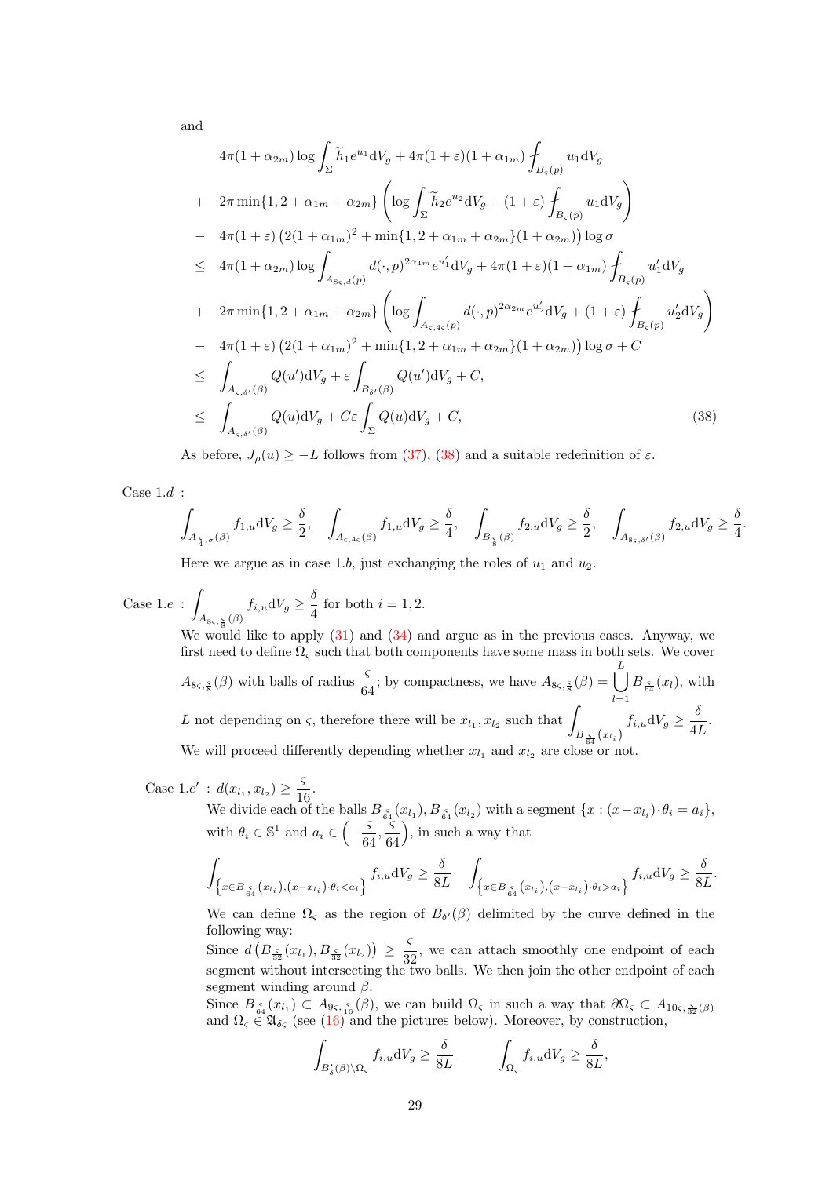and

$$
\begin{aligned}
& 4\pi(1+\alpha_{2m})\log\int_\Sigma \widetilde{h}_1 e^{u_1}\mathrm{d}V_g + 4\pi(1+\varepsilon)(1+\alpha_{1m}) \fint_{B_\varsigma(p)} u_1 \mathrm{d}V_g \\
+ \quad & 2\pi\min\{1, 2+\alpha_{1m}+\alpha_{2m}\}\left(\log\int_\Sigma \widetilde{h}_2 e^{u_2}\mathrm{d}V_g + (1+\varepsilon)\fint_{B_\varsigma(p)} u_1\mathrm{d}V_g\right) \\
- \quad & 4\pi(1+\varepsilon)\left(2(1+\alpha_{1m})^2 + \min\{1,2+\alpha_{1m}+\alpha_{2m}\}(1+\alpha_{2m})\right)\log\sigma \\
\leq \quad & 4\pi(1+\alpha_{2m})\log\int_{A_{8\varsigma,d}(p)} d(\cdot,p)^{2\alpha_{1m}} e^{u_1'}\mathrm{d}V_g + 4\pi(1+\varepsilon)(1+\alpha_{1m})\fint_{B_\varsigma(p)} u_1'\mathrm{d}V_g \\
+ \quad & 2\pi\min\{1,2+\alpha_{1m}+\alpha_{2m}\}\left(\log\int_{A_{\varsigma,4\varsigma}(p)} d(\cdot,p)^{2\alpha_{2m}} e^{u_2'}\mathrm{d}V_g + (1+\varepsilon)\fint_{B_\varsigma(p)} u_2'\mathrm{d}V_g\right) \\
- \quad & 4\pi(1+\varepsilon)\left(2(1+\alpha_{1m})^2 + \min\{1,2+\alpha_{1m}+\alpha_{2m}\}(1+\alpha_{2m})\right)\log\sigma + C \\
\leq \quad & \int_{A_{\varsigma,\delta'}(\beta)} Q(u')\mathrm{d}V_g + \varepsilon\int_{B_{\delta'}(\beta)} Q(u')\mathrm{d}V_g + C, \\
\leq \quad & \int_{A_{\varsigma,\delta'}(\beta)} Q(u)\mathrm{d}V_g + C\varepsilon\int_\Sigma Q(u)\mathrm{d}V_g + C, \qquad\qquad (38)
\end{aligned}
$$

As before, $J_\rho(u) \geq -L$ follows from (37), (38) and a suitable redefinition of $\varepsilon$.

Case 1.$d$ :

$$
\int_{A_{\frac{\varsigma}{4},\sigma}(\beta)} f_{1,u}\mathrm{d}V_g \geq \frac{\delta}{2}, \quad \int_{A_{\varsigma,4\varsigma}(\beta)} f_{1,u}\mathrm{d}V_g \geq \frac{\delta}{4}, \quad \int_{B_{\frac{\varsigma}{8}}(\beta)} f_{2,u}\mathrm{d}V_g \geq \frac{\delta}{2}, \quad \int_{A_{8\varsigma,\delta'}(\beta)} f_{2,u}\mathrm{d}V_g \geq \frac{\delta}{4}.
$$

Here we argue as in case 1.$b$, just exchanging the roles of $u_1$ and $u_2$.

Case 1.$e$ : $\displaystyle\int_{A_{8\varsigma,\frac{\varsigma}{8}}(\beta)} f_{i,u}\mathrm{d}V_g \geq \frac{\delta}{4}$ for both $i=1,2$.

We would like to apply (31) and (34) and argue as in the previous cases. Anyway, we first need to define $\Omega_\varsigma$ such that both components have some mass in both sets. We cover $A_{8\varsigma,\frac{\varsigma}{8}}(\beta)$ with balls of radius $\frac{\varsigma}{64}$; by compactness, we have $A_{8\varsigma,\frac{\varsigma}{8}}(\beta) = \bigcup_{l=1}^{L} B_{\frac{\varsigma}{64}}(x_l)$, with $L$ not depending on $\varsigma$, therefore there will be $x_{l_1}, x_{l_2}$ such that $\displaystyle\int_{B_{\frac{\varsigma}{64}}(x_{l_i})} f_{i,u}\mathrm{d}V_g \geq \frac{\delta}{4L}$.

We will proceed differently depending whether $x_{l_1}$ and $x_{l_2}$ are close or not.

Case 1.$e'$ : $d(x_{l_1},x_{l_2}) \geq \dfrac{\varsigma}{16}$.

We divide each of the balls $B_{\frac{\varsigma}{64}}(x_{l_1}), B_{\frac{\varsigma}{64}}(x_{l_2})$ with a segment $\{x : (x - x_{l_i})\cdot\theta_i = a_i\}$, with $\theta_i \in \mathbb{S}^1$ and $a_i \in \left(-\frac{\varsigma}{64}, \frac{\varsigma}{64}\right)$, in such a way that

$$
\int_{\left\{x\in B_{\frac{\varsigma}{64}}(x_{l_i}),(x-x_{l_i})\cdot\theta_i<a_i\right\}} f_{i,u}\mathrm{d}V_g \geq \frac{\delta}{8L} \qquad \int_{\left\{x\in B_{\frac{\varsigma}{64}}(x_{l_i}),(x-x_{l_i})\cdot\theta_i>a_i\right\}} f_{i,u}\mathrm{d}V_g \geq \frac{\delta}{8L}.
$$

We can define $\Omega_\varsigma$ as the region of $B_{\delta'}(\beta)$ delimited by the curve defined in the following way:

Since $d\left(B_{\frac{\varsigma}{32}}(x_{l_1}), B_{\frac{\varsigma}{32}}(x_{l_2})\right) \geq \frac{\varsigma}{32}$, we can attach smoothly one endpoint of each segment without intersecting the two balls. We then join the other endpoint of each segment winding around $\beta$.

Since $B_{\frac{\varsigma}{64}}(x_{l_1}) \subset A_{9\varsigma,\frac{\varsigma}{16}}(\beta)$, we can build $\Omega_\varsigma$ in such a way that $\partial\Omega_\varsigma \subset A_{10\varsigma,\frac{\varsigma}{32}}(\beta)$ and $\Omega_\varsigma \in \mathfrak{A}_{\delta_\varsigma}$ (see (16) and the pictures below). Moreover, by construction,

$$
\int_{B_\delta'(\beta)\setminus\Omega_\varsigma} f_{i,u}\mathrm{d}V_g \geq \frac{\delta}{8L} \qquad \int_{\Omega_\varsigma} f_{i,u}\mathrm{d}V_g \geq \frac{\delta}{8L},
$$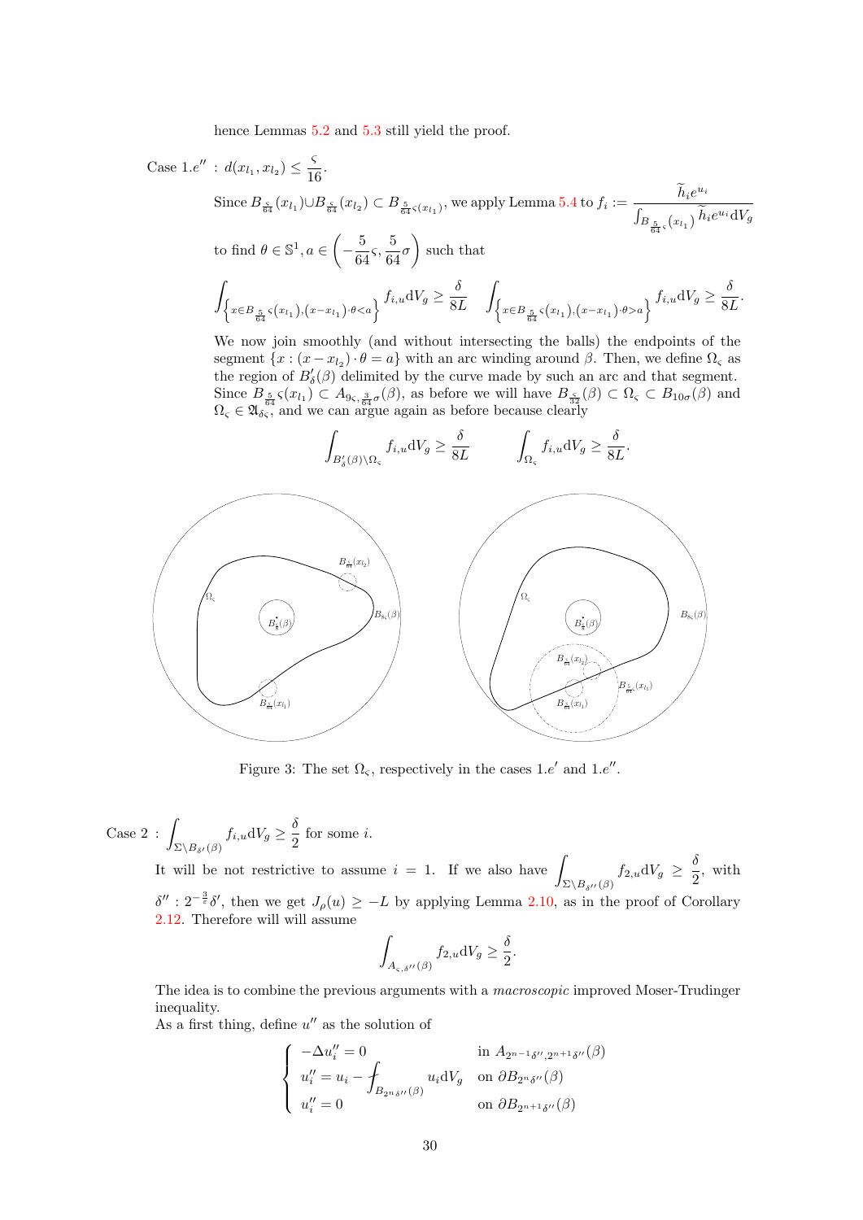hence Lemmas 5.2 and 5.3 still yield the proof.

Case $1.e''$ : $d(x_{l_1}, x_{l_2}) \le \frac{\varsigma}{16}$.

Since $B_{\frac{\varsigma}{64}}(x_{l_1}) \cup B_{\frac{\varsigma}{64}}(x_{l_2}) \subset B_{\frac{5}{64}\varsigma(x_{l_1})}$, we apply Lemma 5.4 to $f_i := \frac{\widetilde{h}_i e^{u_i}}{\int_{B_{\frac{5}{64}\varsigma}(x_{l_1})} \widetilde{h}_i e^{u_i} \mathrm{d}V_g}$ to find $\theta \in \mathbb{S}^1, a \in \left(-\frac{5}{64}\varsigma, \frac{5}{64}\sigma\right)$ such that

$$\int_{\left\{x \in B_{\frac{5}{64}}\varsigma(x_{l_1}), (x - x_{l_1}) \cdot \theta < a\right\}} f_{i,u} \mathrm{d}V_g \ge \frac{\delta}{8L} \qquad \int_{\left\{x \in B_{\frac{5}{64}}\varsigma(x_{l_1}), (x - x_{l_1}) \cdot \theta > a\right\}} f_{i,u} \mathrm{d}V_g \ge \frac{\delta}{8L}.$$

We now join smoothly (and without intersecting the balls) the endpoints of the segment $\{x : (x - x_{l_2}) \cdot \theta = a\}$ with an arc winding around $\beta$. Then, we define $\Omega_\varsigma$ as the region of $B'_\delta(\beta)$ delimited by the curve made by such an arc and that segment. Since $B_{\frac{5}{64}}\varsigma(x_{l_1}) \subset A_{9\varsigma, \frac{3}{64}\sigma}(\beta)$, as before we will have $B_{\frac{\varsigma}{32}}(\beta) \subset \Omega_\varsigma \subset B_{10\sigma}(\beta)$ and $\Omega_\varsigma \in \mathfrak{A}_{\delta_\varsigma}$, and we can argue again as before because clearly

$$\int_{B'_\delta(\beta) \setminus \Omega_\varsigma} f_{i,u} \mathrm{d}V_g \ge \frac{\delta}{8L} \qquad \int_{\Omega_\varsigma} f_{i,u} \mathrm{d}V_g \ge \frac{\delta}{8L}.$$

Figure 3: The set $\Omega_\varsigma$, respectively in the cases $1.e'$ and $1.e''$.

Case 2 : $\int_{\Sigma \setminus B_{\delta'}(\beta)} f_{i,u} \mathrm{d}V_g \ge \frac{\delta}{2}$ for some $i$.

It will be not restrictive to assume $i = 1$. If we also have $\int_{\Sigma \setminus B_{\delta''}(\beta)} f_{2,u} \mathrm{d}V_g \ge \frac{\delta}{2}$, with $\delta'' : 2^{-\frac{3}{\varepsilon}}\delta'$, then we get $J_\rho(u) \ge -L$ by applying Lemma 2.10, as in the proof of Corollary 2.12. Therefore will will assume

$$\int_{A_{\varsigma,\delta''}(\beta)} f_{2,u} \mathrm{d}V_g \ge \frac{\delta}{2}.$$

The idea is to combine the previous arguments with a *macroscopic* improved Moser-Trudinger inequality.

As a first thing, define $u''$ as the solution of

$$\begin{cases} -\Delta u''_i = 0 & \text{in } A_{2^{n-1}\delta'', 2^{n+1}\delta''}(\beta) \\ u''_i = u_i - \fint_{B_{2^n \delta''}(\beta)} u_i \mathrm{d}V_g & \text{on } \partial B_{2^n \delta''}(\beta) \\ u''_i = 0 & \text{on } \partial B_{2^{n+1}\delta''}(\beta) \end{cases}$$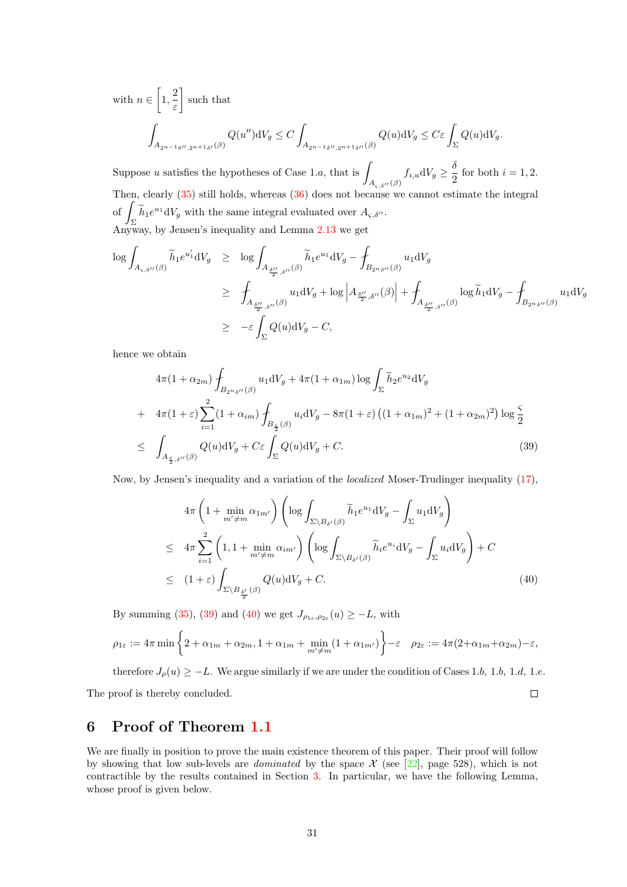with $n \in \left[1, \frac{2}{\varepsilon}\right]$ such that

$$\int_{A_{2^{n-1}\delta'', 2^{n+1}\delta'}(\beta)} Q(u'')\mathrm{d}V_g \le C \int_{A_{2^{n-1}\delta'', 2^{n+1}\delta''}(\beta)} Q(u)\mathrm{d}V_g \le C\varepsilon \int_\Sigma Q(u)\mathrm{d}V_g.$$

Suppose $u$ satisfies the hypotheses of Case 1.$a$, that is $\displaystyle\int_{A_{\varsigma,\delta''}(\beta)} f_{i,u}\mathrm{d}V_g \ge \frac{\delta}{2}$ for both $i = 1, 2$. Then, clearly (35) still holds, whereas (36) does not because we cannot estimate the integral of $\displaystyle\int_\Sigma \widetilde{h}_1 e^{u_1}\mathrm{d}V_g$ with the same integral evaluated over $A_{\varsigma,\delta''}$.
Anyway, by Jensen's inequality and Lemma 2.13 we get

$$\begin{aligned}
\log \int_{A_{\varsigma,\delta''}(\beta)} \widetilde{h}_1 e^{u_1'}\mathrm{d}V_g &\ge \log \int_{A_{\frac{\delta''}{2},\delta''}(\beta)} \widetilde{h}_1 e^{u_1}\mathrm{d}V_g - \fint_{B_{2^n\delta''}(\beta)} u_1 \mathrm{d}V_g \\
&\ge \fint_{A_{\frac{\delta''}{2},\delta''}(\beta)} u_1 \mathrm{d}V_g + \log\left|A_{\frac{\delta''}{2},\delta''}(\beta)\right| + \fint_{A_{\frac{\delta''}{2},\delta''}(\beta)} \log \widetilde{h}_1 \mathrm{d}V_g - \fint_{B_{2^n\delta''}(\beta)} u_1 \mathrm{d}V_g \\
&\ge -\varepsilon \int_\Sigma Q(u)\mathrm{d}V_g - C,
\end{aligned}$$

hence we obtain

$$\begin{aligned}
& 4\pi(1+\alpha_{2m}) \fint_{B_{2^n\delta''}(\beta)} u_1 \mathrm{d}V_g + 4\pi(1+\alpha_{1m}) \log \int_\Sigma \widetilde{h}_2 e^{u_2}\mathrm{d}V_g \\
+ \;& 4\pi(1+\varepsilon)\sum_{i=1}^2 (1+\alpha_{im}) \fint_{B_{\frac{\varsigma}{2}}(\beta)} u_i \mathrm{d}V_g - 8\pi(1+\varepsilon)\left((1+\alpha_{1m})^2 + (1+\alpha_{2m})^2\right)\log\frac{\varsigma}{2} \\
\le \;& \int_{A_{\frac{\varsigma}{2},\delta''}(\beta)} Q(u)\mathrm{d}V_g + C\varepsilon \int_\Sigma Q(u)\mathrm{d}V_g + C. \qquad (39)
\end{aligned}$$

Now, by Jensen's inequality and a variation of the *localized* Moser-Trudinger inequality (17),

$$\begin{aligned}
& 4\pi\left(1 + \min_{m'\neq m} \alpha_{1m'}\right)\left(\log \int_{\Sigma\setminus B_{\delta'}(\beta)} \widetilde{h}_1 e^{u_1}\mathrm{d}V_g - \int_\Sigma u_1 \mathrm{d}V_g\right) \\
\le \;& 4\pi \sum_{i=1}^2 \left(1, 1 + \min_{m'\neq m} \alpha_{im'}\right)\left(\log \int_{\Sigma\setminus B_{\delta'}(\beta)} \widetilde{h}_i e^{u_i}\mathrm{d}V_g - \int_\Sigma u_i \mathrm{d}V_g\right) + C \\
\le \;& (1+\varepsilon)\int_{\Sigma\setminus B_{\frac{\delta'}{2}}(\beta)} Q(u)\mathrm{d}V_g + C. \qquad (40)
\end{aligned}$$

By summing (35), (39) and (40) we get $J_{\rho_{1\varepsilon},\rho_{2\varepsilon}}(u) \ge -L$, with

$$\rho_{1\varepsilon} := 4\pi \min\left\{2 + \alpha_{1m} + \alpha_{2m}, 1 + \alpha_{1m} + \min_{m'\neq m}(1+\alpha_{1m'})\right\} - \varepsilon \quad \rho_{2\varepsilon} := 4\pi(2+\alpha_{1m}+\alpha_{2m}) - \varepsilon,$$

therefore $J_\rho(u) \ge -L$. We argue similarly if we are under the condition of Cases 1.$b$, 1.$b$, 1.$d$, 1.$e$.

The proof is thereby concluded. $\square$

## 6 Proof of Theorem 1.1

We are finally in position to prove the main existence theorem of this paper. Their proof will follow by showing that low sub-levels are *dominated* by the space $\mathcal{X}$ (see [22], page 528), which is not contractible by the results contained in Section 3. In particular, we have the following Lemma, whose proof is given below.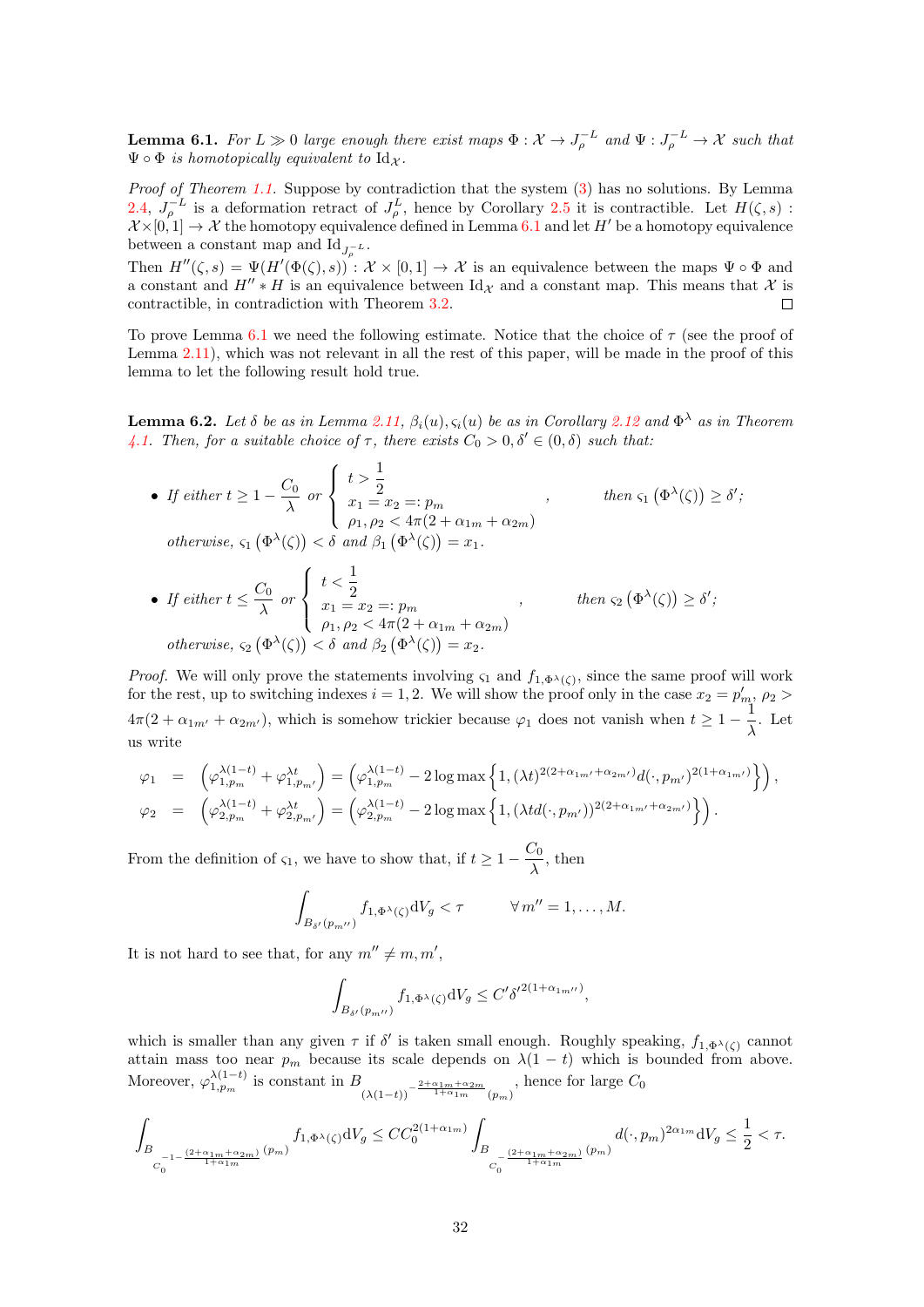**Lemma 6.1.** *For $L \gg 0$ large enough there exist maps $\Phi : \mathcal{X} \to J_\rho^{-L}$ and $\Psi : J_\rho^{-L} \to \mathcal{X}$ such that $\Psi \circ \Phi$ is homotopically equivalent to $\mathrm{Id}_\mathcal{X}$.*

*Proof of Theorem 1.1.* Suppose by contradiction that the system (3) has no solutions. By Lemma 2.4, $J_\rho^{-L}$ is a deformation retract of $J_\rho^L$, hence by Corollary 2.5 it is contractible. Let $H(\zeta, s) : \mathcal{X}\times[0,1] \to \mathcal{X}$ the homotopy equivalence defined in Lemma 6.1 and let $H'$ be a homotopy equivalence between a constant map and $\mathrm{Id}_{J_\rho^{-L}}$.
Then $H''(\zeta, s) = \Psi(H'(\Phi(\zeta), s)) : \mathcal{X} \times [0, 1] \to \mathcal{X}$ is an equivalence between the maps $\Psi \circ \Phi$ and a constant and $H'' * H$ is an equivalence between $\mathrm{Id}_\mathcal{X}$ and a constant map. This means that $\mathcal{X}$ is contractible, in contradiction with Theorem 3.2. $\square$

To prove Lemma 6.1 we need the following estimate. Notice that the choice of $\tau$ (see the proof of Lemma 2.11), which was not relevant in all the rest of this paper, will be made in the proof of this lemma to let the following result hold true.

**Lemma 6.2.** *Let $\delta$ be as in Lemma 2.11, $\beta_i(u), \varsigma_i(u)$ be as in Corollary 2.12 and $\Phi^\lambda$ as in Theorem 4.1. Then, for a suitable choice of $\tau$, there exists $C_0 > 0, \delta' \in (0, \delta)$ such that:*

- *If either* $t \geq 1 - \dfrac{C_0}{\lambda}$ *or* $\left\{\begin{array}{l} t > \dfrac{1}{2} \\ x_1 = x_2 =: p_m \\ \rho_1, \rho_2 < 4\pi(2 + \alpha_{1m} + \alpha_{2m}) \end{array}\right.$, *then* $\varsigma_1\left(\Phi^\lambda(\zeta)\right) \geq \delta'$;
  *otherwise,* $\varsigma_1\left(\Phi^\lambda(\zeta)\right) < \delta$ *and* $\beta_1\left(\Phi^\lambda(\zeta)\right) = x_1$.
- *If either* $t \leq \dfrac{C_0}{\lambda}$ *or* $\left\{\begin{array}{l} t < \dfrac{1}{2} \\ x_1 = x_2 =: p_m \\ \rho_1, \rho_2 < 4\pi(2 + \alpha_{1m} + \alpha_{2m}) \end{array}\right.$, *then* $\varsigma_2\left(\Phi^\lambda(\zeta)\right) \geq \delta'$;
  *otherwise,* $\varsigma_2\left(\Phi^\lambda(\zeta)\right) < \delta$ *and* $\beta_2\left(\Phi^\lambda(\zeta)\right) = x_2$.

*Proof.* We will only prove the statements involving $\varsigma_1$ and $f_{1,\Phi^\lambda(\zeta)}$, since the same proof will work for the rest, up to switching indexes $i = 1, 2$. We will show the proof only in the case $x_2 = p'_m$, $\rho_2 > 4\pi(2 + \alpha_{1m'} + \alpha_{2m'})$, which is somehow trickier because $\varphi_1$ does not vanish when $t \geq 1 - \dfrac{1}{\lambda}$. Let us write

$$
\begin{aligned}
\varphi_1 &= \left(\varphi_{1,p_m}^{\lambda(1-t)} + \varphi_{1,p_{m'}}^{\lambda t}\right) = \left(\varphi_{1,p_m}^{\lambda(1-t)} - 2\log\max\left\{1, (\lambda t)^{2(2+\alpha_{1m'}+\alpha_{2m'})} d(\cdot, p_{m'})^{2(1+\alpha_{1m'})}\right\}\right), \\
\varphi_2 &= \left(\varphi_{2,p_m}^{\lambda(1-t)} + \varphi_{2,p_{m'}}^{\lambda t}\right) = \left(\varphi_{2,p_m}^{\lambda(1-t)} - 2\log\max\left\{1, (\lambda t d(\cdot, p_{m'}))^{2(2+\alpha_{1m'}+\alpha_{2m'})}\right\}\right).
\end{aligned}
$$

From the definition of $\varsigma_1$, we have to show that, if $t \geq 1 - \dfrac{C_0}{\lambda}$, then

$$
\int_{B_{\delta'}(p_{m''})} f_{1,\Phi^\lambda(\zeta)} \mathrm{d}V_g < \tau \qquad \forall\, m'' = 1, \dots, M.
$$

It is not hard to see that, for any $m'' \neq m, m'$,

$$
\int_{B_{\delta'}(p_{m''})} f_{1,\Phi^\lambda(\zeta)} \mathrm{d}V_g \leq C' \delta'^{2(1+\alpha_{1m''})},
$$

which is smaller than any given $\tau$ if $\delta'$ is taken small enough. Roughly speaking, $f_{1,\Phi^\lambda(\zeta)}$ cannot attain mass too near $p_m$ because its scale depends on $\lambda(1-t)$ which is bounded from above. Moreover, $\varphi_{1,p_m}^{\lambda(1-t)}$ is constant in $B_{(\lambda(1-t))^{-\frac{2+\alpha_{1m}+\alpha_{2m}}{1+\alpha_{1m}}}}(p_m)$, hence for large $C_0$

$$
\int_{B_{C_0^{-1-\frac{(2+\alpha_{1m}+\alpha_{2m})}{1+\alpha_{1m}}}}(p_m)} f_{1,\Phi^\lambda(\zeta)} \mathrm{d}V_g \leq C C_0^{2(1+\alpha_{1m})} \int_{B_{C_0^{-\frac{(2+\alpha_{1m}+\alpha_{2m})}{1+\alpha_{1m}}}}(p_m)} d(\cdot, p_m)^{2\alpha_{1m}} \mathrm{d}V_g \leq \frac{1}{2} < \tau.
$$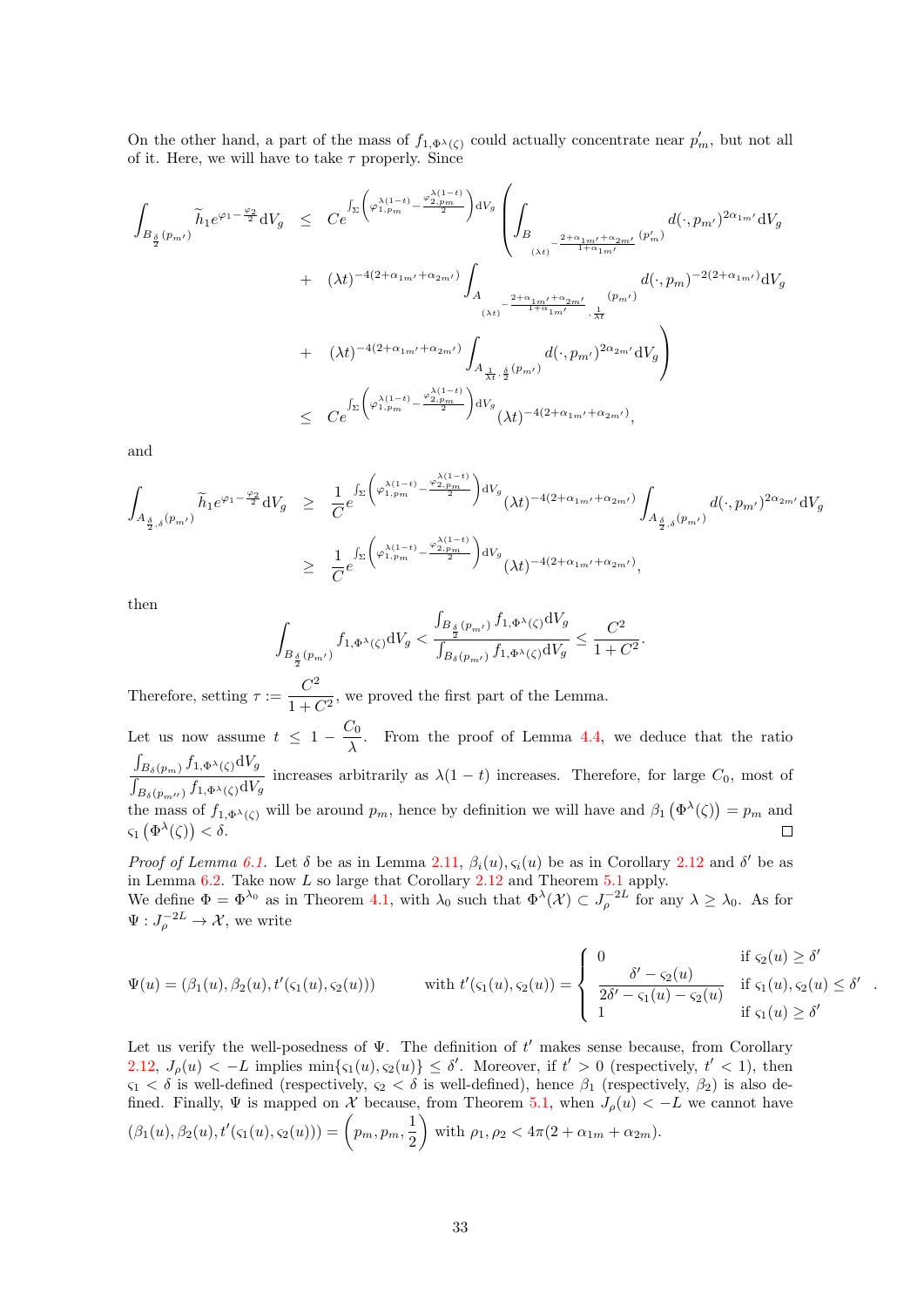On the other hand, a part of the mass of $f_{1,\Phi^\lambda(\zeta)}$ could actually concentrate near $p'_m$, but not all of it. Here, we will have to take $\tau$ properly. Since

$$
\begin{aligned}
\int_{B_{\frac{\delta}{2}}(p_{m'})} \widetilde{h}_1 e^{\varphi_1 - \frac{\varphi_2}{2}} \mathrm{d}V_g &\leq C e^{\int_\Sigma \left(\varphi_{1,p_m}^{\lambda(1-t)} - \frac{\varphi_{2,p_m}^{\lambda(1-t)}}{2}\right)\mathrm{d}V_g} \left( \int_{B_{(\lambda t)^{-\frac{2+\alpha_{1m'}+\alpha_{2m'}}{1+\alpha_{1m'}}}}(p'_m)} d(\cdot, p_{m'})^{2\alpha_{1m'}} \mathrm{d}V_g \right. \\
&+ (\lambda t)^{-4(2+\alpha_{1m'}+\alpha_{2m'})} \int_{A_{(\lambda t)^{-\frac{2+\alpha_{1m'}+\alpha_{2m'}}{1+\alpha_{1m'}}}, \frac{1}{\lambda t}}(p_{m'})} d(\cdot, p_m)^{-2(2+\alpha_{1m'})} \mathrm{d}V_g \\
&+ \left. (\lambda t)^{-4(2+\alpha_{1m'}+\alpha_{2m'})} \int_{A_{\frac{1}{\lambda t}, \frac{\delta}{2}}(p_{m'})} d(\cdot, p_{m'})^{2\alpha_{2m'}} \mathrm{d}V_g \right) \\
&\leq C e^{\int_\Sigma \left(\varphi_{1,p_m}^{\lambda(1-t)} - \frac{\varphi_{2,p_m}^{\lambda(1-t)}}{2}\right)\mathrm{d}V_g} (\lambda t)^{-4(2+\alpha_{1m'}+\alpha_{2m'})},
\end{aligned}
$$

and

$$
\begin{aligned}
\int_{A_{\frac{\delta}{2},\delta}(p_{m'})} \widetilde{h}_1 e^{\varphi_1 - \frac{\varphi_2}{2}} \mathrm{d}V_g &\geq \frac{1}{C} e^{\int_\Sigma \left(\varphi_{1,p_m}^{\lambda(1-t)} - \frac{\varphi_{2,p_m}^{\lambda(1-t)}}{2}\right)\mathrm{d}V_g} (\lambda t)^{-4(2+\alpha_{1m'}+\alpha_{2m'})} \int_{A_{\frac{\delta}{2},\delta}(p_{m'})} d(\cdot, p_{m'})^{2\alpha_{2m'}} \mathrm{d}V_g \\
&\geq \frac{1}{C} e^{\int_\Sigma \left(\varphi_{1,p_m}^{\lambda(1-t)} - \frac{\varphi_{2,p_m}^{\lambda(1-t)}}{2}\right)\mathrm{d}V_g} (\lambda t)^{-4(2+\alpha_{1m'}+\alpha_{2m'})},
\end{aligned}
$$

then

$$
\int_{B_{\frac{\delta}{2}}(p_{m'})} f_{1,\Phi^\lambda(\zeta)} \mathrm{d}V_g < \frac{\int_{B_{\frac{\delta}{2}}(p_{m'})} f_{1,\Phi^\lambda(\zeta)} \mathrm{d}V_g}{\int_{B_\delta(p_{m'})} f_{1,\Phi^\lambda(\zeta)} \mathrm{d}V_g} \leq \frac{C^2}{1+C^2}.
$$

Therefore, setting $\tau := \dfrac{C^2}{1+C^2}$, we proved the first part of the Lemma.

Let us now assume $t \leq 1 - \dfrac{C_0}{\lambda}$. From the proof of Lemma 4.4, we deduce that the ratio $\dfrac{\int_{B_\delta(p_m)} f_{1,\Phi^\lambda(\zeta)} \mathrm{d}V_g}{\int_{B_\delta(p_{m''})} f_{1,\Phi^\lambda(\zeta)} \mathrm{d}V_g}$ increases arbitrarily as $\lambda(1-t)$ increases. Therefore, for large $C_0$, most of the mass of $f_{1,\Phi^\lambda(\zeta)}$ will be around $p_m$, hence by definition we will have and $\beta_1\left(\Phi^\lambda(\zeta)\right) = p_m$ and $\varsigma_1\left(\Phi^\lambda(\zeta)\right) < \delta$. $\square$

*Proof of Lemma 6.1.* Let $\delta$ be as in Lemma 2.11, $\beta_i(u), \varsigma_i(u)$ be as in Corollary 2.12 and $\delta'$ be as in Lemma 6.2. Take now $L$ so large that Corollary 2.12 and Theorem 5.1 apply.
We define $\Phi = \Phi^{\lambda_0}$ as in Theorem 4.1, with $\lambda_0$ such that $\Phi^\lambda(\mathcal{X}) \subset J_\rho^{-2L}$ for any $\lambda \geq \lambda_0$. As for $\Psi : J_\rho^{-2L} \to \mathcal{X}$, we write

$$
\Psi(u) = (\beta_1(u), \beta_2(u), t'(\varsigma_1(u), \varsigma_2(u))) \qquad \text{with } t'(\varsigma_1(u), \varsigma_2(u)) = \begin{cases} 0 & \text{if } \varsigma_2(u) \geq \delta' \\ \dfrac{\delta' - \varsigma_2(u)}{2\delta' - \varsigma_1(u) - \varsigma_2(u)} & \text{if } \varsigma_1(u), \varsigma_2(u) \leq \delta' \\ 1 & \text{if } \varsigma_1(u) \geq \delta' \end{cases}.
$$

Let us verify the well-posedness of $\Psi$. The definition of $t'$ makes sense because, from Corollary 2.12, $J_\rho(u) < -L$ implies $\min\{\varsigma_1(u), \varsigma_2(u)\} \leq \delta'$. Moreover, if $t' > 0$ (respectively, $t' < 1$), then $\varsigma_1 < \delta$ is well-defined (respectively, $\varsigma_2 < \delta$ is well-defined), hence $\beta_1$ (respectively, $\beta_2$) is also defined. Finally, $\Psi$ is mapped on $\mathcal{X}$ because, from Theorem 5.1, when $J_\rho(u) < -L$ we cannot have $(\beta_1(u), \beta_2(u), t'(\varsigma_1(u), \varsigma_2(u))) = \left(p_m, p_m, \dfrac{1}{2}\right)$ with $\rho_1, \rho_2 < 4\pi(2 + \alpha_{1m} + \alpha_{2m})$.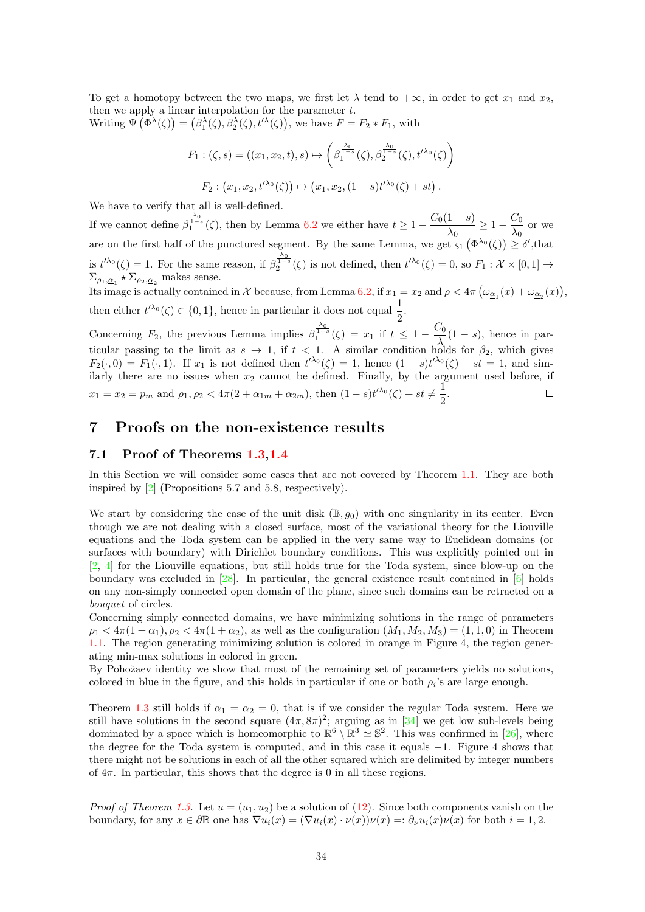To get a homotopy between the two maps, we first let $\lambda$ tend to $+\infty$, in order to get $x_1$ and $x_2$, then we apply a linear interpolation for the parameter $t$.
Writing $\Psi\left(\Phi^{\lambda}(\zeta)\right) = \left(\beta_1^{\lambda}(\zeta), \beta_2^{\lambda}(\zeta), t'^{\lambda}(\zeta)\right)$, we have $F = F_2 * F_1$, with

$$F_1 : (\zeta, s) = ((x_1, x_2, t), s) \mapsto \left(\beta_1^{\frac{\lambda_0}{1-s}}(\zeta), \beta_2^{\frac{\lambda_0}{1-s}}(\zeta), t'^{\lambda_0}(\zeta)\right)$$

$$F_2 : \left(x_1, x_2, t'^{\lambda_0}(\zeta)\right) \mapsto \left(x_1, x_2, (1-s)t'^{\lambda_0}(\zeta) + st\right).$$

We have to verify that all is well-defined.
If we cannot define $\beta_1^{\frac{\lambda_0}{1-s}}(\zeta)$, then by Lemma 6.2 we either have $t \geq 1 - \dfrac{C_0(1-s)}{\lambda_0} \geq 1 - \dfrac{C_0}{\lambda_0}$ or we are on the first half of the punctured segment. By the same Lemma, we get $\varsigma_1\left(\Phi^{\lambda_0}(\zeta)\right) \geq \delta'$,that is $t'^{\lambda_0}(\zeta) = 1$. For the same reason, if $\beta_2^{\frac{\lambda_0}{1-s}}(\zeta)$ is not defined, then $t'^{\lambda_0}(\zeta) = 0$, so $F_1 : \mathcal{X} \times [0,1] \to \Sigma_{\rho_1, \underline{\alpha}_1} \star \Sigma_{\rho_2, \underline{\alpha}_2}$ makes sense.
Its image is actually contained in $\mathcal{X}$ because, from Lemma 6.2, if $x_1 = x_2$ and $\rho < 4\pi\left(\omega_{\underline{\alpha}_1}(x) + \omega_{\underline{\alpha}_2}(x)\right)$, then either $t'^{\lambda_0}(\zeta) \in \{0,1\}$, hence in particular it does not equal $\dfrac{1}{2}$.
Concerning $F_2$, the previous Lemma implies $\beta_1^{\frac{\lambda_0}{1-s}}(\zeta) = x_1$ if $t \leq 1 - \dfrac{C_0}{\lambda}(1-s)$, hence in particular passing to the limit as $s \to 1$, if $t < 1$. A similar condition holds for $\beta_2$, which gives $F_2(\cdot, 0) = F_1(\cdot, 1)$. If $x_1$ is not defined then $t'^{\lambda_0}(\zeta) = 1$, hence $(1-s)t'^{\lambda_0}(\zeta) + st = 1$, and similarly there are no issues when $x_2$ cannot be defined. Finally, by the argument used before, if $x_1 = x_2 = p_m$ and $\rho_1, \rho_2 < 4\pi(2 + \alpha_{1m} + \alpha_{2m})$, then $(1-s)t'^{\lambda_0}(\zeta) + st \neq \dfrac{1}{2}$. $\square$

## 7 Proofs on the non-existence results

### 7.1 Proof of Theorems 1.3,1.4

In this Section we will consider some cases that are not covered by Theorem 1.1. They are both inspired by [2] (Propositions 5.7 and 5.8, respectively).

We start by considering the case of the unit disk $(\mathbb{B}, g_0)$ with one singularity in its center. Even though we are not dealing with a closed surface, most of the variational theory for the Liouville equations and the Toda system can be applied in the very same way to Euclidean domains (or surfaces with boundary) with Dirichlet boundary conditions. This was explicitly pointed out in [2, 4] for the Liouville equations, but still holds true for the Toda system, since blow-up on the boundary was excluded in [28]. In particular, the general existence result contained in [6] holds on any non-simply connected open domain of the plane, since such domains can be retracted on a *bouquet* of circles.
Concerning simply connected domains, we have minimizing solutions in the range of parameters $\rho_1 < 4\pi(1 + \alpha_1), \rho_2 < 4\pi(1 + \alpha_2)$, as well as the configuration $(M_1, M_2, M_3) = (1, 1, 0)$ in Theorem 1.1. The region generating minimizing solution is colored in orange in Figure 4, the region generating min-max solutions in colored in green.
By Pohožaev identity we show that most of the remaining set of parameters yields no solutions, colored in blue in the figure, and this holds in particular if one or both $\rho_i$'s are large enough.

Theorem 1.3 still holds if $\alpha_1 = \alpha_2 = 0$, that is if we consider the regular Toda system. Here we still have solutions in the second square $(4\pi, 8\pi)^2$; arguing as in [34] we get low sub-levels being dominated by a space which is homeomorphic to $\mathbb{R}^6 \setminus \mathbb{R}^3 \simeq \mathbb{S}^2$. This was confirmed in [26], where the degree for the Toda system is computed, and in this case it equals $-1$. Figure 4 shows that there might not be solutions in each of all the other squared which are delimited by integer numbers of $4\pi$. In particular, this shows that the degree is 0 in all these regions.

*Proof of Theorem 1.3.* Let $u = (u_1, u_2)$ be a solution of (12). Since both components vanish on the boundary, for any $x \in \partial\mathbb{B}$ one has $\nabla u_i(x) = (\nabla u_i(x) \cdot \nu(x))\nu(x) =: \partial_\nu u_i(x)\nu(x)$ for both $i = 1, 2$.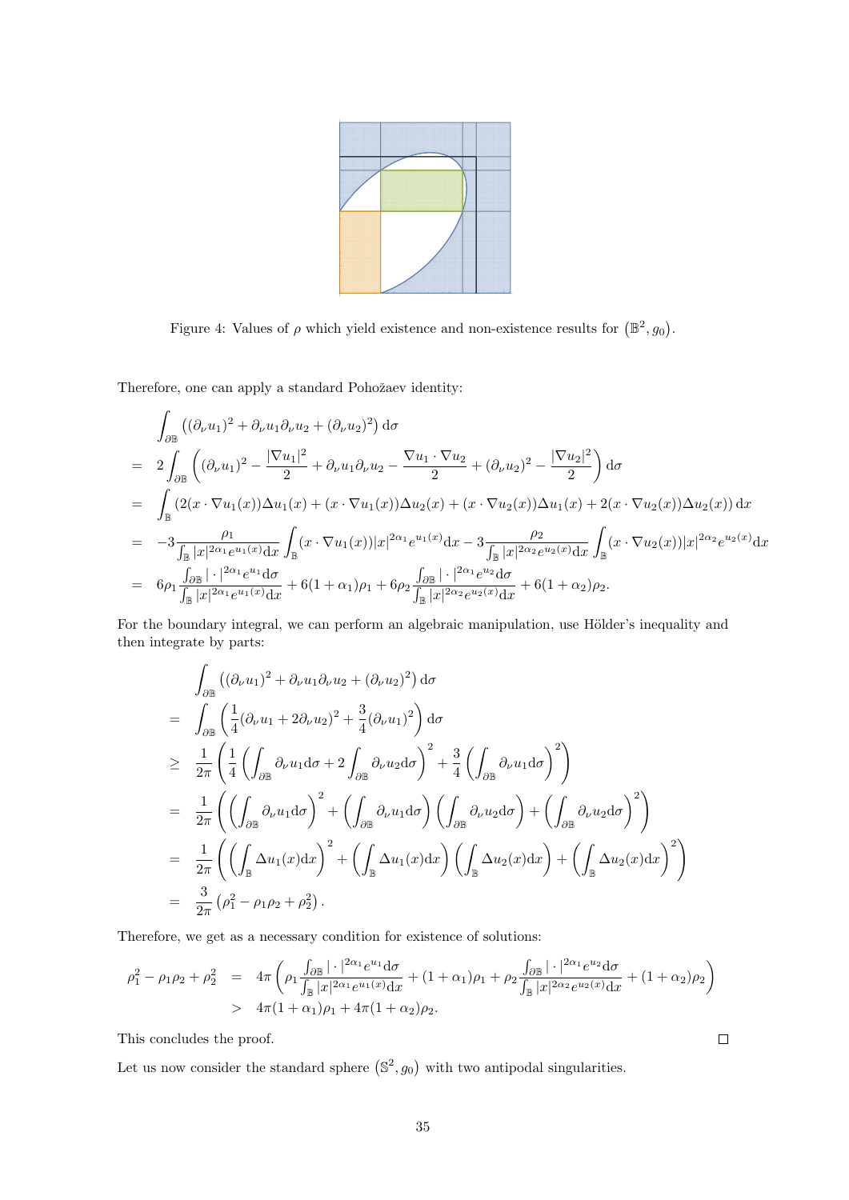Figure 4: Values of $\rho$ which yield existence and non-existence results for $\left(\mathbb{B}^2, g_0\right)$.

Therefore, one can apply a standard Pohožaev identity:

$$
\begin{aligned}
& \int_{\partial \mathbb{B}} \left((\partial_\nu u_1)^2 + \partial_\nu u_1 \partial_\nu u_2 + (\partial_\nu u_2)^2\right) \mathrm{d}\sigma \\
= \;& 2 \int_{\partial \mathbb{B}} \left((\partial_\nu u_1)^2 - \frac{|\nabla u_1|^2}{2} + \partial_\nu u_1 \partial_\nu u_2 - \frac{\nabla u_1 \cdot \nabla u_2}{2} + (\partial_\nu u_2)^2 - \frac{|\nabla u_2|^2}{2}\right) \mathrm{d}\sigma \\
= \;& \int_{\mathbb{B}} \left(2(x \cdot \nabla u_1(x))\Delta u_1(x) + (x \cdot \nabla u_1(x))\Delta u_2(x) + (x \cdot \nabla u_2(x))\Delta u_1(x) + 2(x \cdot \nabla u_2(x))\Delta u_2(x)\right) \mathrm{d}x \\
= \;& -3 \frac{\rho_1}{\int_{\mathbb{B}} |x|^{2\alpha_1} e^{u_1(x)} \mathrm{d}x} \int_{\mathbb{B}} (x \cdot \nabla u_1(x)) |x|^{2\alpha_1} e^{u_1(x)} \mathrm{d}x - 3 \frac{\rho_2}{\int_{\mathbb{B}} |x|^{2\alpha_2} e^{u_2(x)} \mathrm{d}x} \int_{\mathbb{B}} (x \cdot \nabla u_2(x)) |x|^{2\alpha_2} e^{u_2(x)} \mathrm{d}x \\
= \;& 6\rho_1 \frac{\int_{\partial \mathbb{B}} |\cdot|^{2\alpha_1} e^{u_1} \mathrm{d}\sigma}{\int_{\mathbb{B}} |x|^{2\alpha_1} e^{u_1(x)} \mathrm{d}x} + 6(1+\alpha_1)\rho_1 + 6\rho_2 \frac{\int_{\partial \mathbb{B}} |\cdot|^{2\alpha_1} e^{u_2} \mathrm{d}\sigma}{\int_{\mathbb{B}} |x|^{2\alpha_2} e^{u_2(x)} \mathrm{d}x} + 6(1+\alpha_2)\rho_2.
\end{aligned}
$$

For the boundary integral, we can perform an algebraic manipulation, use Hölder's inequality and then integrate by parts:

$$
\begin{aligned}
& \int_{\partial \mathbb{B}} \left((\partial_\nu u_1)^2 + \partial_\nu u_1 \partial_\nu u_2 + (\partial_\nu u_2)^2\right) \mathrm{d}\sigma \\
= \;& \int_{\partial \mathbb{B}} \left(\frac{1}{4}(\partial_\nu u_1 + 2\partial_\nu u_2)^2 + \frac{3}{4}(\partial_\nu u_1)^2\right) \mathrm{d}\sigma \\
\geq \;& \frac{1}{2\pi} \left(\frac{1}{4}\left(\int_{\partial \mathbb{B}} \partial_\nu u_1 \mathrm{d}\sigma + 2\int_{\partial \mathbb{B}} \partial_\nu u_2 \mathrm{d}\sigma\right)^2 + \frac{3}{4}\left(\int_{\partial \mathbb{B}} \partial_\nu u_1 \mathrm{d}\sigma\right)^2\right) \\
= \;& \frac{1}{2\pi} \left(\left(\int_{\partial \mathbb{B}} \partial_\nu u_1 \mathrm{d}\sigma\right)^2 + \left(\int_{\partial \mathbb{B}} \partial_\nu u_1 \mathrm{d}\sigma\right)\left(\int_{\partial \mathbb{B}} \partial_\nu u_2 \mathrm{d}\sigma\right) + \left(\int_{\partial \mathbb{B}} \partial_\nu u_2 \mathrm{d}\sigma\right)^2\right) \\
= \;& \frac{1}{2\pi} \left(\left(\int_{\mathbb{B}} \Delta u_1(x) \mathrm{d}x\right)^2 + \left(\int_{\mathbb{B}} \Delta u_1(x) \mathrm{d}x\right)\left(\int_{\mathbb{B}} \Delta u_2(x) \mathrm{d}x\right) + \left(\int_{\mathbb{B}} \Delta u_2(x) \mathrm{d}x\right)^2\right) \\
= \;& \frac{3}{2\pi}\left(\rho_1^2 - \rho_1\rho_2 + \rho_2^2\right).
\end{aligned}
$$

Therefore, we get as a necessary condition for existence of solutions:

$$
\begin{aligned}
\rho_1^2 - \rho_1\rho_2 + \rho_2^2 \;&=\; 4\pi\left(\rho_1 \frac{\int_{\partial \mathbb{B}} |\cdot|^{2\alpha_1} e^{u_1} \mathrm{d}\sigma}{\int_{\mathbb{B}} |x|^{2\alpha_1} e^{u_1(x)} \mathrm{d}x} + (1+\alpha_1)\rho_1 + \rho_2 \frac{\int_{\partial \mathbb{B}} |\cdot|^{2\alpha_1} e^{u_2} \mathrm{d}\sigma}{\int_{\mathbb{B}} |x|^{2\alpha_2} e^{u_2(x)} \mathrm{d}x} + (1+\alpha_2)\rho_2\right) \\
&>\; 4\pi(1+\alpha_1)\rho_1 + 4\pi(1+\alpha_2)\rho_2.
\end{aligned}
$$

This concludes the proof. $\square$

Let us now consider the standard sphere $\left(\mathbb{S}^2, g_0\right)$ with two antipodal singularities.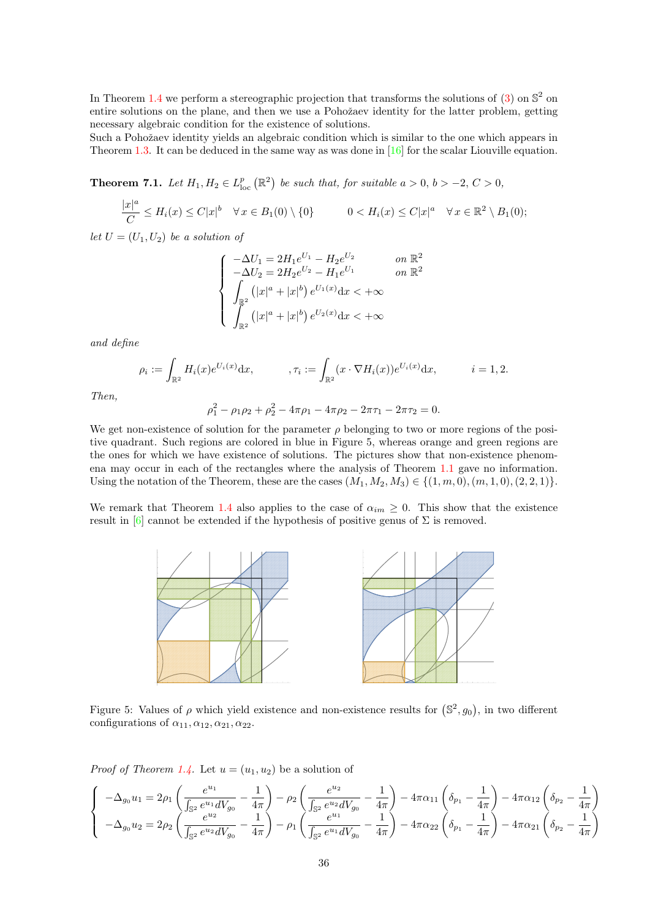In Theorem 1.4 we perform a stereographic projection that transforms the solutions of (3) on $\mathbb{S}^2$ on entire solutions on the plane, and then we use a Pohožaev identity for the latter problem, getting necessary algebraic condition for the existence of solutions.
Such a Pohožaev identity yields an algebraic condition which is similar to the one which appears in Theorem 1.3. It can be deduced in the same way as was done in [16] for the scalar Liouville equation.

**Theorem 7.1.** *Let $H_1, H_2 \in L^p_{\mathrm{loc}}\left(\mathbb{R}^2\right)$ be such that, for suitable $a > 0$, $b > -2$, $C > 0$,*

$$\frac{|x|^a}{C} \leq H_i(x) \leq C|x|^b \quad \forall x \in B_1(0) \setminus \{0\} \qquad 0 < H_i(x) \leq C|x|^a \quad \forall x \in \mathbb{R}^2 \setminus B_1(0);$$

*let $U = (U_1, U_2)$ be a solution of*

$$\begin{cases} -\Delta U_1 = 2H_1 e^{U_1} - H_2 e^{U_2} & \text{on } \mathbb{R}^2 \\ -\Delta U_2 = 2H_2 e^{U_2} - H_1 e^{U_1} & \text{on } \mathbb{R}^2 \\ \displaystyle\int_{\mathbb{R}^2} \left(|x|^a + |x|^b\right) e^{U_1(x)} \mathrm{d}x < +\infty \\ \displaystyle\int_{\mathbb{R}^2} \left(|x|^a + |x|^b\right) e^{U_2(x)} \mathrm{d}x < +\infty \end{cases}$$

*and define*

$$\rho_i := \int_{\mathbb{R}^2} H_i(x) e^{U_i(x)} \mathrm{d}x, \qquad , \tau_i := \int_{\mathbb{R}^2} (x \cdot \nabla H_i(x)) e^{U_i(x)} \mathrm{d}x, \qquad i = 1, 2.$$

*Then,*

$$\rho_1^2 - \rho_1\rho_2 + \rho_2^2 - 4\pi\rho_1 - 4\pi\rho_2 - 2\pi\tau_1 - 2\pi\tau_2 = 0.$$

We get non-existence of solution for the parameter $\rho$ belonging to two or more regions of the positive quadrant. Such regions are colored in blue in Figure 5, whereas orange and green regions are the ones for which we have existence of solutions. The pictures show that non-existence phenomena may occur in each of the rectangles where the analysis of Theorem 1.1 gave no information. Using the notation of the Theorem, these are the cases $(M_1, M_2, M_3) \in \{(1, m, 0), (m, 1, 0), (2, 2, 1)\}$.

We remark that Theorem 1.4 also applies to the case of $\alpha_{im} \geq 0$. This show that the existence result in [6] cannot be extended if the hypothesis of positive genus of $\Sigma$ is removed.

Figure 5: Values of $\rho$ which yield existence and non-existence results for $\left(\mathbb{S}^2, g_0\right)$, in two different configurations of $\alpha_{11}, \alpha_{12}, \alpha_{21}, \alpha_{22}$.

*Proof of Theorem 1.4.* Let $u = (u_1, u_2)$ be a solution of

$$\begin{cases} -\Delta_{g_0} u_1 = 2\rho_1 \left(\dfrac{e^{u_1}}{\int_{\mathbb{S}^2} e^{u_1} dV_{g_0}} - \dfrac{1}{4\pi}\right) - \rho_2 \left(\dfrac{e^{u_2}}{\int_{\mathbb{S}^2} e^{u_2} dV_{g_0}} - \dfrac{1}{4\pi}\right) - 4\pi\alpha_{11}\left(\delta_{p_1} - \dfrac{1}{4\pi}\right) - 4\pi\alpha_{12}\left(\delta_{p_2} - \dfrac{1}{4\pi}\right) \\ -\Delta_{g_0} u_2 = 2\rho_2 \left(\dfrac{e^{u_2}}{\int_{\mathbb{S}^2} e^{u_2} dV_{g_0}} - \dfrac{1}{4\pi}\right) - \rho_1 \left(\dfrac{e^{u_1}}{\int_{\mathbb{S}^2} e^{u_1} dV_{g_0}} - \dfrac{1}{4\pi}\right) - 4\pi\alpha_{22}\left(\delta_{p_1} - \dfrac{1}{4\pi}\right) - 4\pi\alpha_{21}\left(\delta_{p_2} - \dfrac{1}{4\pi}\right) \end{cases}$$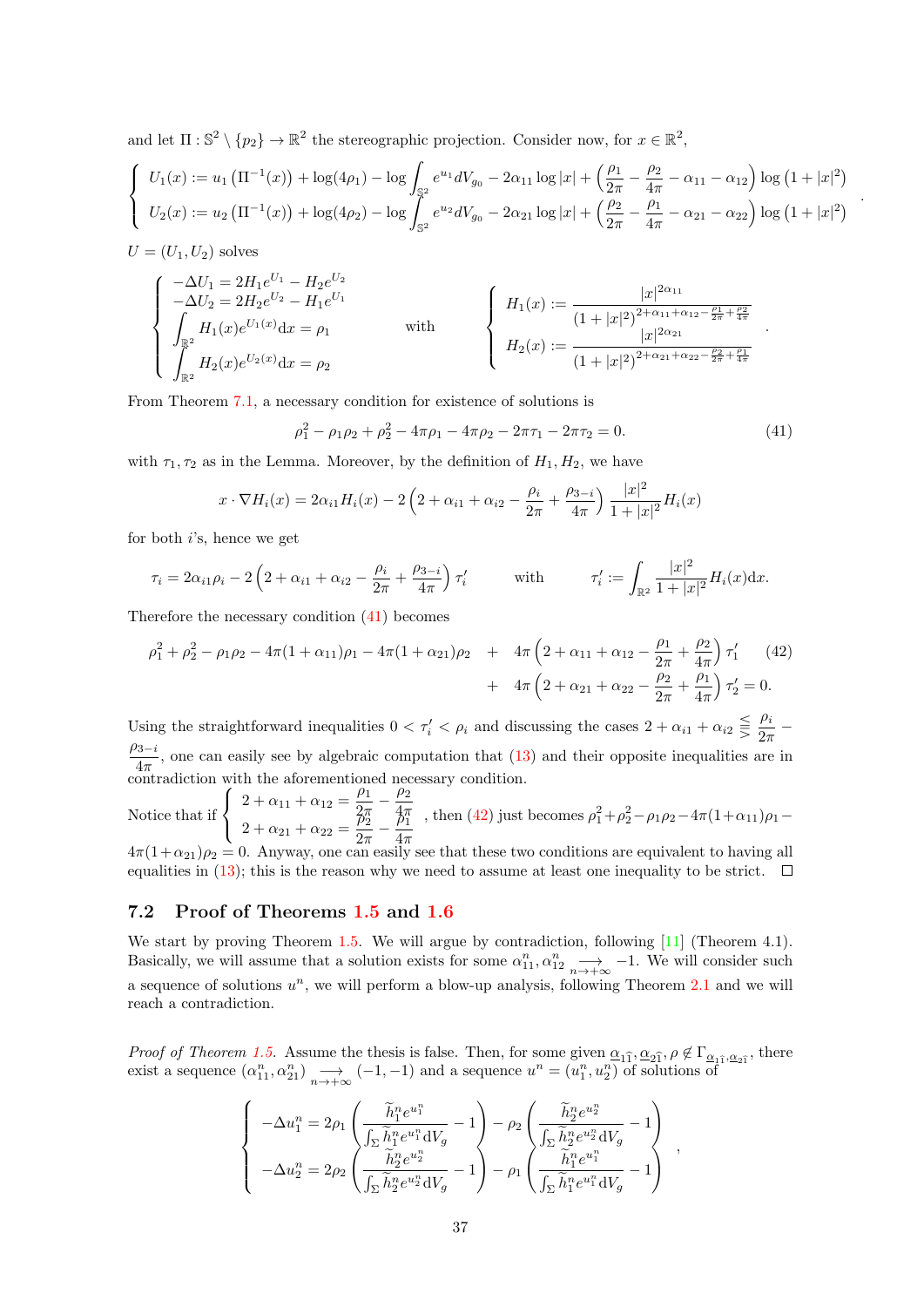and let $\Pi : \mathbb{S}^2 \setminus \{p_2\} \to \mathbb{R}^2$ the stereographic projection. Consider now, for $x \in \mathbb{R}^2$,

$$
\begin{cases} U_1(x) := u_1\left(\Pi^{-1}(x)\right) + \log(4\rho_1) - \log \displaystyle\int_{\mathbb{S}^2} e^{u_1} dV_{g_0} - 2\alpha_{11} \log|x| + \left(\frac{\rho_1}{2\pi} - \frac{\rho_2}{4\pi} - \alpha_{11} - \alpha_{12}\right) \log\left(1+|x|^2\right) \\ U_2(x) := u_2\left(\Pi^{-1}(x)\right) + \log(4\rho_2) - \log \displaystyle\int_{\mathbb{S}^2} e^{u_2} dV_{g_0} - 2\alpha_{21} \log|x| + \left(\frac{\rho_2}{2\pi} - \frac{\rho_1}{4\pi} - \alpha_{21} - \alpha_{22}\right) \log\left(1+|x|^2\right) \end{cases}.
$$

$U = (U_1, U_2)$ solves

$$
\begin{cases} -\Delta U_1 = 2H_1 e^{U_1} - H_2 e^{U_2} \\ -\Delta U_2 = 2H_2 e^{U_2} - H_1 e^{U_1} \\ \displaystyle\int_{\mathbb{R}^2} H_1(x) e^{U_1(x)} \mathrm{d}x = \rho_1 \\ \displaystyle\int_{\mathbb{R}^2} H_2(x) e^{U_2(x)} \mathrm{d}x = \rho_2 \end{cases} \qquad \text{with} \qquad \begin{cases} H_1(x) := \dfrac{|x|^{2\alpha_{11}}}{\left(1+|x|^2\right)^{2+\alpha_{11}+\alpha_{12}-\frac{\rho_1}{2\pi}+\frac{\rho_2}{4\pi}}} \\ H_2(x) := \dfrac{|x|^{2\alpha_{21}}}{\left(1+|x|^2\right)^{2+\alpha_{21}+\alpha_{22}-\frac{\rho_2}{2\pi}+\frac{\rho_1}{4\pi}}} \end{cases}.
$$

From Theorem 7.1, a necessary condition for existence of solutions is

$$
\rho_1^2 - \rho_1\rho_2 + \rho_2^2 - 4\pi\rho_1 - 4\pi\rho_2 - 2\pi\tau_1 - 2\pi\tau_2 = 0. \tag{41}
$$

with $\tau_1, \tau_2$ as in the Lemma. Moreover, by the definition of $H_1, H_2$, we have

$$
x \cdot \nabla H_i(x) = 2\alpha_{i1} H_i(x) - 2\left(2 + \alpha_{i1} + \alpha_{i2} - \frac{\rho_i}{2\pi} + \frac{\rho_{3-i}}{4\pi}\right) \frac{|x|^2}{1+|x|^2} H_i(x)
$$

for both $i$'s, hence we get

$$
\tau_i = 2\alpha_{i1}\rho_i - 2\left(2 + \alpha_{i1} + \alpha_{i2} - \frac{\rho_i}{2\pi} + \frac{\rho_{3-i}}{4\pi}\right)\tau_i' \qquad \text{with} \qquad \tau_i' := \int_{\mathbb{R}^2} \frac{|x|^2}{1+|x|^2} H_i(x) \mathrm{d}x.
$$

Therefore the necessary condition (41) becomes

$$
\begin{aligned} \rho_1^2 + \rho_2^2 - \rho_1\rho_2 - 4\pi(1+\alpha_{11})\rho_1 - 4\pi(1+\alpha_{21})\rho_2 \quad &+ \quad 4\pi\left(2 + \alpha_{11} + \alpha_{12} - \frac{\rho_1}{2\pi} + \frac{\rho_2}{4\pi}\right)\tau_1' \\ &+ \quad 4\pi\left(2 + \alpha_{21} + \alpha_{22} - \frac{\rho_2}{2\pi} + \frac{\rho_1}{4\pi}\right)\tau_2' = 0. \end{aligned} \tag{42}
$$

Using the straightforward inequalities $0 < \tau_i' < \rho_i$ and discussing the cases $2 + \alpha_{i1} + \alpha_{i2} \lesseqgtr \frac{\rho_i}{2\pi} - \frac{\rho_{3-i}}{4\pi}$, one can easily see by algebraic computation that (13) and their opposite inequalities are in contradiction with the aforementioned necessary condition.

Notice that if $\begin{cases} 2 + \alpha_{11} + \alpha_{12} = \frac{\rho_1}{2\pi} - \frac{\rho_2}{4\pi} \\ 2 + \alpha_{21} + \alpha_{22} = \frac{\rho_2}{2\pi} - \frac{\rho_1}{4\pi} \end{cases}$, then (42) just becomes $\rho_1^2 + \rho_2^2 - \rho_1\rho_2 - 4\pi(1+\alpha_{11})\rho_1 - 4\pi(1+\alpha_{21})\rho_2 = 0$. Anyway, one can easily see that these two conditions are equivalent to having all equalities in (13); this is the reason why we need to assume at least one inequality to be strict. □

### 7.2 Proof of Theorems 1.5 and 1.6

We start by proving Theorem 1.5. We will argue by contradiction, following [11] (Theorem 4.1). Basically, we will assume that a solution exists for some $\alpha_{11}^n, \alpha_{12}^n \underset{n\to+\infty}{\longrightarrow} -1$. We will consider such a sequence of solutions $u^n$, we will perform a blow-up analysis, following Theorem 2.1 and we will reach a contradiction.

*Proof of Theorem 1.5.* Assume the thesis is false. Then, for some given $\underline{\alpha}_{1\widehat{1}}, \underline{\alpha}_{2\widehat{1}}, \rho \notin \Gamma_{\underline{\alpha}_{1\widehat{1}}, \underline{\alpha}_{2\widehat{1}}}$, there exist a sequence $\left(\alpha_{11}^n, \alpha_{21}^n\right) \underset{n\to+\infty}{\longrightarrow} (-1,-1)$ and a sequence $u^n = (u_1^n, u_2^n)$ of solutions of

$$
\begin{cases} -\Delta u_1^n = 2\rho_1 \left(\dfrac{\widetilde{h}_1^n e^{u_1^n}}{\int_\Sigma \widetilde{h}_1^n e^{u_1^n} \mathrm{d}V_g} - 1\right) - \rho_2 \left(\dfrac{\widetilde{h}_2^n e^{u_2^n}}{\int_\Sigma \widetilde{h}_2^n e^{u_2^n} \mathrm{d}V_g} - 1\right) \\ -\Delta u_2^n = 2\rho_2 \left(\dfrac{\widetilde{h}_2^n e^{u_2^n}}{\int_\Sigma \widetilde{h}_2^n e^{u_2^n} \mathrm{d}V_g} - 1\right) - \rho_1 \left(\dfrac{\widetilde{h}_1^n e^{u_1^n}}{\int_\Sigma \widetilde{h}_1^n e^{u_1^n} \mathrm{d}V_g} - 1\right) \end{cases},
$$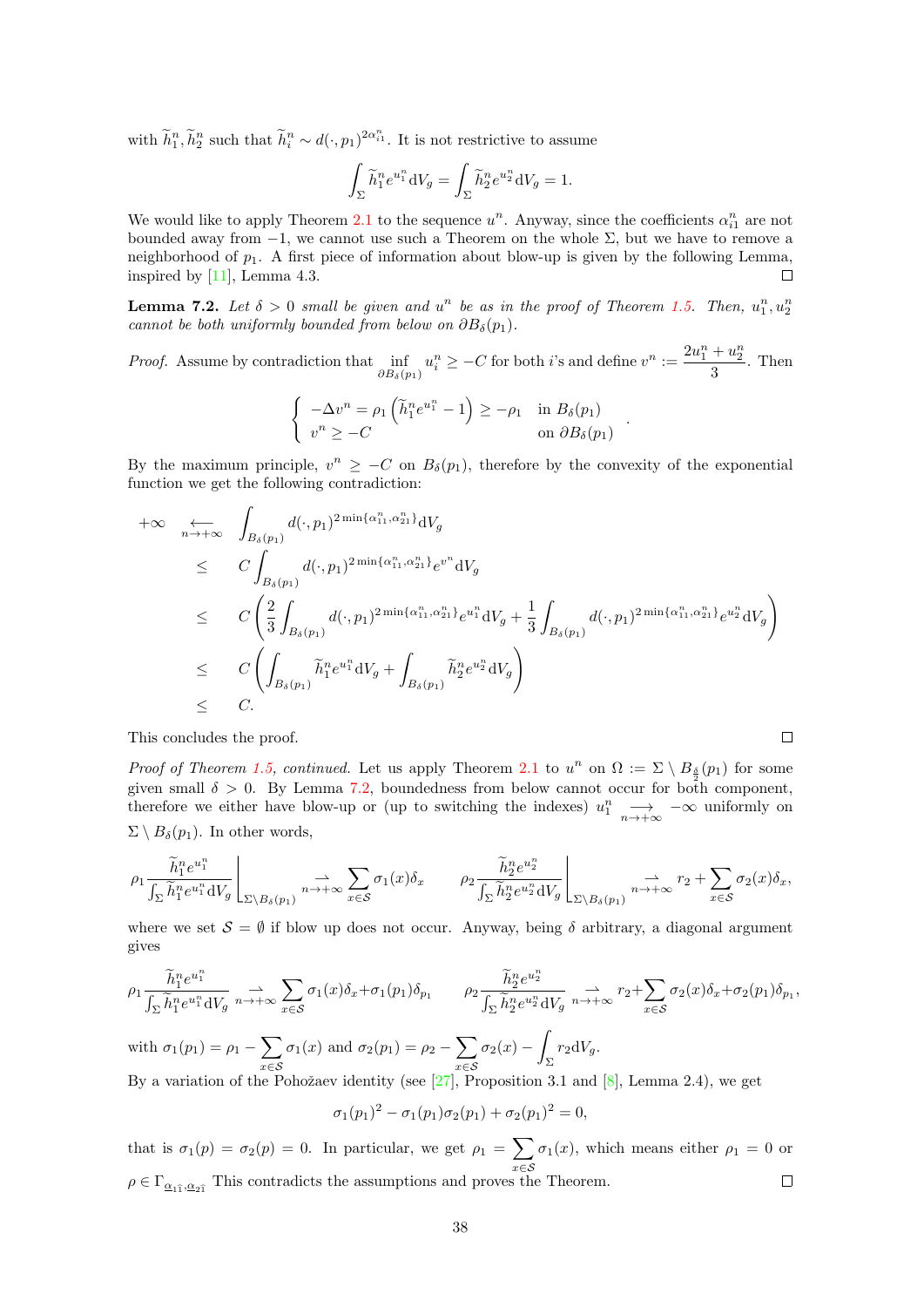with $\widetilde{h}_1^n, \widetilde{h}_2^n$ such that $\widetilde{h}_i^n \sim d(\cdot, p_1)^{2\alpha_{i1}^n}$. It is not restrictive to assume

$$\int_\Sigma \widetilde{h}_1^n e^{u_1^n} \mathrm{d}V_g = \int_\Sigma \widetilde{h}_2^n e^{u_2^n} \mathrm{d}V_g = 1.$$

We would like to apply Theorem 2.1 to the sequence $u^n$. Anyway, since the coefficients $\alpha_{i1}^n$ are not bounded away from $-1$, we cannot use such a Theorem on the whole $\Sigma$, but we have to remove a neighborhood of $p_1$. A first piece of information about blow-up is given by the following Lemma, inspired by [11], Lemma 4.3. ◻

**Lemma 7.2.** *Let $\delta > 0$ small be given and $u^n$ be as in the proof of Theorem 1.5. Then, $u_1^n, u_2^n$ cannot be both uniformly bounded from below on $\partial B_\delta(p_1)$.*

*Proof.* Assume by contradiction that $\inf_{\partial B_\delta(p_1)} u_i^n \geq -C$ for both $i$'s and define $v^n := \dfrac{2u_1^n + u_2^n}{3}$. Then

$$\begin{cases} -\Delta v^n = \rho_1 \left(\widetilde{h}_1^n e^{u_1^n} - 1\right) \geq -\rho_1 & \text{in } B_\delta(p_1) \\ v^n \geq -C & \text{on } \partial B_\delta(p_1) \end{cases}.$$

By the maximum principle, $v^n \geq -C$ on $B_\delta(p_1)$, therefore by the convexity of the exponential function we get the following contradiction:

$$\begin{aligned}
+\infty \underset{n\to+\infty}{\longleftarrow} & \int_{B_\delta(p_1)} d(\cdot, p_1)^{2\min\{\alpha_{11}^n, \alpha_{21}^n\}} \mathrm{d}V_g \\
\leq \; & C \int_{B_\delta(p_1)} d(\cdot, p_1)^{2\min\{\alpha_{11}^n, \alpha_{21}^n\}} e^{v^n} \mathrm{d}V_g \\
\leq \; & C \left( \frac{2}{3} \int_{B_\delta(p_1)} d(\cdot, p_1)^{2\min\{\alpha_{11}^n, \alpha_{21}^n\}} e^{u_1^n} \mathrm{d}V_g + \frac{1}{3} \int_{B_\delta(p_1)} d(\cdot, p_1)^{2\min\{\alpha_{11}^n, \alpha_{21}^n\}} e^{u_2^n} \mathrm{d}V_g \right) \\
\leq \; & C \left( \int_{B_\delta(p_1)} \widetilde{h}_1^n e^{u_1^n} \mathrm{d}V_g + \int_{B_\delta(p_1)} \widetilde{h}_2^n e^{u_2^n} \mathrm{d}V_g \right) \\
\leq \; & C.
\end{aligned}$$

This concludes the proof. ◻

*Proof of Theorem 1.5, continued.* Let us apply Theorem 2.1 to $u^n$ on $\Omega := \Sigma \setminus B_{\frac{\delta}{2}}(p_1)$ for some given small $\delta > 0$. By Lemma 7.2, boundedness from below cannot occur for both component, therefore we either have blow-up or (up to switching the indexes) $u_1^n \underset{n\to+\infty}{\longrightarrow} -\infty$ uniformly on $\Sigma \setminus B_\delta(p_1)$. In other words,

$$\rho_1 \frac{\widetilde{h}_1^n e^{u_1^n}}{\int_\Sigma \widetilde{h}_1^n e^{u_1^n} \mathrm{d}V_g} \bigg|_{\Sigma \setminus B_\delta(p_1)} \underset{n\to+\infty}{\rightharpoonup} \sum_{x\in\mathcal{S}} \sigma_1(x)\delta_x \qquad \rho_2 \frac{\widetilde{h}_2^n e^{u_2^n}}{\int_\Sigma \widetilde{h}_2^n e^{u_2^n} \mathrm{d}V_g} \bigg|_{\Sigma \setminus B_\delta(p_1)} \underset{n\to+\infty}{\rightharpoonup} r_2 + \sum_{x\in\mathcal{S}} \sigma_2(x)\delta_x,$$

where we set $\mathcal{S} = \emptyset$ if blow up does not occur. Anyway, being $\delta$ arbitrary, a diagonal argument gives

$$\rho_1 \frac{\widetilde{h}_1^n e^{u_1^n}}{\int_\Sigma \widetilde{h}_1^n e^{u_1^n} \mathrm{d}V_g} \underset{n\to+\infty}{\rightharpoonup} \sum_{x\in\mathcal{S}} \sigma_1(x)\delta_x + \sigma_1(p_1)\delta_{p_1} \qquad \rho_2 \frac{\widetilde{h}_2^n e^{u_2^n}}{\int_\Sigma \widetilde{h}_2^n e^{u_2^n} \mathrm{d}V_g} \underset{n\to+\infty}{\rightharpoonup} r_2 + \sum_{x\in\mathcal{S}} \sigma_2(x)\delta_x + \sigma_2(p_1)\delta_{p_1},$$

with $\sigma_1(p_1) = \rho_1 - \sum_{x\in\mathcal{S}} \sigma_1(x)$ and $\sigma_2(p_1) = \rho_2 - \sum_{x\in\mathcal{S}} \sigma_2(x) - \int_\Sigma r_2 \mathrm{d}V_g$.

By a variation of the Pohožaev identity (see [27], Proposition 3.1 and [8], Lemma 2.4), we get

$$\sigma_1(p_1)^2 - \sigma_1(p_1)\sigma_2(p_1) + \sigma_2(p_1)^2 = 0,$$

that is $\sigma_1(p) = \sigma_2(p) = 0$. In particular, we get $\rho_1 = \sum_{x\in\mathcal{S}} \sigma_1(x)$, which means either $\rho_1 = 0$ or $\rho \in \Gamma_{\underline{\alpha}_{1\hat{1}}, \underline{\alpha}_{2\hat{1}}}$. This contradicts the assumptions and proves the Theorem. ◻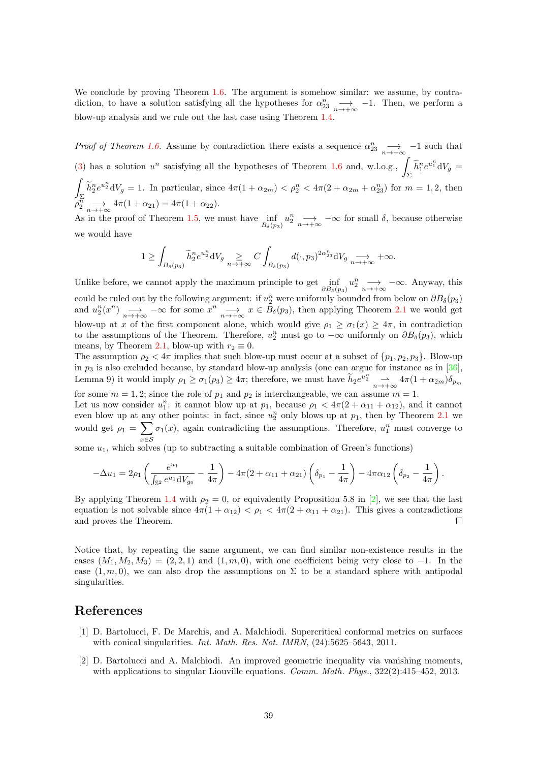We conclude by proving Theorem 1.6. The argument is somehow similar: we assume, by contradiction, to have a solution satisfying all the hypotheses for $\alpha_{23}^n \underset{n\to+\infty}{\longrightarrow} -1$. Then, we perform a blow-up analysis and we rule out the last case using Theorem 1.4.

*Proof of Theorem 1.6.* Assume by contradiction there exists a sequence $\alpha_{23}^n \underset{n\to+\infty}{\longrightarrow} -1$ such that (3) has a solution $u^n$ satisfying all the hypotheses of Theorem 1.6 and, w.l.o.g., $\int_\Sigma \widetilde{h}_1^n e^{u_1^n} \mathrm{d}V_g = \int_\Sigma \widetilde{h}_2^n e^{u_2^n} \mathrm{d}V_g = 1$. In particular, since $4\pi(1+\alpha_{2m}) < \rho_2^n < 4\pi(2+\alpha_{2m}+\alpha_{23}^n)$ for $m = 1,2$, then $\rho_2^n \underset{n\to+\infty}{\longrightarrow} 4\pi(1+\alpha_{21}) = 4\pi(1+\alpha_{22})$.
As in the proof of Theorem 1.5, we must have $\inf_{B_\delta(p_3)} u_2^n \underset{n\to+\infty}{\longrightarrow} -\infty$ for small $\delta$, because otherwise we would have

$$
1 \geq \int_{B_\delta(p_3)} \widetilde{h}_2^n e^{u_2^n} \mathrm{d}V_g \underset{n\to+\infty}{\geq} C \int_{B_\delta(p_3)} d(\cdot,p_3)^{2\alpha_{23}^n} \mathrm{d}V_g \underset{n\to+\infty}{\longrightarrow} +\infty.
$$

Unlike before, we cannot apply the maximum principle to get $\inf_{\partial B_\delta(p_3)} u_2^n \underset{n\to+\infty}{\longrightarrow} -\infty$. Anyway, this could be ruled out by the following argument: if $u_2^n$ were uniformly bounded from below on $\partial B_\delta(p_3)$ and $u_2^n(x^n) \underset{n\to+\infty}{\longrightarrow} -\infty$ for some $x^n \underset{n\to+\infty}{\longrightarrow} x \in B_\delta(p_3)$, then applying Theorem 2.1 we would get blow-up at $x$ of the first component alone, which would give $\rho_1 \geq \sigma_1(x) \geq 4\pi$, in contradiction to the assumptions of the Theorem. Therefore, $u_2^n$ must go to $-\infty$ uniformly on $\partial B_\delta(p_3)$, which means, by Theorem 2.1, blow-up with $r_2 \equiv 0$.
The assumption $\rho_2 < 4\pi$ implies that such blow-up must occur at a subset of $\{p_1,p_2,p_3\}$. Blow-up in $p_3$ is also excluded because, by standard blow-up analysis (one can argue for instance as in [36], Lemma 9) it would imply $\rho_1 \geq \sigma_1(p_3) \geq 4\pi$; therefore, we must have $\widetilde{h}_2 e^{u_2^n} \underset{n\to+\infty}{\rightharpoonup} 4\pi(1+\alpha_{2m})\delta_{p_m}$ for some $m = 1,2$; since the role of $p_1$ and $p_2$ is interchangeable, we can assume $m = 1$.
Let us now consider $u_1^n$: it cannot blow up at $p_1$, because $\rho_1 < 4\pi(2+\alpha_{11}+\alpha_{12})$, and it cannot even blow up at any other points: in fact, since $u_2^n$ only blows up at $p_1$, then by Theorem 2.1 we would get $\rho_1 = \sum_{x\in\mathcal{S}} \sigma_1(x)$, again contradicting the assumptions. Therefore, $u_1^n$ must converge to some $u_1$, which solves (up to subtracting a suitable combination of Green's functions)

$$
-\Delta u_1 = 2\rho_1\left(\frac{e^{u_1}}{\int_{\mathbb{S}^2} e^{u_1}\mathrm{d}V_{g_0}} - \frac{1}{4\pi}\right) - 4\pi(2+\alpha_{11}+\alpha_{21})\left(\delta_{p_1} - \frac{1}{4\pi}\right) - 4\pi\alpha_{12}\left(\delta_{p_2} - \frac{1}{4\pi}\right).
$$

By applying Theorem 1.4 with $\rho_2 = 0$, or equivalently Proposition 5.8 in [2], we see that the last equation is not solvable since $4\pi(1+\alpha_{12}) < \rho_1 < 4\pi(2+\alpha_{11}+\alpha_{21})$. This gives a contradictions and proves the Theorem. ☐

Notice that, by repeating the same argument, we can find similar non-existence results in the cases $(M_1,M_2,M_3) = (2,2,1)$ and $(1,m,0)$, with one coefficient being very close to $-1$. In the case $(1,m,0)$, we can also drop the assumptions on $\Sigma$ to be a standard sphere with antipodal singularities.

# References

[1] D. Bartolucci, F. De Marchis, and A. Malchiodi. Supercritical conformal metrics on surfaces with conical singularities. *Int. Math. Res. Not. IMRN*, (24):5625–5643, 2011.

[2] D. Bartolucci and A. Malchiodi. An improved geometric inequality via vanishing moments, with applications to singular Liouville equations. *Comm. Math. Phys.*, 322(2):415–452, 2013.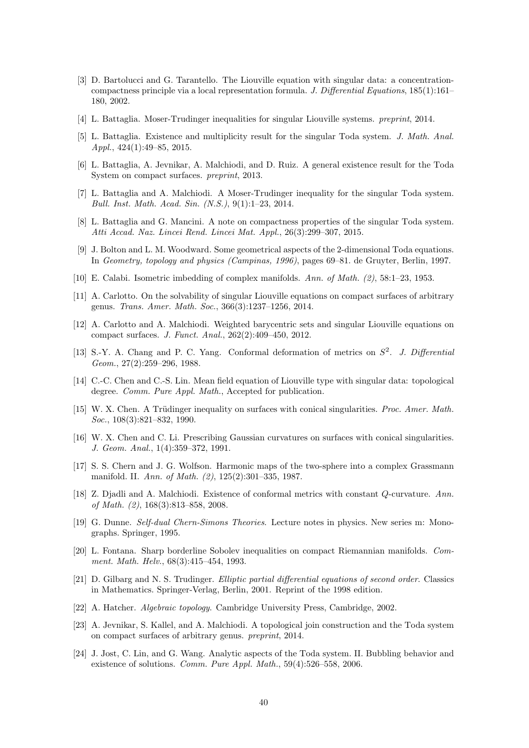[3] D. Bartolucci and G. Tarantello. The Liouville equation with singular data: a concentration-compactness principle via a local representation formula. *J. Differential Equations*, 185(1):161–180, 2002.

[4] L. Battaglia. Moser-Trudinger inequalities for singular Liouville systems. *preprint*, 2014.

[5] L. Battaglia. Existence and multiplicity result for the singular Toda system. *J. Math. Anal. Appl.*, 424(1):49–85, 2015.

[6] L. Battaglia, A. Jevnikar, A. Malchiodi, and D. Ruiz. A general existence result for the Toda System on compact surfaces. *preprint*, 2013.

[7] L. Battaglia and A. Malchiodi. A Moser-Trudinger inequality for the singular Toda system. *Bull. Inst. Math. Acad. Sin. (N.S.)*, 9(1):1–23, 2014.

[8] L. Battaglia and G. Mancini. A note on compactness properties of the singular Toda system. *Atti Accad. Naz. Lincei Rend. Lincei Mat. Appl.*, 26(3):299–307, 2015.

[9] J. Bolton and L. M. Woodward. Some geometrical aspects of the 2-dimensional Toda equations. In *Geometry, topology and physics (Campinas, 1996)*, pages 69–81. de Gruyter, Berlin, 1997.

[10] E. Calabi. Isometric imbedding of complex manifolds. *Ann. of Math. (2)*, 58:1–23, 1953.

[11] A. Carlotto. On the solvability of singular Liouville equations on compact surfaces of arbitrary genus. *Trans. Amer. Math. Soc.*, 366(3):1237–1256, 2014.

[12] A. Carlotto and A. Malchiodi. Weighted barycentric sets and singular Liouville equations on compact surfaces. *J. Funct. Anal.*, 262(2):409–450, 2012.

[13] S.-Y. A. Chang and P. C. Yang. Conformal deformation of metrics on $S^2$. *J. Differential Geom.*, 27(2):259–296, 1988.

[14] C.-C. Chen and C.-S. Lin. Mean field equation of Liouville type with singular data: topological degree. *Comm. Pure Appl. Math.*, Accepted for publication.

[15] W. X. Chen. A Trüdinger inequality on surfaces with conical singularities. *Proc. Amer. Math. Soc.*, 108(3):821–832, 1990.

[16] W. X. Chen and C. Li. Prescribing Gaussian curvatures on surfaces with conical singularities. *J. Geom. Anal.*, 1(4):359–372, 1991.

[17] S. S. Chern and J. G. Wolfson. Harmonic maps of the two-sphere into a complex Grassmann manifold. II. *Ann. of Math. (2)*, 125(2):301–335, 1987.

[18] Z. Djadli and A. Malchiodi. Existence of conformal metrics with constant $Q$-curvature. *Ann. of Math. (2)*, 168(3):813–858, 2008.

[19] G. Dunne. *Self-dual Chern-Simons Theories*. Lecture notes in physics. New series m: Monographs. Springer, 1995.

[20] L. Fontana. Sharp borderline Sobolev inequalities on compact Riemannian manifolds. *Comment. Math. Helv.*, 68(3):415–454, 1993.

[21] D. Gilbarg and N. S. Trudinger. *Elliptic partial differential equations of second order*. Classics in Mathematics. Springer-Verlag, Berlin, 2001. Reprint of the 1998 edition.

[22] A. Hatcher. *Algebraic topology*. Cambridge University Press, Cambridge, 2002.

[23] A. Jevnikar, S. Kallel, and A. Malchiodi. A topological join construction and the Toda system on compact surfaces of arbitrary genus. *preprint*, 2014.

[24] J. Jost, C. Lin, and G. Wang. Analytic aspects of the Toda system. II. Bubbling behavior and existence of solutions. *Comm. Pure Appl. Math.*, 59(4):526–558, 2006.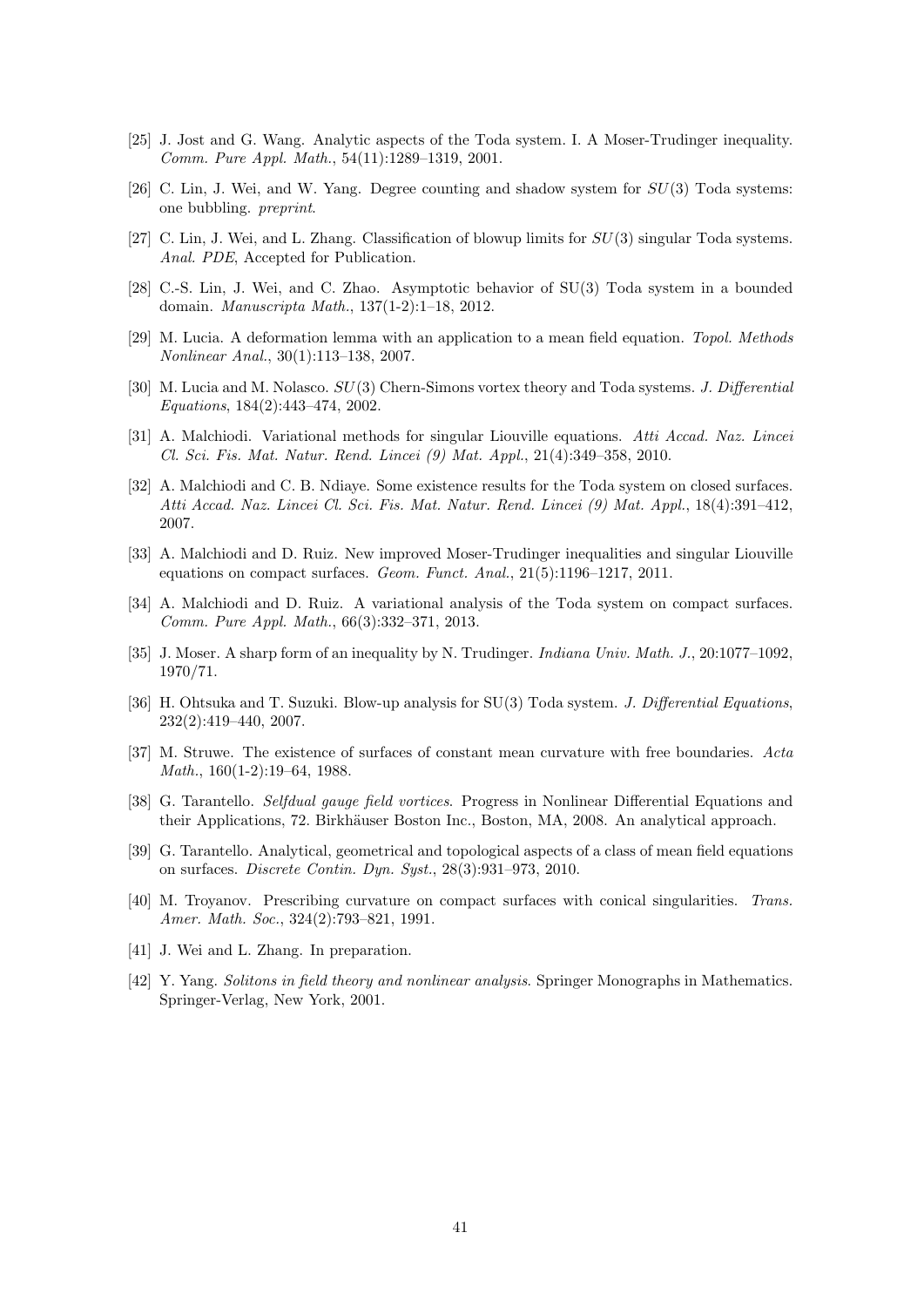[25] J. Jost and G. Wang. Analytic aspects of the Toda system. I. A Moser-Trudinger inequality. *Comm. Pure Appl. Math.*, 54(11):1289–1319, 2001.

[26] C. Lin, J. Wei, and W. Yang. Degree counting and shadow system for $SU(3)$ Toda systems: one bubbling. *preprint*.

[27] C. Lin, J. Wei, and L. Zhang. Classification of blowup limits for $SU(3)$ singular Toda systems. *Anal. PDE*, Accepted for Publication.

[28] C.-S. Lin, J. Wei, and C. Zhao. Asymptotic behavior of SU(3) Toda system in a bounded domain. *Manuscripta Math.*, 137(1-2):1–18, 2012.

[29] M. Lucia. A deformation lemma with an application to a mean field equation. *Topol. Methods Nonlinear Anal.*, 30(1):113–138, 2007.

[30] M. Lucia and M. Nolasco. $SU(3)$ Chern-Simons vortex theory and Toda systems. *J. Differential Equations*, 184(2):443–474, 2002.

[31] A. Malchiodi. Variational methods for singular Liouville equations. *Atti Accad. Naz. Lincei Cl. Sci. Fis. Mat. Natur. Rend. Lincei (9) Mat. Appl.*, 21(4):349–358, 2010.

[32] A. Malchiodi and C. B. Ndiaye. Some existence results for the Toda system on closed surfaces. *Atti Accad. Naz. Lincei Cl. Sci. Fis. Mat. Natur. Rend. Lincei (9) Mat. Appl.*, 18(4):391–412, 2007.

[33] A. Malchiodi and D. Ruiz. New improved Moser-Trudinger inequalities and singular Liouville equations on compact surfaces. *Geom. Funct. Anal.*, 21(5):1196–1217, 2011.

[34] A. Malchiodi and D. Ruiz. A variational analysis of the Toda system on compact surfaces. *Comm. Pure Appl. Math.*, 66(3):332–371, 2013.

[35] J. Moser. A sharp form of an inequality by N. Trudinger. *Indiana Univ. Math. J.*, 20:1077–1092, 1970/71.

[36] H. Ohtsuka and T. Suzuki. Blow-up analysis for SU(3) Toda system. *J. Differential Equations*, 232(2):419–440, 2007.

[37] M. Struwe. The existence of surfaces of constant mean curvature with free boundaries. *Acta Math.*, 160(1-2):19–64, 1988.

[38] G. Tarantello. *Selfdual gauge field vortices*. Progress in Nonlinear Differential Equations and their Applications, 72. Birkhäuser Boston Inc., Boston, MA, 2008. An analytical approach.

[39] G. Tarantello. Analytical, geometrical and topological aspects of a class of mean field equations on surfaces. *Discrete Contin. Dyn. Syst.*, 28(3):931–973, 2010.

[40] M. Troyanov. Prescribing curvature on compact surfaces with conical singularities. *Trans. Amer. Math. Soc.*, 324(2):793–821, 1991.

[41] J. Wei and L. Zhang. In preparation.

[42] Y. Yang. *Solitons in field theory and nonlinear analysis*. Springer Monographs in Mathematics. Springer-Verlag, New York, 2001.